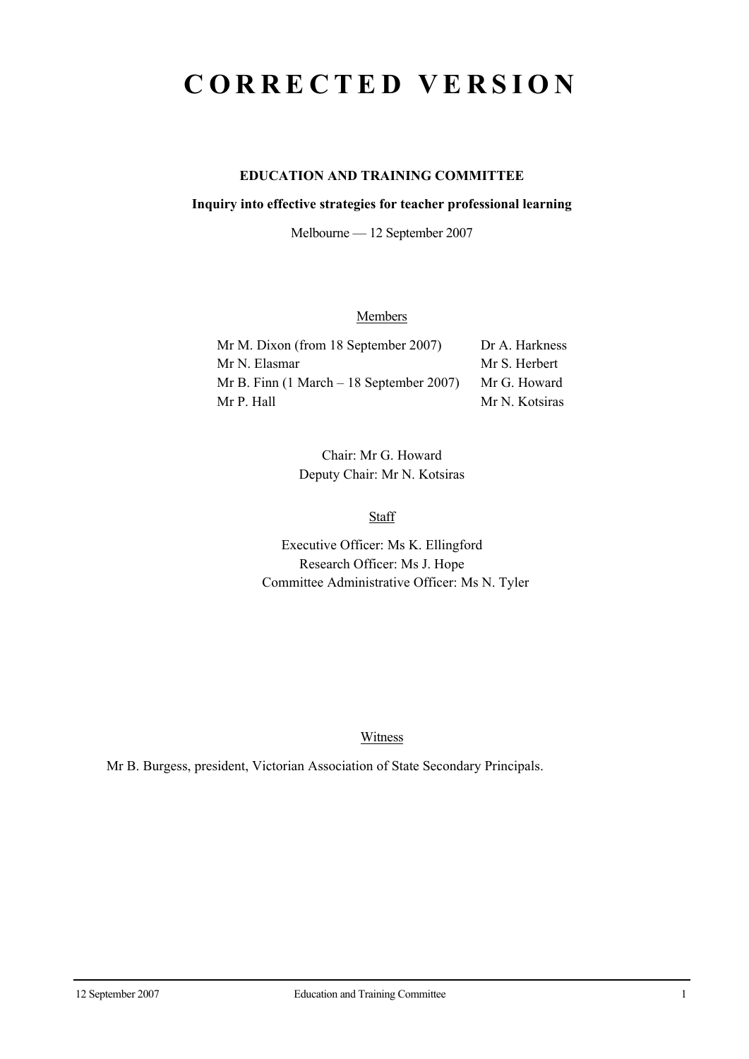# CORRECTED VERSION

**EDUCATION AND TRAINING COMMITTEE**

**Inquiry into effective strategies for teacher professional learning**

Melbourne — 12 September 2007

Members

| | |
|---|---|
| Mr M. Dixon (from 18 September 2007) | Dr A. Harkness |
| Mr N. Elasmar | Mr S. Herbert |
| Mr B. Finn (1 March – 18 September 2007) | Mr G. Howard |
| Mr P. Hall | Mr N. Kotsiras |

Chair: Mr G. Howard
Deputy Chair: Mr N. Kotsiras

Staff

Executive Officer: Ms K. Ellingford
Research Officer: Ms J. Hope
Committee Administrative Officer: Ms N. Tyler

Witness

Mr B. Burgess, president, Victorian Association of State Secondary Principals.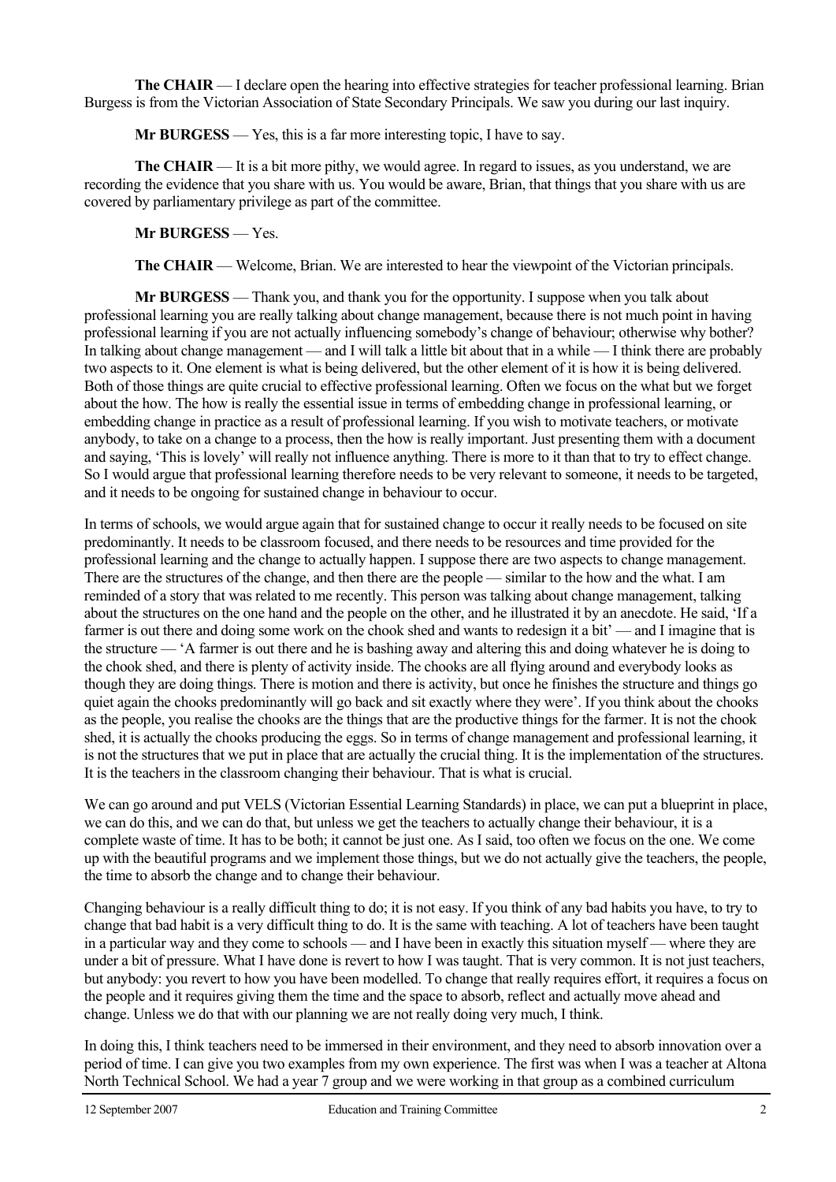**The CHAIR** — I declare open the hearing into effective strategies for teacher professional learning. Brian Burgess is from the Victorian Association of State Secondary Principals. We saw you during our last inquiry.

**Mr BURGESS** — Yes, this is a far more interesting topic, I have to say.

**The CHAIR** — It is a bit more pithy, we would agree. In regard to issues, as you understand, we are recording the evidence that you share with us. You would be aware, Brian, that things that you share with us are covered by parliamentary privilege as part of the committee.

**Mr BURGESS** — Yes.

**The CHAIR** — Welcome, Brian. We are interested to hear the viewpoint of the Victorian principals.

**Mr BURGESS** — Thank you, and thank you for the opportunity. I suppose when you talk about professional learning you are really talking about change management, because there is not much point in having professional learning if you are not actually influencing somebody's change of behaviour; otherwise why bother? In talking about change management — and I will talk a little bit about that in a while — I think there are probably two aspects to it. One element is what is being delivered, but the other element of it is how it is being delivered. Both of those things are quite crucial to effective professional learning. Often we focus on the what but we forget about the how. The how is really the essential issue in terms of embedding change in professional learning, or embedding change in practice as a result of professional learning. If you wish to motivate teachers, or motivate anybody, to take on a change to a process, then the how is really important. Just presenting them with a document and saying, 'This is lovely' will really not influence anything. There is more to it than that to try to effect change. So I would argue that professional learning therefore needs to be very relevant to someone, it needs to be targeted, and it needs to be ongoing for sustained change in behaviour to occur.

In terms of schools, we would argue again that for sustained change to occur it really needs to be focused on site predominantly. It needs to be classroom focused, and there needs to be resources and time provided for the professional learning and the change to actually happen. I suppose there are two aspects to change management. There are the structures of the change, and then there are the people — similar to the how and the what. I am reminded of a story that was related to me recently. This person was talking about change management, talking about the structures on the one hand and the people on the other, and he illustrated it by an anecdote. He said, 'If a farmer is out there and doing some work on the chook shed and wants to redesign it a bit' — and I imagine that is the structure — 'A farmer is out there and he is bashing away and altering this and doing whatever he is doing to the chook shed, and there is plenty of activity inside. The chooks are all flying around and everybody looks as though they are doing things. There is motion and there is activity, but once he finishes the structure and things go quiet again the chooks predominantly will go back and sit exactly where they were'. If you think about the chooks as the people, you realise the chooks are the things that are the productive things for the farmer. It is not the chook shed, it is actually the chooks producing the eggs. So in terms of change management and professional learning, it is not the structures that we put in place that are actually the crucial thing. It is the implementation of the structures. It is the teachers in the classroom changing their behaviour. That is what is crucial.

We can go around and put VELS (Victorian Essential Learning Standards) in place, we can put a blueprint in place, we can do this, and we can do that, but unless we get the teachers to actually change their behaviour, it is a complete waste of time. It has to be both; it cannot be just one. As I said, too often we focus on the one. We come up with the beautiful programs and we implement those things, but we do not actually give the teachers, the people, the time to absorb the change and to change their behaviour.

Changing behaviour is a really difficult thing to do; it is not easy. If you think of any bad habits you have, to try to change that bad habit is a very difficult thing to do. It is the same with teaching. A lot of teachers have been taught in a particular way and they come to schools — and I have been in exactly this situation myself — where they are under a bit of pressure. What I have done is revert to how I was taught. That is very common. It is not just teachers, but anybody: you revert to how you have been modelled. To change that really requires effort, it requires a focus on the people and it requires giving them the time and the space to absorb, reflect and actually move ahead and change. Unless we do that with our planning we are not really doing very much, I think.

In doing this, I think teachers need to be immersed in their environment, and they need to absorb innovation over a period of time. I can give you two examples from my own experience. The first was when I was a teacher at Altona North Technical School. We had a year 7 group and we were working in that group as a combined curriculum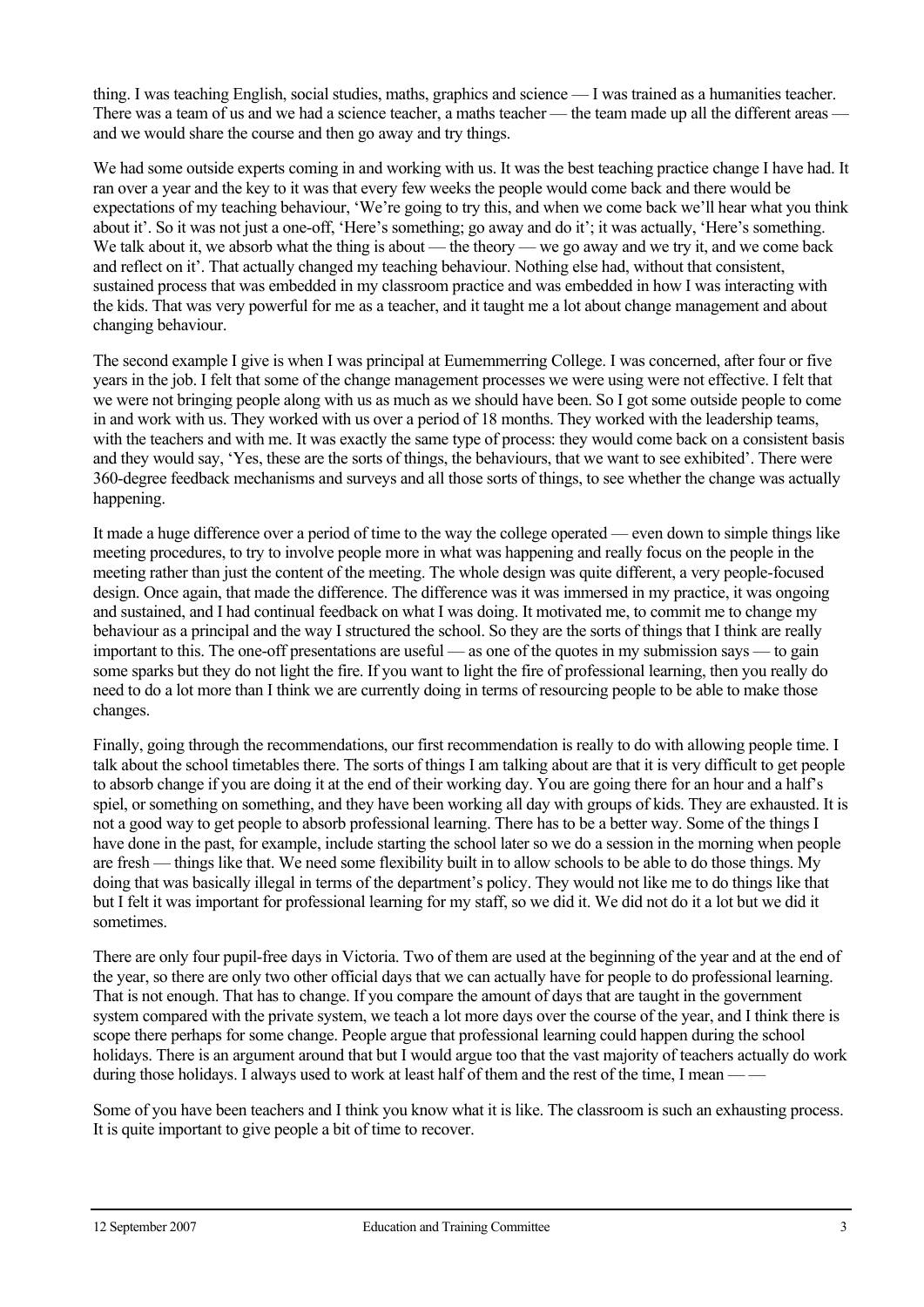thing. I was teaching English, social studies, maths, graphics and science — I was trained as a humanities teacher. There was a team of us and we had a science teacher, a maths teacher — the team made up all the different areas — and we would share the course and then go away and try things.

We had some outside experts coming in and working with us. It was the best teaching practice change I have had. It ran over a year and the key to it was that every few weeks the people would come back and there would be expectations of my teaching behaviour, 'We're going to try this, and when we come back we'll hear what you think about it'. So it was not just a one-off, 'Here's something; go away and do it'; it was actually, 'Here's something. We talk about it, we absorb what the thing is about — the theory — we go away and we try it, and we come back and reflect on it'. That actually changed my teaching behaviour. Nothing else had, without that consistent, sustained process that was embedded in my classroom practice and was embedded in how I was interacting with the kids. That was very powerful for me as a teacher, and it taught me a lot about change management and about changing behaviour.

The second example I give is when I was principal at Eumemmerring College. I was concerned, after four or five years in the job. I felt that some of the change management processes we were using were not effective. I felt that we were not bringing people along with us as much as we should have been. So I got some outside people to come in and work with us. They worked with us over a period of 18 months. They worked with the leadership teams, with the teachers and with me. It was exactly the same type of process: they would come back on a consistent basis and they would say, 'Yes, these are the sorts of things, the behaviours, that we want to see exhibited'. There were 360-degree feedback mechanisms and surveys and all those sorts of things, to see whether the change was actually happening.

It made a huge difference over a period of time to the way the college operated — even down to simple things like meeting procedures, to try to involve people more in what was happening and really focus on the people in the meeting rather than just the content of the meeting. The whole design was quite different, a very people-focused design. Once again, that made the difference. The difference was it was immersed in my practice, it was ongoing and sustained, and I had continual feedback on what I was doing. It motivated me, to commit me to change my behaviour as a principal and the way I structured the school. So they are the sorts of things that I think are really important to this. The one-off presentations are useful — as one of the quotes in my submission says — to gain some sparks but they do not light the fire. If you want to light the fire of professional learning, then you really do need to do a lot more than I think we are currently doing in terms of resourcing people to be able to make those changes.

Finally, going through the recommendations, our first recommendation is really to do with allowing people time. I talk about the school timetables there. The sorts of things I am talking about are that it is very difficult to get people to absorb change if you are doing it at the end of their working day. You are going there for an hour and a half's spiel, or something on something, and they have been working all day with groups of kids. They are exhausted. It is not a good way to get people to absorb professional learning. There has to be a better way. Some of the things I have done in the past, for example, include starting the school later so we do a session in the morning when people are fresh — things like that. We need some flexibility built in to allow schools to be able to do those things. My doing that was basically illegal in terms of the department's policy. They would not like me to do things like that but I felt it was important for professional learning for my staff, so we did it. We did not do it a lot but we did it sometimes.

There are only four pupil-free days in Victoria. Two of them are used at the beginning of the year and at the end of the year, so there are only two other official days that we can actually have for people to do professional learning. That is not enough. That has to change. If you compare the amount of days that are taught in the government system compared with the private system, we teach a lot more days over the course of the year, and I think there is scope there perhaps for some change. People argue that professional learning could happen during the school holidays. There is an argument around that but I would argue too that the vast majority of teachers actually do work during those holidays. I always used to work at least half of them and the rest of the time, I mean — —

Some of you have been teachers and I think you know what it is like. The classroom is such an exhausting process. It is quite important to give people a bit of time to recover.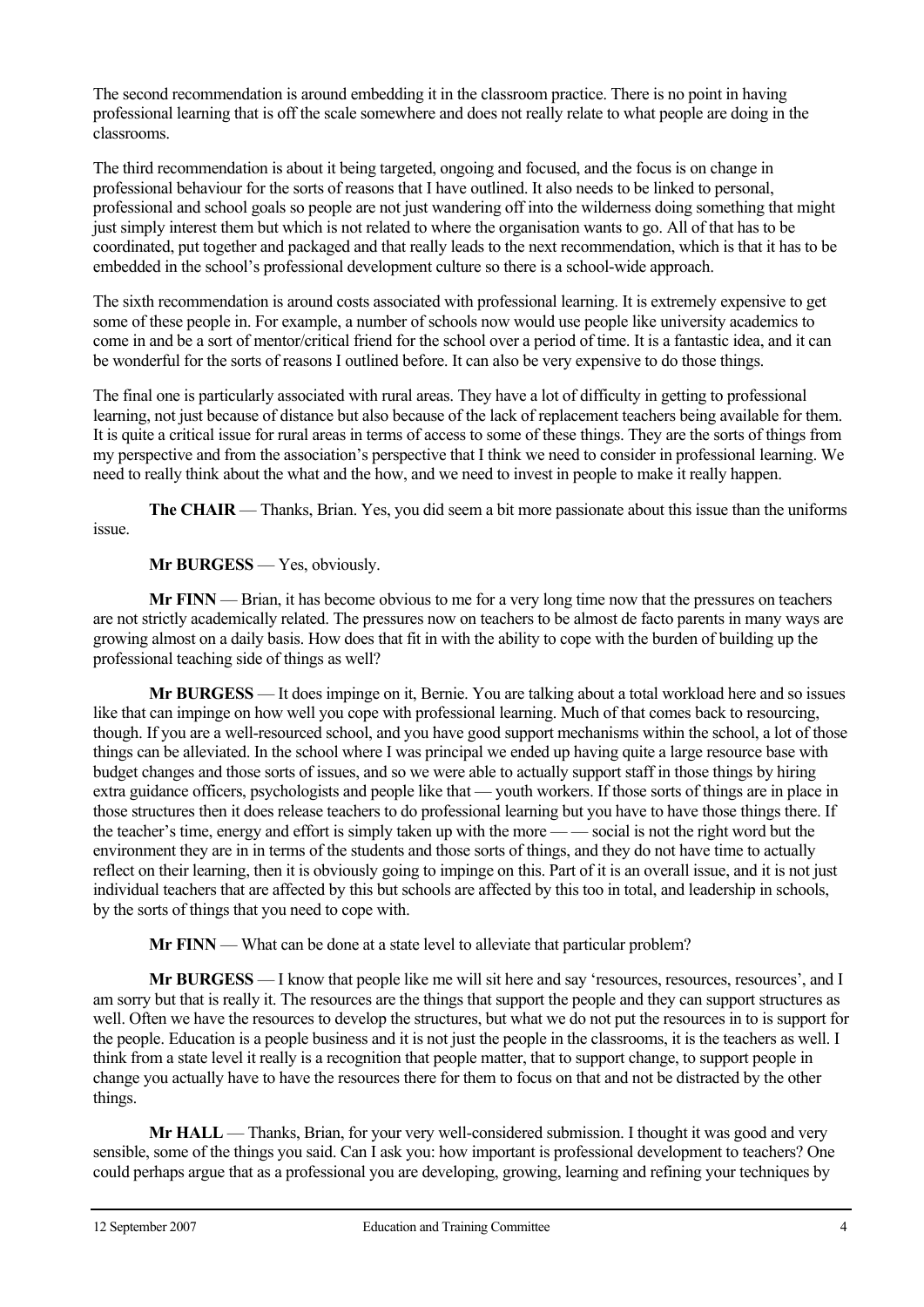The second recommendation is around embedding it in the classroom practice. There is no point in having professional learning that is off the scale somewhere and does not really relate to what people are doing in the classrooms.

The third recommendation is about it being targeted, ongoing and focused, and the focus is on change in professional behaviour for the sorts of reasons that I have outlined. It also needs to be linked to personal, professional and school goals so people are not just wandering off into the wilderness doing something that might just simply interest them but which is not related to where the organisation wants to go. All of that has to be coordinated, put together and packaged and that really leads to the next recommendation, which is that it has to be embedded in the school's professional development culture so there is a school-wide approach.

The sixth recommendation is around costs associated with professional learning. It is extremely expensive to get some of these people in. For example, a number of schools now would use people like university academics to come in and be a sort of mentor/critical friend for the school over a period of time. It is a fantastic idea, and it can be wonderful for the sorts of reasons I outlined before. It can also be very expensive to do those things.

The final one is particularly associated with rural areas. They have a lot of difficulty in getting to professional learning, not just because of distance but also because of the lack of replacement teachers being available for them. It is quite a critical issue for rural areas in terms of access to some of these things. They are the sorts of things from my perspective and from the association's perspective that I think we need to consider in professional learning. We need to really think about the what and the how, and we need to invest in people to make it really happen.

**The CHAIR** — Thanks, Brian. Yes, you did seem a bit more passionate about this issue than the uniforms issue.

**Mr BURGESS** — Yes, obviously.

**Mr FINN** — Brian, it has become obvious to me for a very long time now that the pressures on teachers are not strictly academically related. The pressures now on teachers to be almost de facto parents in many ways are growing almost on a daily basis. How does that fit in with the ability to cope with the burden of building up the professional teaching side of things as well?

**Mr BURGESS** — It does impinge on it, Bernie. You are talking about a total workload here and so issues like that can impinge on how well you cope with professional learning. Much of that comes back to resourcing, though. If you are a well-resourced school, and you have good support mechanisms within the school, a lot of those things can be alleviated. In the school where I was principal we ended up having quite a large resource base with budget changes and those sorts of issues, and so we were able to actually support staff in those things by hiring extra guidance officers, psychologists and people like that — youth workers. If those sorts of things are in place in those structures then it does release teachers to do professional learning but you have to have those things there. If the teacher's time, energy and effort is simply taken up with the more — — social is not the right word but the environment they are in in terms of the students and those sorts of things, and they do not have time to actually reflect on their learning, then it is obviously going to impinge on this. Part of it is an overall issue, and it is not just individual teachers that are affected by this but schools are affected by this too in total, and leadership in schools, by the sorts of things that you need to cope with.

**Mr FINN** — What can be done at a state level to alleviate that particular problem?

**Mr BURGESS** — I know that people like me will sit here and say 'resources, resources, resources', and I am sorry but that is really it. The resources are the things that support the people and they can support structures as well. Often we have the resources to develop the structures, but what we do not put the resources in to is support for the people. Education is a people business and it is not just the people in the classrooms, it is the teachers as well. I think from a state level it really is a recognition that people matter, that to support change, to support people in change you actually have to have the resources there for them to focus on that and not be distracted by the other things.

**Mr HALL** — Thanks, Brian, for your very well-considered submission. I thought it was good and very sensible, some of the things you said. Can I ask you: how important is professional development to teachers? One could perhaps argue that as a professional you are developing, growing, learning and refining your techniques by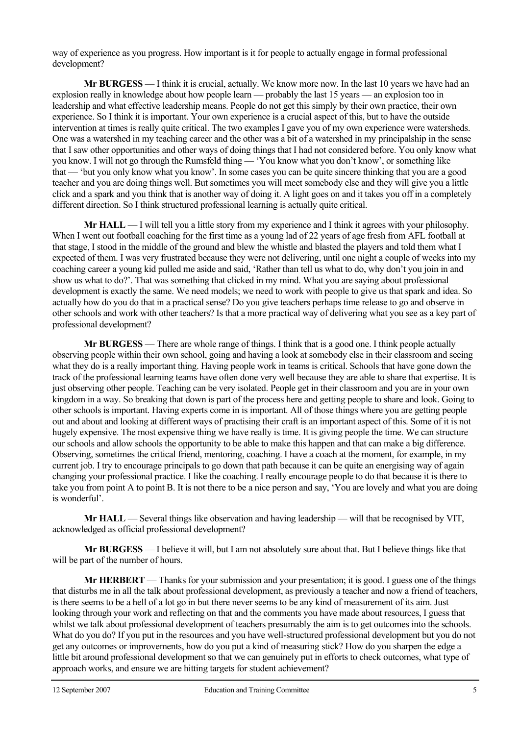way of experience as you progress. How important is it for people to actually engage in formal professional development?

**Mr BURGESS** — I think it is crucial, actually. We know more now. In the last 10 years we have had an explosion really in knowledge about how people learn — probably the last 15 years — an explosion too in leadership and what effective leadership means. People do not get this simply by their own practice, their own experience. So I think it is important. Your own experience is a crucial aspect of this, but to have the outside intervention at times is really quite critical. The two examples I gave you of my own experience were watersheds. One was a watershed in my teaching career and the other was a bit of a watershed in my principalship in the sense that I saw other opportunities and other ways of doing things that I had not considered before. You only know what you know. I will not go through the Rumsfeld thing — 'You know what you don't know', or something like that — 'but you only know what you know'. In some cases you can be quite sincere thinking that you are a good teacher and you are doing things well. But sometimes you will meet somebody else and they will give you a little click and a spark and you think that is another way of doing it. A light goes on and it takes you off in a completely different direction. So I think structured professional learning is actually quite critical.

**Mr HALL** — I will tell you a little story from my experience and I think it agrees with your philosophy. When I went out football coaching for the first time as a young lad of 22 years of age fresh from AFL football at that stage, I stood in the middle of the ground and blew the whistle and blasted the players and told them what I expected of them. I was very frustrated because they were not delivering, until one night a couple of weeks into my coaching career a young kid pulled me aside and said, 'Rather than tell us what to do, why don't you join in and show us what to do?'. That was something that clicked in my mind. What you are saying about professional development is exactly the same. We need models; we need to work with people to give us that spark and idea. So actually how do you do that in a practical sense? Do you give teachers perhaps time release to go and observe in other schools and work with other teachers? Is that a more practical way of delivering what you see as a key part of professional development?

**Mr BURGESS** — There are whole range of things. I think that is a good one. I think people actually observing people within their own school, going and having a look at somebody else in their classroom and seeing what they do is a really important thing. Having people work in teams is critical. Schools that have gone down the track of the professional learning teams have often done very well because they are able to share that expertise. It is just observing other people. Teaching can be very isolated. People get in their classroom and you are in your own kingdom in a way. So breaking that down is part of the process here and getting people to share and look. Going to other schools is important. Having experts come in is important. All of those things where you are getting people out and about and looking at different ways of practising their craft is an important aspect of this. Some of it is not hugely expensive. The most expensive thing we have really is time. It is giving people the time. We can structure our schools and allow schools the opportunity to be able to make this happen and that can make a big difference. Observing, sometimes the critical friend, mentoring, coaching. I have a coach at the moment, for example, in my current job. I try to encourage principals to go down that path because it can be quite an energising way of again changing your professional practice. I like the coaching. I really encourage people to do that because it is there to take you from point A to point B. It is not there to be a nice person and say, 'You are lovely and what you are doing is wonderful'.

**Mr HALL** — Several things like observation and having leadership — will that be recognised by VIT, acknowledged as official professional development?

**Mr BURGESS** — I believe it will, but I am not absolutely sure about that. But I believe things like that will be part of the number of hours.

**Mr HERBERT** — Thanks for your submission and your presentation; it is good. I guess one of the things that disturbs me in all the talk about professional development, as previously a teacher and now a friend of teachers, is there seems to be a hell of a lot go in but there never seems to be any kind of measurement of its aim. Just looking through your work and reflecting on that and the comments you have made about resources, I guess that whilst we talk about professional development of teachers presumably the aim is to get outcomes into the schools. What do you do? If you put in the resources and you have well-structured professional development but you do not get any outcomes or improvements, how do you put a kind of measuring stick? How do you sharpen the edge a little bit around professional development so that we can genuinely put in efforts to check outcomes, what type of approach works, and ensure we are hitting targets for student achievement?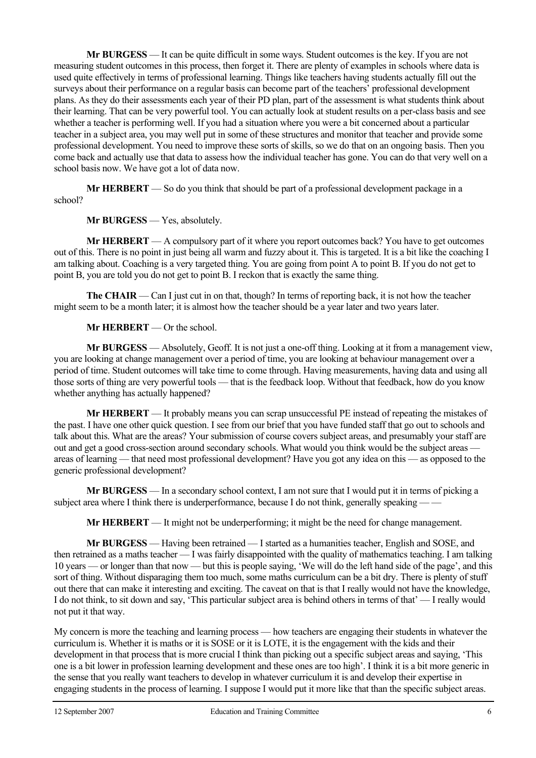**Mr BURGESS** — It can be quite difficult in some ways. Student outcomes is the key. If you are not measuring student outcomes in this process, then forget it. There are plenty of examples in schools where data is used quite effectively in terms of professional learning. Things like teachers having students actually fill out the surveys about their performance on a regular basis can become part of the teachers' professional development plans. As they do their assessments each year of their PD plan, part of the assessment is what students think about their learning. That can be very powerful tool. You can actually look at student results on a per-class basis and see whether a teacher is performing well. If you had a situation where you were a bit concerned about a particular teacher in a subject area, you may well put in some of these structures and monitor that teacher and provide some professional development. You need to improve these sorts of skills, so we do that on an ongoing basis. Then you come back and actually use that data to assess how the individual teacher has gone. You can do that very well on a school basis now. We have got a lot of data now.

**Mr HERBERT** — So do you think that should be part of a professional development package in a school?

**Mr BURGESS** — Yes, absolutely.

**Mr HERBERT** — A compulsory part of it where you report outcomes back? You have to get outcomes out of this. There is no point in just being all warm and fuzzy about it. This is targeted. It is a bit like the coaching I am talking about. Coaching is a very targeted thing. You are going from point A to point B. If you do not get to point B, you are told you do not get to point B. I reckon that is exactly the same thing.

**The CHAIR** — Can I just cut in on that, though? In terms of reporting back, it is not how the teacher might seem to be a month later; it is almost how the teacher should be a year later and two years later.

**Mr HERBERT** — Or the school.

**Mr BURGESS** — Absolutely, Geoff. It is not just a one-off thing. Looking at it from a management view, you are looking at change management over a period of time, you are looking at behaviour management over a period of time. Student outcomes will take time to come through. Having measurements, having data and using all those sorts of thing are very powerful tools — that is the feedback loop. Without that feedback, how do you know whether anything has actually happened?

**Mr HERBERT** — It probably means you can scrap unsuccessful PE instead of repeating the mistakes of the past. I have one other quick question. I see from our brief that you have funded staff that go out to schools and talk about this. What are the areas? Your submission of course covers subject areas, and presumably your staff are out and get a good cross-section around secondary schools. What would you think would be the subject areas — areas of learning — that need most professional development? Have you got any idea on this — as opposed to the generic professional development?

**Mr BURGESS** — In a secondary school context, I am not sure that I would put it in terms of picking a subject area where I think there is underperformance, because I do not think, generally speaking — —

**Mr HERBERT** — It might not be underperforming; it might be the need for change management.

**Mr BURGESS** — Having been retrained — I started as a humanities teacher, English and SOSE, and then retrained as a maths teacher — I was fairly disappointed with the quality of mathematics teaching. I am talking 10 years — or longer than that now — but this is people saying, 'We will do the left hand side of the page', and this sort of thing. Without disparaging them too much, some maths curriculum can be a bit dry. There is plenty of stuff out there that can make it interesting and exciting. The caveat on that is that I really would not have the knowledge, I do not think, to sit down and say, 'This particular subject area is behind others in terms of that' — I really would not put it that way.

My concern is more the teaching and learning process — how teachers are engaging their students in whatever the curriculum is. Whether it is maths or it is SOSE or it is LOTE, it is the engagement with the kids and their development in that process that is more crucial I think than picking out a specific subject areas and saying, 'This one is a bit lower in profession learning development and these ones are too high'. I think it is a bit more generic in the sense that you really want teachers to develop in whatever curriculum it is and develop their expertise in engaging students in the process of learning. I suppose I would put it more like that than the specific subject areas.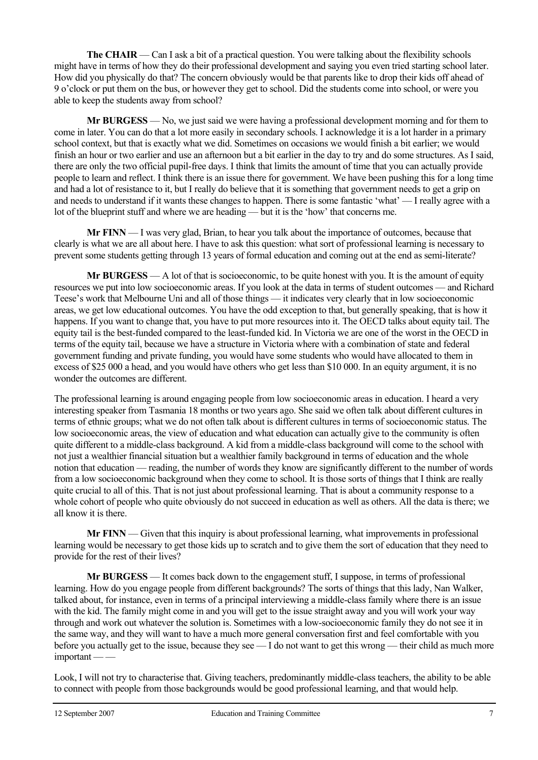**The CHAIR** — Can I ask a bit of a practical question. You were talking about the flexibility schools might have in terms of how they do their professional development and saying you even tried starting school later. How did you physically do that? The concern obviously would be that parents like to drop their kids off ahead of 9 o'clock or put them on the bus, or however they get to school. Did the students come into school, or were you able to keep the students away from school?

**Mr BURGESS** — No, we just said we were having a professional development morning and for them to come in later. You can do that a lot more easily in secondary schools. I acknowledge it is a lot harder in a primary school context, but that is exactly what we did. Sometimes on occasions we would finish a bit earlier; we would finish an hour or two earlier and use an afternoon but a bit earlier in the day to try and do some structures. As I said, there are only the two official pupil-free days. I think that limits the amount of time that you can actually provide people to learn and reflect. I think there is an issue there for government. We have been pushing this for a long time and had a lot of resistance to it, but I really do believe that it is something that government needs to get a grip on and needs to understand if it wants these changes to happen. There is some fantastic 'what' — I really agree with a lot of the blueprint stuff and where we are heading — but it is the 'how' that concerns me.

**Mr FINN** — I was very glad, Brian, to hear you talk about the importance of outcomes, because that clearly is what we are all about here. I have to ask this question: what sort of professional learning is necessary to prevent some students getting through 13 years of formal education and coming out at the end as semi-literate?

**Mr BURGESS** — A lot of that is socioeconomic, to be quite honest with you. It is the amount of equity resources we put into low socioeconomic areas. If you look at the data in terms of student outcomes — and Richard Teese's work that Melbourne Uni and all of those things — it indicates very clearly that in low socioeconomic areas, we get low educational outcomes. You have the odd exception to that, but generally speaking, that is how it happens. If you want to change that, you have to put more resources into it. The OECD talks about equity tail. The equity tail is the best-funded compared to the least-funded kid. In Victoria we are one of the worst in the OECD in terms of the equity tail, because we have a structure in Victoria where with a combination of state and federal government funding and private funding, you would have some students who would have allocated to them in excess of $25 000 a head, and you would have others who get less than $10 000. In an equity argument, it is no wonder the outcomes are different.

The professional learning is around engaging people from low socioeconomic areas in education. I heard a very interesting speaker from Tasmania 18 months or two years ago. She said we often talk about different cultures in terms of ethnic groups; what we do not often talk about is different cultures in terms of socioeconomic status. The low socioeconomic areas, the view of education and what education can actually give to the community is often quite different to a middle-class background. A kid from a middle-class background will come to the school with not just a wealthier financial situation but a wealthier family background in terms of education and the whole notion that education — reading, the number of words they know are significantly different to the number of words from a low socioeconomic background when they come to school. It is those sorts of things that I think are really quite crucial to all of this. That is not just about professional learning. That is about a community response to a whole cohort of people who quite obviously do not succeed in education as well as others. All the data is there; we all know it is there.

**Mr FINN** — Given that this inquiry is about professional learning, what improvements in professional learning would be necessary to get those kids up to scratch and to give them the sort of education that they need to provide for the rest of their lives?

**Mr BURGESS** — It comes back down to the engagement stuff, I suppose, in terms of professional learning. How do you engage people from different backgrounds? The sorts of things that this lady, Nan Walker, talked about, for instance, even in terms of a principal interviewing a middle-class family where there is an issue with the kid. The family might come in and you will get to the issue straight away and you will work your way through and work out whatever the solution is. Sometimes with a low-socioeconomic family they do not see it in the same way, and they will want to have a much more general conversation first and feel comfortable with you before you actually get to the issue, because they see — I do not want to get this wrong — their child as much more important — —

Look, I will not try to characterise that. Giving teachers, predominantly middle-class teachers, the ability to be able to connect with people from those backgrounds would be good professional learning, and that would help.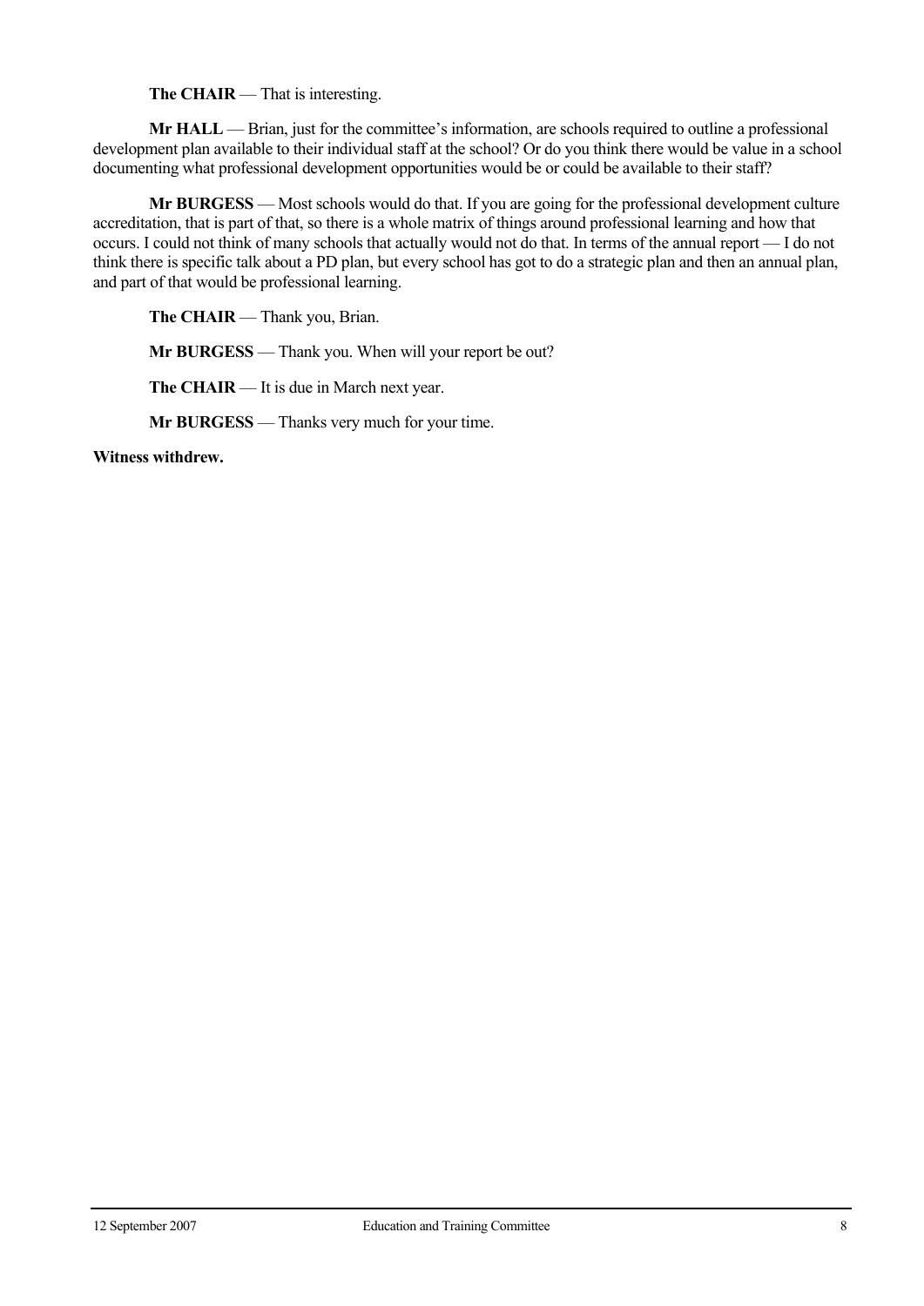**The CHAIR** — That is interesting.

**Mr HALL** — Brian, just for the committee's information, are schools required to outline a professional development plan available to their individual staff at the school? Or do you think there would be value in a school documenting what professional development opportunities would be or could be available to their staff?

**Mr BURGESS** — Most schools would do that. If you are going for the professional development culture accreditation, that is part of that, so there is a whole matrix of things around professional learning and how that occurs. I could not think of many schools that actually would not do that. In terms of the annual report — I do not think there is specific talk about a PD plan, but every school has got to do a strategic plan and then an annual plan, and part of that would be professional learning.

**The CHAIR** — Thank you, Brian.

**Mr BURGESS** — Thank you. When will your report be out?

**The CHAIR** — It is due in March next year.

**Mr BURGESS** — Thanks very much for your time.

**Witness withdrew.**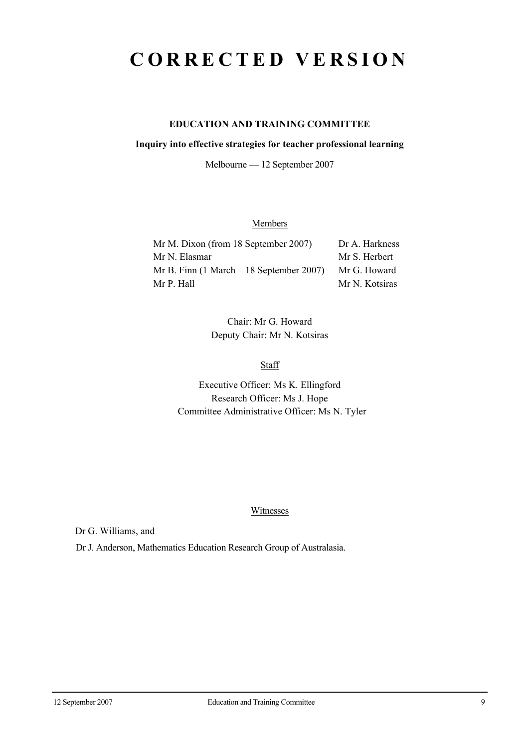# CORRECTED VERSION

**EDUCATION AND TRAINING COMMITTEE**

**Inquiry into effective strategies for teacher professional learning**

Melbourne — 12 September 2007

Members

| | |
|---|---|
| Mr M. Dixon (from 18 September 2007) | Dr A. Harkness |
| Mr N. Elasmar | Mr S. Herbert |
| Mr B. Finn (1 March – 18 September 2007) | Mr G. Howard |
| Mr P. Hall | Mr N. Kotsiras |

Chair: Mr G. Howard
Deputy Chair: Mr N. Kotsiras

Staff

Executive Officer: Ms K. Ellingford
Research Officer: Ms J. Hope
Committee Administrative Officer: Ms N. Tyler

Witnesses

Dr G. Williams, and

Dr J. Anderson, Mathematics Education Research Group of Australasia.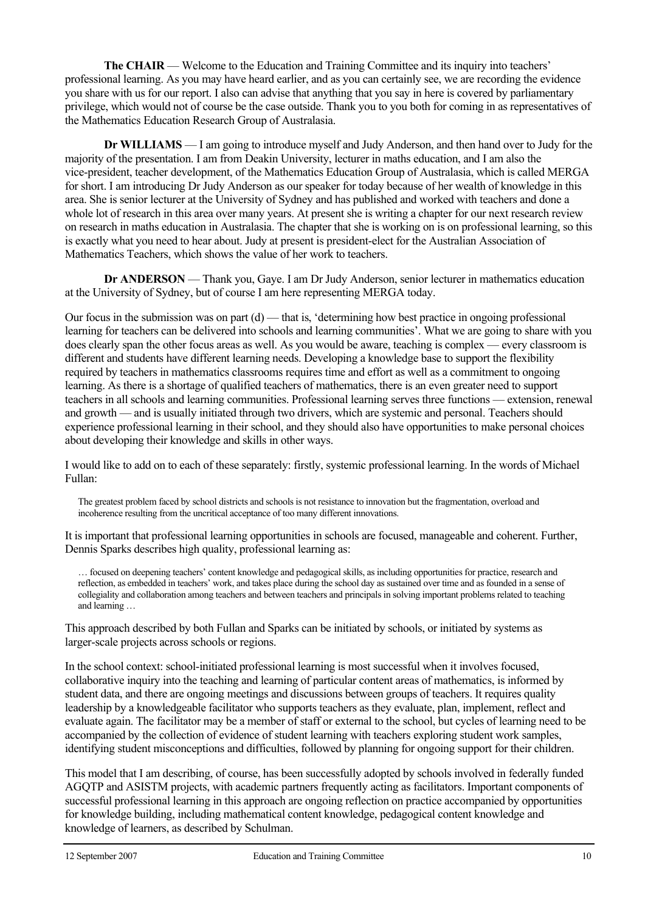**The CHAIR** — Welcome to the Education and Training Committee and its inquiry into teachers' professional learning. As you may have heard earlier, and as you can certainly see, we are recording the evidence you share with us for our report. I also can advise that anything that you say in here is covered by parliamentary privilege, which would not of course be the case outside. Thank you to you both for coming in as representatives of the Mathematics Education Research Group of Australasia.

**Dr WILLIAMS** — I am going to introduce myself and Judy Anderson, and then hand over to Judy for the majority of the presentation. I am from Deakin University, lecturer in maths education, and I am also the vice-president, teacher development, of the Mathematics Education Group of Australasia, which is called MERGA for short. I am introducing Dr Judy Anderson as our speaker for today because of her wealth of knowledge in this area. She is senior lecturer at the University of Sydney and has published and worked with teachers and done a whole lot of research in this area over many years. At present she is writing a chapter for our next research review on research in maths education in Australasia. The chapter that she is working on is on professional learning, so this is exactly what you need to hear about. Judy at present is president-elect for the Australian Association of Mathematics Teachers, which shows the value of her work to teachers.

**Dr ANDERSON** — Thank you, Gaye. I am Dr Judy Anderson, senior lecturer in mathematics education at the University of Sydney, but of course I am here representing MERGA today.

Our focus in the submission was on part (d) — that is, 'determining how best practice in ongoing professional learning for teachers can be delivered into schools and learning communities'. What we are going to share with you does clearly span the other focus areas as well. As you would be aware, teaching is complex — every classroom is different and students have different learning needs. Developing a knowledge base to support the flexibility required by teachers in mathematics classrooms requires time and effort as well as a commitment to ongoing learning. As there is a shortage of qualified teachers of mathematics, there is an even greater need to support teachers in all schools and learning communities. Professional learning serves three functions — extension, renewal and growth — and is usually initiated through two drivers, which are systemic and personal. Teachers should experience professional learning in their school, and they should also have opportunities to make personal choices about developing their knowledge and skills in other ways.

I would like to add on to each of these separately: firstly, systemic professional learning. In the words of Michael Fullan:

> The greatest problem faced by school districts and schools is not resistance to innovation but the fragmentation, overload and incoherence resulting from the uncritical acceptance of too many different innovations.

It is important that professional learning opportunities in schools are focused, manageable and coherent. Further, Dennis Sparks describes high quality, professional learning as:

> … focused on deepening teachers' content knowledge and pedagogical skills, as including opportunities for practice, research and reflection, as embedded in teachers' work, and takes place during the school day as sustained over time and as founded in a sense of collegiality and collaboration among teachers and between teachers and principals in solving important problems related to teaching and learning …

This approach described by both Fullan and Sparks can be initiated by schools, or initiated by systems as larger-scale projects across schools or regions.

In the school context: school-initiated professional learning is most successful when it involves focused, collaborative inquiry into the teaching and learning of particular content areas of mathematics, is informed by student data, and there are ongoing meetings and discussions between groups of teachers. It requires quality leadership by a knowledgeable facilitator who supports teachers as they evaluate, plan, implement, reflect and evaluate again. The facilitator may be a member of staff or external to the school, but cycles of learning need to be accompanied by the collection of evidence of student learning with teachers exploring student work samples, identifying student misconceptions and difficulties, followed by planning for ongoing support for their children.

This model that I am describing, of course, has been successfully adopted by schools involved in federally funded AGQTP and ASISTM projects, with academic partners frequently acting as facilitators. Important components of successful professional learning in this approach are ongoing reflection on practice accompanied by opportunities for knowledge building, including mathematical content knowledge, pedagogical content knowledge and knowledge of learners, as described by Schulman.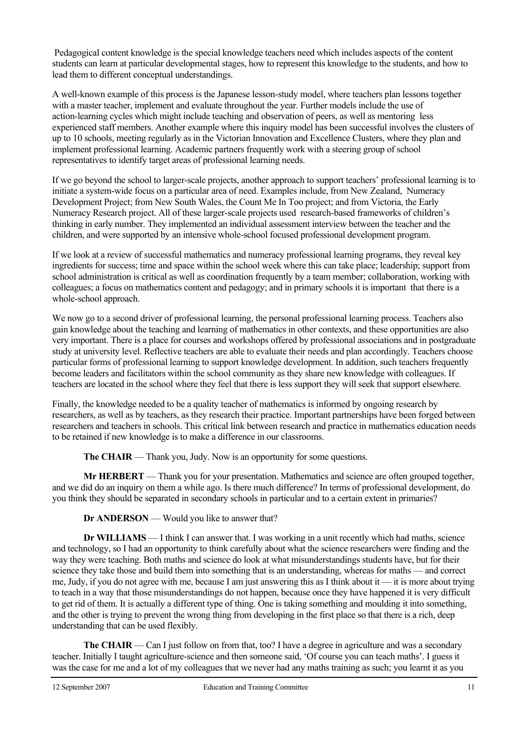Pedagogical content knowledge is the special knowledge teachers need which includes aspects of the content students can learn at particular developmental stages, how to represent this knowledge to the students, and how to lead them to different conceptual understandings.

A well-known example of this process is the Japanese lesson-study model, where teachers plan lessons together with a master teacher, implement and evaluate throughout the year. Further models include the use of action-learning cycles which might include teaching and observation of peers, as well as mentoring less experienced staff members. Another example where this inquiry model has been successful involves the clusters of up to 10 schools, meeting regularly as in the Victorian Innovation and Excellence Clusters, where they plan and implement professional learning. Academic partners frequently work with a steering group of school representatives to identify target areas of professional learning needs.

If we go beyond the school to larger-scale projects, another approach to support teachers' professional learning is to initiate a system-wide focus on a particular area of need. Examples include, from New Zealand, Numeracy Development Project; from New South Wales, the Count Me In Too project; and from Victoria, the Early Numeracy Research project. All of these larger-scale projects used research-based frameworks of children's thinking in early number. They implemented an individual assessment interview between the teacher and the children, and were supported by an intensive whole-school focused professional development program.

If we look at a review of successful mathematics and numeracy professional learning programs, they reveal key ingredients for success; time and space within the school week where this can take place; leadership; support from school administration is critical as well as coordination frequently by a team member; collaboration, working with colleagues; a focus on mathematics content and pedagogy; and in primary schools it is important that there is a whole-school approach.

We now go to a second driver of professional learning, the personal professional learning process. Teachers also gain knowledge about the teaching and learning of mathematics in other contexts, and these opportunities are also very important. There is a place for courses and workshops offered by professional associations and in postgraduate study at university level. Reflective teachers are able to evaluate their needs and plan accordingly. Teachers choose particular forms of professional learning to support knowledge development. In addition, such teachers frequently become leaders and facilitators within the school community as they share new knowledge with colleagues. If teachers are located in the school where they feel that there is less support they will seek that support elsewhere.

Finally, the knowledge needed to be a quality teacher of mathematics is informed by ongoing research by researchers, as well as by teachers, as they research their practice. Important partnerships have been forged between researchers and teachers in schools. This critical link between research and practice in mathematics education needs to be retained if new knowledge is to make a difference in our classrooms.

**The CHAIR** — Thank you, Judy. Now is an opportunity for some questions.

**Mr HERBERT** — Thank you for your presentation. Mathematics and science are often grouped together, and we did do an inquiry on them a while ago. Is there much difference? In terms of professional development, do you think they should be separated in secondary schools in particular and to a certain extent in primaries?

**Dr ANDERSON** — Would you like to answer that?

**Dr WILLIAMS** — I think I can answer that. I was working in a unit recently which had maths, science and technology, so I had an opportunity to think carefully about what the science researchers were finding and the way they were teaching. Both maths and science do look at what misunderstandings students have, but for their science they take those and build them into something that is an understanding, whereas for maths — and correct me, Judy, if you do not agree with me, because I am just answering this as I think about it — it is more about trying to teach in a way that those misunderstandings do not happen, because once they have happened it is very difficult to get rid of them. It is actually a different type of thing. One is taking something and moulding it into something, and the other is trying to prevent the wrong thing from developing in the first place so that there is a rich, deep understanding that can be used flexibly.

**The CHAIR** — Can I just follow on from that, too? I have a degree in agriculture and was a secondary teacher. Initially I taught agriculture-science and then someone said, 'Of course you can teach maths'. I guess it was the case for me and a lot of my colleagues that we never had any maths training as such; you learnt it as you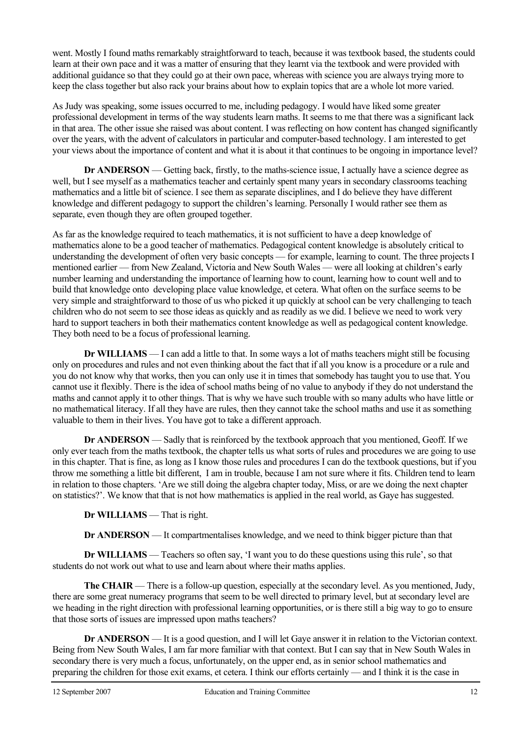went. Mostly I found maths remarkably straightforward to teach, because it was textbook based, the students could learn at their own pace and it was a matter of ensuring that they learnt via the textbook and were provided with additional guidance so that they could go at their own pace, whereas with science you are always trying more to keep the class together but also rack your brains about how to explain topics that are a whole lot more varied.

As Judy was speaking, some issues occurred to me, including pedagogy. I would have liked some greater professional development in terms of the way students learn maths. It seems to me that there was a significant lack in that area. The other issue she raised was about content. I was reflecting on how content has changed significantly over the years, with the advent of calculators in particular and computer-based technology. I am interested to get your views about the importance of content and what it is about it that continues to be ongoing in importance level?

**Dr ANDERSON** — Getting back, firstly, to the maths-science issue, I actually have a science degree as well, but I see myself as a mathematics teacher and certainly spent many years in secondary classrooms teaching mathematics and a little bit of science. I see them as separate disciplines, and I do believe they have different knowledge and different pedagogy to support the children's learning. Personally I would rather see them as separate, even though they are often grouped together.

As far as the knowledge required to teach mathematics, it is not sufficient to have a deep knowledge of mathematics alone to be a good teacher of mathematics. Pedagogical content knowledge is absolutely critical to understanding the development of often very basic concepts — for example, learning to count. The three projects I mentioned earlier — from New Zealand, Victoria and New South Wales — were all looking at children's early number learning and understanding the importance of learning how to count, learning how to count well and to build that knowledge onto developing place value knowledge, et cetera. What often on the surface seems to be very simple and straightforward to those of us who picked it up quickly at school can be very challenging to teach children who do not seem to see those ideas as quickly and as readily as we did. I believe we need to work very hard to support teachers in both their mathematics content knowledge as well as pedagogical content knowledge. They both need to be a focus of professional learning.

**Dr WILLIAMS** — I can add a little to that. In some ways a lot of maths teachers might still be focusing only on procedures and rules and not even thinking about the fact that if all you know is a procedure or a rule and you do not know why that works, then you can only use it in times that somebody has taught you to use that. You cannot use it flexibly. There is the idea of school maths being of no value to anybody if they do not understand the maths and cannot apply it to other things. That is why we have such trouble with so many adults who have little or no mathematical literacy. If all they have are rules, then they cannot take the school maths and use it as something valuable to them in their lives. You have got to take a different approach.

**Dr ANDERSON** — Sadly that is reinforced by the textbook approach that you mentioned, Geoff. If we only ever teach from the maths textbook, the chapter tells us what sorts of rules and procedures we are going to use in this chapter. That is fine, as long as I know those rules and procedures I can do the textbook questions, but if you throw me something a little bit different, I am in trouble, because I am not sure where it fits. Children tend to learn in relation to those chapters. 'Are we still doing the algebra chapter today, Miss, or are we doing the next chapter on statistics?'. We know that that is not how mathematics is applied in the real world, as Gaye has suggested.

**Dr WILLIAMS** — That is right.

**Dr ANDERSON** — It compartmentalises knowledge, and we need to think bigger picture than that

**Dr WILLIAMS** — Teachers so often say, 'I want you to do these questions using this rule', so that students do not work out what to use and learn about where their maths applies.

**The CHAIR** — There is a follow-up question, especially at the secondary level. As you mentioned, Judy, there are some great numeracy programs that seem to be well directed to primary level, but at secondary level are we heading in the right direction with professional learning opportunities, or is there still a big way to go to ensure that those sorts of issues are impressed upon maths teachers?

**Dr ANDERSON** — It is a good question, and I will let Gaye answer it in relation to the Victorian context. Being from New South Wales, I am far more familiar with that context. But I can say that in New South Wales in secondary there is very much a focus, unfortunately, on the upper end, as in senior school mathematics and preparing the children for those exit exams, et cetera. I think our efforts certainly — and I think it is the case in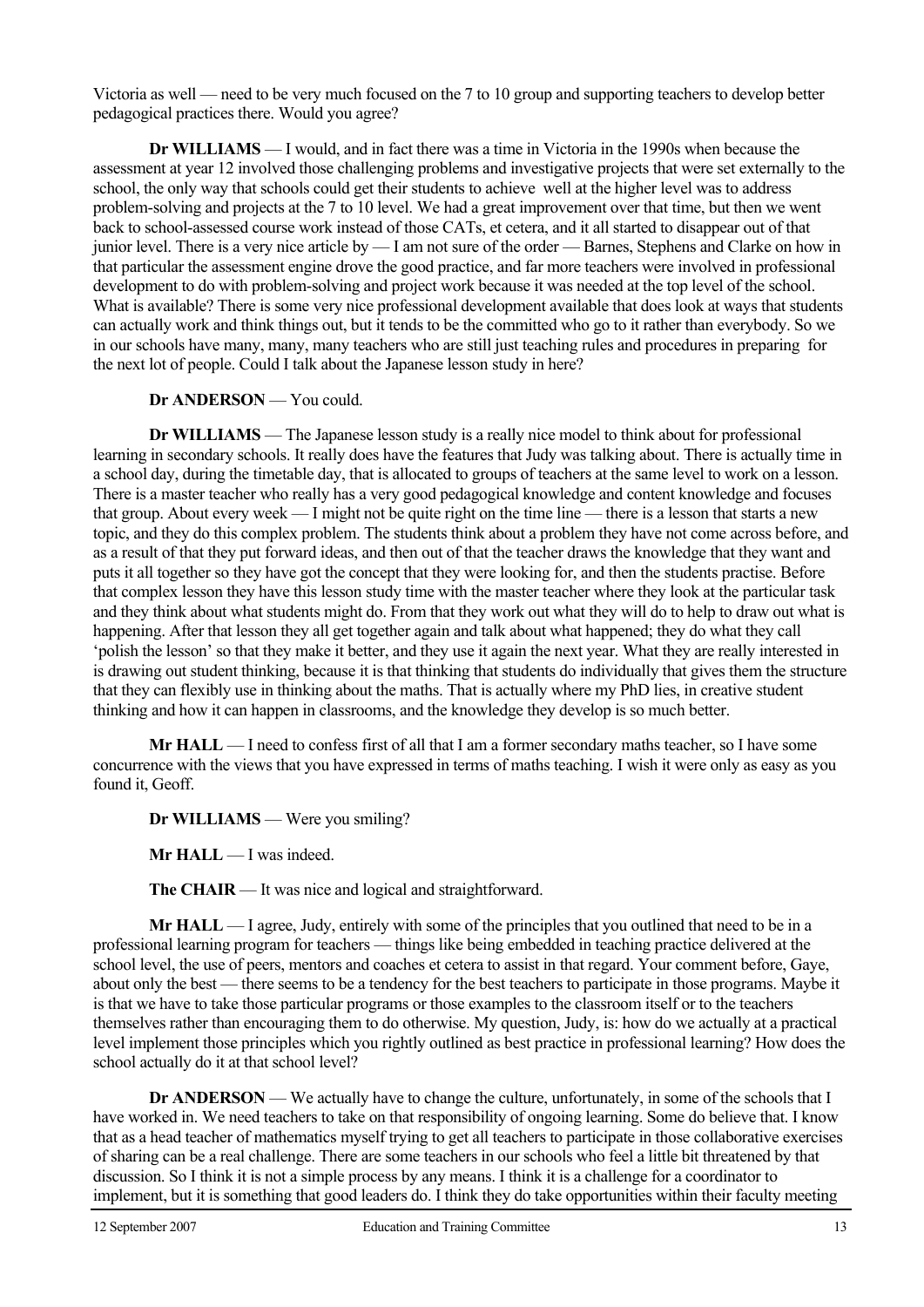Victoria as well — need to be very much focused on the 7 to 10 group and supporting teachers to develop better pedagogical practices there. Would you agree?

**Dr WILLIAMS** — I would, and in fact there was a time in Victoria in the 1990s when because the assessment at year 12 involved those challenging problems and investigative projects that were set externally to the school, the only way that schools could get their students to achieve well at the higher level was to address problem-solving and projects at the 7 to 10 level. We had a great improvement over that time, but then we went back to school-assessed course work instead of those CATs, et cetera, and it all started to disappear out of that junior level. There is a very nice article by — I am not sure of the order — Barnes, Stephens and Clarke on how in that particular the assessment engine drove the good practice, and far more teachers were involved in professional development to do with problem-solving and project work because it was needed at the top level of the school. What is available? There is some very nice professional development available that does look at ways that students can actually work and think things out, but it tends to be the committed who go to it rather than everybody. So we in our schools have many, many, many teachers who are still just teaching rules and procedures in preparing for the next lot of people. Could I talk about the Japanese lesson study in here?

**Dr ANDERSON** — You could.

**Dr WILLIAMS** — The Japanese lesson study is a really nice model to think about for professional learning in secondary schools. It really does have the features that Judy was talking about. There is actually time in a school day, during the timetable day, that is allocated to groups of teachers at the same level to work on a lesson. There is a master teacher who really has a very good pedagogical knowledge and content knowledge and focuses that group. About every week — I might not be quite right on the time line — there is a lesson that starts a new topic, and they do this complex problem. The students think about a problem they have not come across before, and as a result of that they put forward ideas, and then out of that the teacher draws the knowledge that they want and puts it all together so they have got the concept that they were looking for, and then the students practise. Before that complex lesson they have this lesson study time with the master teacher where they look at the particular task and they think about what students might do. From that they work out what they will do to help to draw out what is happening. After that lesson they all get together again and talk about what happened; they do what they call 'polish the lesson' so that they make it better, and they use it again the next year. What they are really interested in is drawing out student thinking, because it is that thinking that students do individually that gives them the structure that they can flexibly use in thinking about the maths. That is actually where my PhD lies, in creative student thinking and how it can happen in classrooms, and the knowledge they develop is so much better.

**Mr HALL** — I need to confess first of all that I am a former secondary maths teacher, so I have some concurrence with the views that you have expressed in terms of maths teaching. I wish it were only as easy as you found it, Geoff.

**Dr WILLIAMS** — Were you smiling?

**Mr HALL** — I was indeed.

**The CHAIR** — It was nice and logical and straightforward.

**Mr HALL** — I agree, Judy, entirely with some of the principles that you outlined that need to be in a professional learning program for teachers — things like being embedded in teaching practice delivered at the school level, the use of peers, mentors and coaches et cetera to assist in that regard. Your comment before, Gaye, about only the best — there seems to be a tendency for the best teachers to participate in those programs. Maybe it is that we have to take those particular programs or those examples to the classroom itself or to the teachers themselves rather than encouraging them to do otherwise. My question, Judy, is: how do we actually at a practical level implement those principles which you rightly outlined as best practice in professional learning? How does the school actually do it at that school level?

**Dr ANDERSON** — We actually have to change the culture, unfortunately, in some of the schools that I have worked in. We need teachers to take on that responsibility of ongoing learning. Some do believe that. I know that as a head teacher of mathematics myself trying to get all teachers to participate in those collaborative exercises of sharing can be a real challenge. There are some teachers in our schools who feel a little bit threatened by that discussion. So I think it is not a simple process by any means. I think it is a challenge for a coordinator to implement, but it is something that good leaders do. I think they do take opportunities within their faculty meeting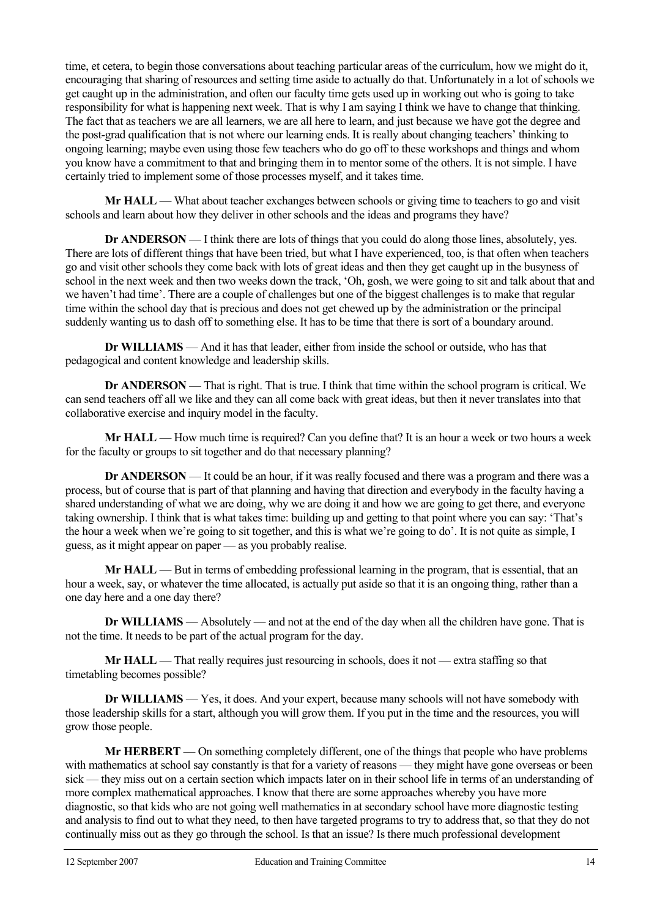time, et cetera, to begin those conversations about teaching particular areas of the curriculum, how we might do it, encouraging that sharing of resources and setting time aside to actually do that. Unfortunately in a lot of schools we get caught up in the administration, and often our faculty time gets used up in working out who is going to take responsibility for what is happening next week. That is why I am saying I think we have to change that thinking. The fact that as teachers we are all learners, we are all here to learn, and just because we have got the degree and the post-grad qualification that is not where our learning ends. It is really about changing teachers' thinking to ongoing learning; maybe even using those few teachers who do go off to these workshops and things and whom you know have a commitment to that and bringing them in to mentor some of the others. It is not simple. I have certainly tried to implement some of those processes myself, and it takes time.

**Mr HALL** — What about teacher exchanges between schools or giving time to teachers to go and visit schools and learn about how they deliver in other schools and the ideas and programs they have?

**Dr ANDERSON** — I think there are lots of things that you could do along those lines, absolutely, yes. There are lots of different things that have been tried, but what I have experienced, too, is that often when teachers go and visit other schools they come back with lots of great ideas and then they get caught up in the busyness of school in the next week and then two weeks down the track, 'Oh, gosh, we were going to sit and talk about that and we haven't had time'. There are a couple of challenges but one of the biggest challenges is to make that regular time within the school day that is precious and does not get chewed up by the administration or the principal suddenly wanting us to dash off to something else. It has to be time that there is sort of a boundary around.

**Dr WILLIAMS** — And it has that leader, either from inside the school or outside, who has that pedagogical and content knowledge and leadership skills.

**Dr ANDERSON** — That is right. That is true. I think that time within the school program is critical. We can send teachers off all we like and they can all come back with great ideas, but then it never translates into that collaborative exercise and inquiry model in the faculty.

**Mr HALL** — How much time is required? Can you define that? It is an hour a week or two hours a week for the faculty or groups to sit together and do that necessary planning?

**Dr ANDERSON** — It could be an hour, if it was really focused and there was a program and there was a process, but of course that is part of that planning and having that direction and everybody in the faculty having a shared understanding of what we are doing, why we are doing it and how we are going to get there, and everyone taking ownership. I think that is what takes time: building up and getting to that point where you can say: 'That's the hour a week when we're going to sit together, and this is what we're going to do'. It is not quite as simple, I guess, as it might appear on paper — as you probably realise.

**Mr HALL** — But in terms of embedding professional learning in the program, that is essential, that an hour a week, say, or whatever the time allocated, is actually put aside so that it is an ongoing thing, rather than a one day here and a one day there?

**Dr WILLIAMS** — Absolutely — and not at the end of the day when all the children have gone. That is not the time. It needs to be part of the actual program for the day.

**Mr HALL** — That really requires just resourcing in schools, does it not — extra staffing so that timetabling becomes possible?

**Dr WILLIAMS** — Yes, it does. And your expert, because many schools will not have somebody with those leadership skills for a start, although you will grow them. If you put in the time and the resources, you will grow those people.

**Mr HERBERT** — On something completely different, one of the things that people who have problems with mathematics at school say constantly is that for a variety of reasons — they might have gone overseas or been sick — they miss out on a certain section which impacts later on in their school life in terms of an understanding of more complex mathematical approaches. I know that there are some approaches whereby you have more diagnostic, so that kids who are not going well mathematics in at secondary school have more diagnostic testing and analysis to find out to what they need, to then have targeted programs to try to address that, so that they do not continually miss out as they go through the school. Is that an issue? Is there much professional development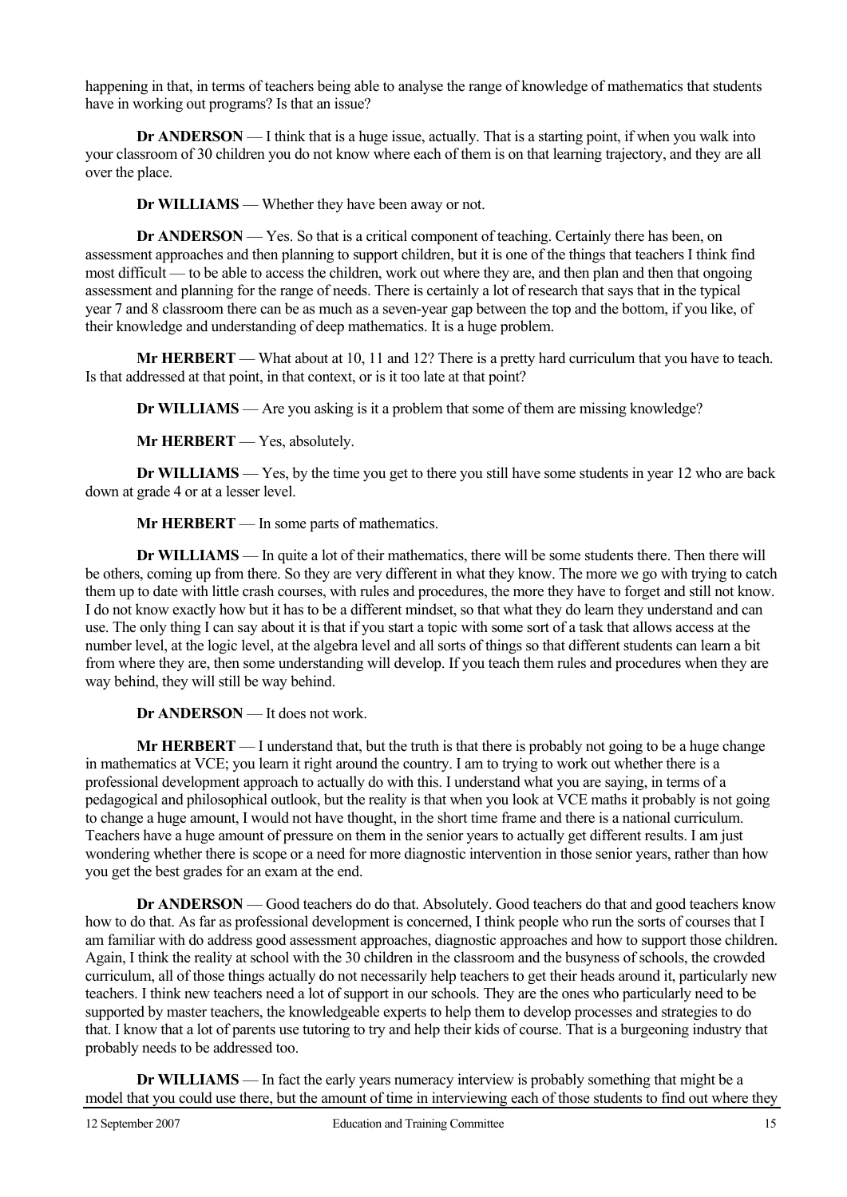happening in that, in terms of teachers being able to analyse the range of knowledge of mathematics that students have in working out programs? Is that an issue?

**Dr ANDERSON** — I think that is a huge issue, actually. That is a starting point, if when you walk into your classroom of 30 children you do not know where each of them is on that learning trajectory, and they are all over the place.

**Dr WILLIAMS** — Whether they have been away or not.

**Dr ANDERSON** — Yes. So that is a critical component of teaching. Certainly there has been, on assessment approaches and then planning to support children, but it is one of the things that teachers I think find most difficult — to be able to access the children, work out where they are, and then plan and then that ongoing assessment and planning for the range of needs. There is certainly a lot of research that says that in the typical year 7 and 8 classroom there can be as much as a seven-year gap between the top and the bottom, if you like, of their knowledge and understanding of deep mathematics. It is a huge problem.

**Mr HERBERT** — What about at 10, 11 and 12? There is a pretty hard curriculum that you have to teach. Is that addressed at that point, in that context, or is it too late at that point?

**Dr WILLIAMS** — Are you asking is it a problem that some of them are missing knowledge?

**Mr HERBERT** — Yes, absolutely.

**Dr WILLIAMS** — Yes, by the time you get to there you still have some students in year 12 who are back down at grade 4 or at a lesser level.

**Mr HERBERT** — In some parts of mathematics.

**Dr WILLIAMS** — In quite a lot of their mathematics, there will be some students there. Then there will be others, coming up from there. So they are very different in what they know. The more we go with trying to catch them up to date with little crash courses, with rules and procedures, the more they have to forget and still not know. I do not know exactly how but it has to be a different mindset, so that what they do learn they understand and can use. The only thing I can say about it is that if you start a topic with some sort of a task that allows access at the number level, at the logic level, at the algebra level and all sorts of things so that different students can learn a bit from where they are, then some understanding will develop. If you teach them rules and procedures when they are way behind, they will still be way behind.

**Dr ANDERSON** — It does not work.

**Mr HERBERT** — I understand that, but the truth is that there is probably not going to be a huge change in mathematics at VCE; you learn it right around the country. I am to trying to work out whether there is a professional development approach to actually do with this. I understand what you are saying, in terms of a pedagogical and philosophical outlook, but the reality is that when you look at VCE maths it probably is not going to change a huge amount, I would not have thought, in the short time frame and there is a national curriculum. Teachers have a huge amount of pressure on them in the senior years to actually get different results. I am just wondering whether there is scope or a need for more diagnostic intervention in those senior years, rather than how you get the best grades for an exam at the end.

**Dr ANDERSON** — Good teachers do do that. Absolutely. Good teachers do that and good teachers know how to do that. As far as professional development is concerned, I think people who run the sorts of courses that I am familiar with do address good assessment approaches, diagnostic approaches and how to support those children. Again, I think the reality at school with the 30 children in the classroom and the busyness of schools, the crowded curriculum, all of those things actually do not necessarily help teachers to get their heads around it, particularly new teachers. I think new teachers need a lot of support in our schools. They are the ones who particularly need to be supported by master teachers, the knowledgeable experts to help them to develop processes and strategies to do that. I know that a lot of parents use tutoring to try and help their kids of course. That is a burgeoning industry that probably needs to be addressed too.

**Dr WILLIAMS** — In fact the early years numeracy interview is probably something that might be a model that you could use there, but the amount of time in interviewing each of those students to find out where they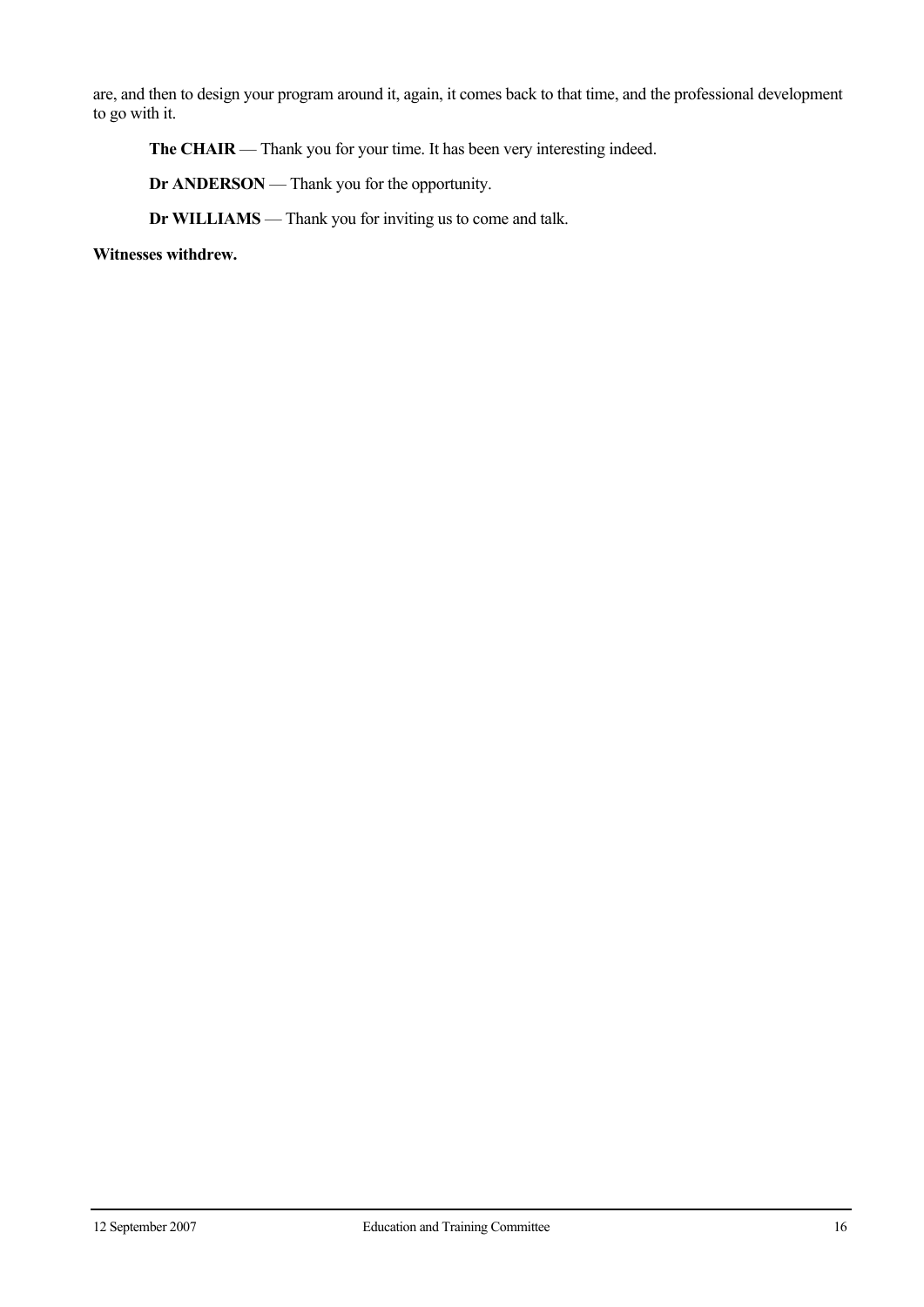are, and then to design your program around it, again, it comes back to that time, and the professional development to go with it.

**The CHAIR** — Thank you for your time. It has been very interesting indeed.

**Dr ANDERSON** — Thank you for the opportunity.

**Dr WILLIAMS** — Thank you for inviting us to come and talk.

**Witnesses withdrew.**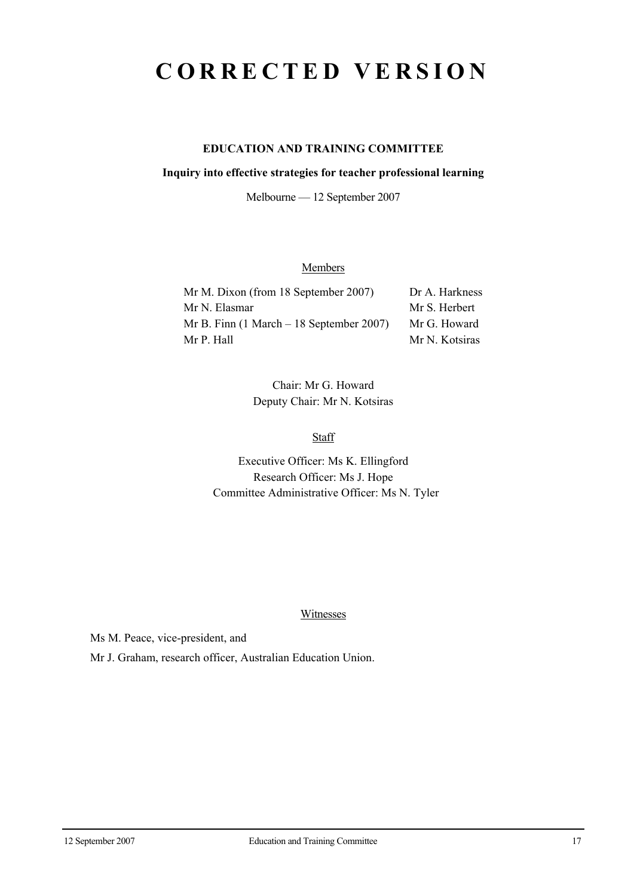# CORRECTED VERSION

**EDUCATION AND TRAINING COMMITTEE**

**Inquiry into effective strategies for teacher professional learning**

Melbourne — 12 September 2007

Members

| | |
|---|---|
| Mr M. Dixon (from 18 September 2007) | Dr A. Harkness |
| Mr N. Elasmar | Mr S. Herbert |
| Mr B. Finn (1 March – 18 September 2007) | Mr G. Howard |
| Mr P. Hall | Mr N. Kotsiras |

Chair: Mr G. Howard
Deputy Chair: Mr N. Kotsiras

Staff

Executive Officer: Ms K. Ellingford
Research Officer: Ms J. Hope
Committee Administrative Officer: Ms N. Tyler

Witnesses

Ms M. Peace, vice-president, and

Mr J. Graham, research officer, Australian Education Union.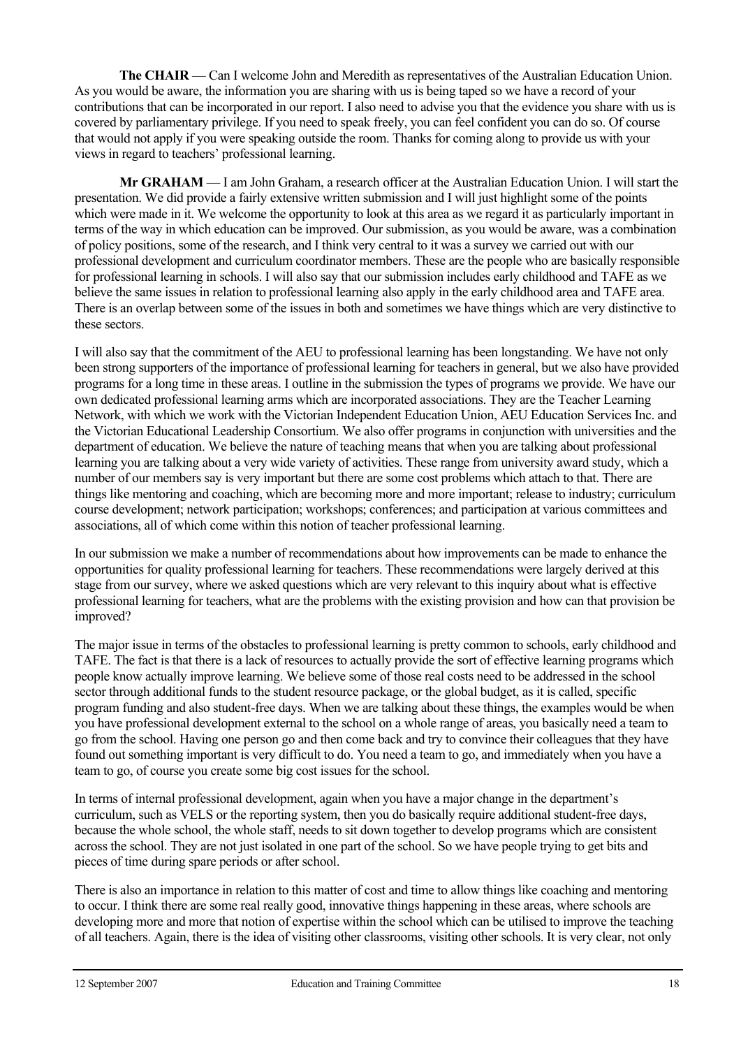**The CHAIR** — Can I welcome John and Meredith as representatives of the Australian Education Union. As you would be aware, the information you are sharing with us is being taped so we have a record of your contributions that can be incorporated in our report. I also need to advise you that the evidence you share with us is covered by parliamentary privilege. If you need to speak freely, you can feel confident you can do so. Of course that would not apply if you were speaking outside the room. Thanks for coming along to provide us with your views in regard to teachers' professional learning.

**Mr GRAHAM** — I am John Graham, a research officer at the Australian Education Union. I will start the presentation. We did provide a fairly extensive written submission and I will just highlight some of the points which were made in it. We welcome the opportunity to look at this area as we regard it as particularly important in terms of the way in which education can be improved. Our submission, as you would be aware, was a combination of policy positions, some of the research, and I think very central to it was a survey we carried out with our professional development and curriculum coordinator members. These are the people who are basically responsible for professional learning in schools. I will also say that our submission includes early childhood and TAFE as we believe the same issues in relation to professional learning also apply in the early childhood area and TAFE area. There is an overlap between some of the issues in both and sometimes we have things which are very distinctive to these sectors.

I will also say that the commitment of the AEU to professional learning has been longstanding. We have not only been strong supporters of the importance of professional learning for teachers in general, but we also have provided programs for a long time in these areas. I outline in the submission the types of programs we provide. We have our own dedicated professional learning arms which are incorporated associations. They are the Teacher Learning Network, with which we work with the Victorian Independent Education Union, AEU Education Services Inc. and the Victorian Educational Leadership Consortium. We also offer programs in conjunction with universities and the department of education. We believe the nature of teaching means that when you are talking about professional learning you are talking about a very wide variety of activities. These range from university award study, which a number of our members say is very important but there are some cost problems which attach to that. There are things like mentoring and coaching, which are becoming more and more important; release to industry; curriculum course development; network participation; workshops; conferences; and participation at various committees and associations, all of which come within this notion of teacher professional learning.

In our submission we make a number of recommendations about how improvements can be made to enhance the opportunities for quality professional learning for teachers. These recommendations were largely derived at this stage from our survey, where we asked questions which are very relevant to this inquiry about what is effective professional learning for teachers, what are the problems with the existing provision and how can that provision be improved?

The major issue in terms of the obstacles to professional learning is pretty common to schools, early childhood and TAFE. The fact is that there is a lack of resources to actually provide the sort of effective learning programs which people know actually improve learning. We believe some of those real costs need to be addressed in the school sector through additional funds to the student resource package, or the global budget, as it is called, specific program funding and also student-free days. When we are talking about these things, the examples would be when you have professional development external to the school on a whole range of areas, you basically need a team to go from the school. Having one person go and then come back and try to convince their colleagues that they have found out something important is very difficult to do. You need a team to go, and immediately when you have a team to go, of course you create some big cost issues for the school.

In terms of internal professional development, again when you have a major change in the department's curriculum, such as VELS or the reporting system, then you do basically require additional student-free days, because the whole school, the whole staff, needs to sit down together to develop programs which are consistent across the school. They are not just isolated in one part of the school. So we have people trying to get bits and pieces of time during spare periods or after school.

There is also an importance in relation to this matter of cost and time to allow things like coaching and mentoring to occur. I think there are some real really good, innovative things happening in these areas, where schools are developing more and more that notion of expertise within the school which can be utilised to improve the teaching of all teachers. Again, there is the idea of visiting other classrooms, visiting other schools. It is very clear, not only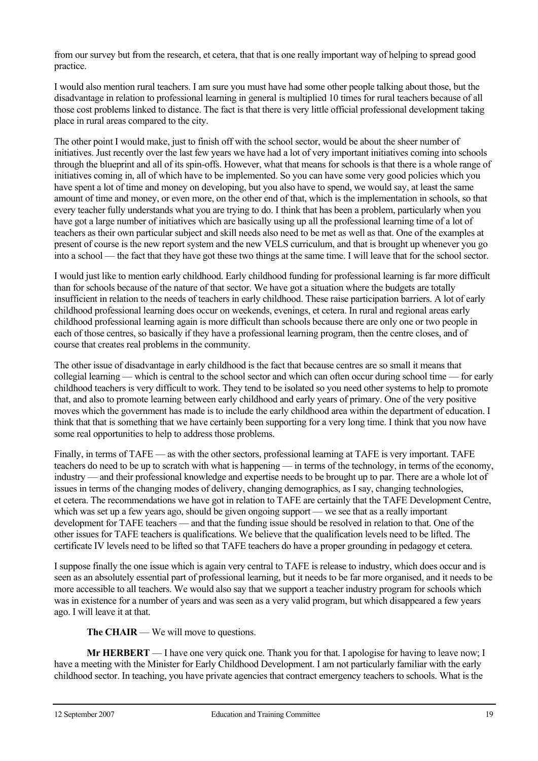from our survey but from the research, et cetera, that that is one really important way of helping to spread good practice.

I would also mention rural teachers. I am sure you must have had some other people talking about those, but the disadvantage in relation to professional learning in general is multiplied 10 times for rural teachers because of all those cost problems linked to distance. The fact is that there is very little official professional development taking place in rural areas compared to the city.

The other point I would make, just to finish off with the school sector, would be about the sheer number of initiatives. Just recently over the last few years we have had a lot of very important initiatives coming into schools through the blueprint and all of its spin-offs. However, what that means for schools is that there is a whole range of initiatives coming in, all of which have to be implemented. So you can have some very good policies which you have spent a lot of time and money on developing, but you also have to spend, we would say, at least the same amount of time and money, or even more, on the other end of that, which is the implementation in schools, so that every teacher fully understands what you are trying to do. I think that has been a problem, particularly when you have got a large number of initiatives which are basically using up all the professional learning time of a lot of teachers as their own particular subject and skill needs also need to be met as well as that. One of the examples at present of course is the new report system and the new VELS curriculum, and that is brought up whenever you go into a school — the fact that they have got these two things at the same time. I will leave that for the school sector.

I would just like to mention early childhood. Early childhood funding for professional learning is far more difficult than for schools because of the nature of that sector. We have got a situation where the budgets are totally insufficient in relation to the needs of teachers in early childhood. These raise participation barriers. A lot of early childhood professional learning does occur on weekends, evenings, et cetera. In rural and regional areas early childhood professional learning again is more difficult than schools because there are only one or two people in each of those centres, so basically if they have a professional learning program, then the centre closes, and of course that creates real problems in the community.

The other issue of disadvantage in early childhood is the fact that because centres are so small it means that collegial learning — which is central to the school sector and which can often occur during school time — for early childhood teachers is very difficult to work. They tend to be isolated so you need other systems to help to promote that, and also to promote learning between early childhood and early years of primary. One of the very positive moves which the government has made is to include the early childhood area within the department of education. I think that that is something that we have certainly been supporting for a very long time. I think that you now have some real opportunities to help to address those problems.

Finally, in terms of TAFE — as with the other sectors, professional learning at TAFE is very important. TAFE teachers do need to be up to scratch with what is happening — in terms of the technology, in terms of the economy, industry — and their professional knowledge and expertise needs to be brought up to par. There are a whole lot of issues in terms of the changing modes of delivery, changing demographics, as I say, changing technologies, et cetera. The recommendations we have got in relation to TAFE are certainly that the TAFE Development Centre, which was set up a few years ago, should be given ongoing support — we see that as a really important development for TAFE teachers — and that the funding issue should be resolved in relation to that. One of the other issues for TAFE teachers is qualifications. We believe that the qualification levels need to be lifted. The certificate IV levels need to be lifted so that TAFE teachers do have a proper grounding in pedagogy et cetera.

I suppose finally the one issue which is again very central to TAFE is release to industry, which does occur and is seen as an absolutely essential part of professional learning, but it needs to be far more organised, and it needs to be more accessible to all teachers. We would also say that we support a teacher industry program for schools which was in existence for a number of years and was seen as a very valid program, but which disappeared a few years ago. I will leave it at that.

**The CHAIR** — We will move to questions.

**Mr HERBERT** — I have one very quick one. Thank you for that. I apologise for having to leave now; I have a meeting with the Minister for Early Childhood Development. I am not particularly familiar with the early childhood sector. In teaching, you have private agencies that contract emergency teachers to schools. What is the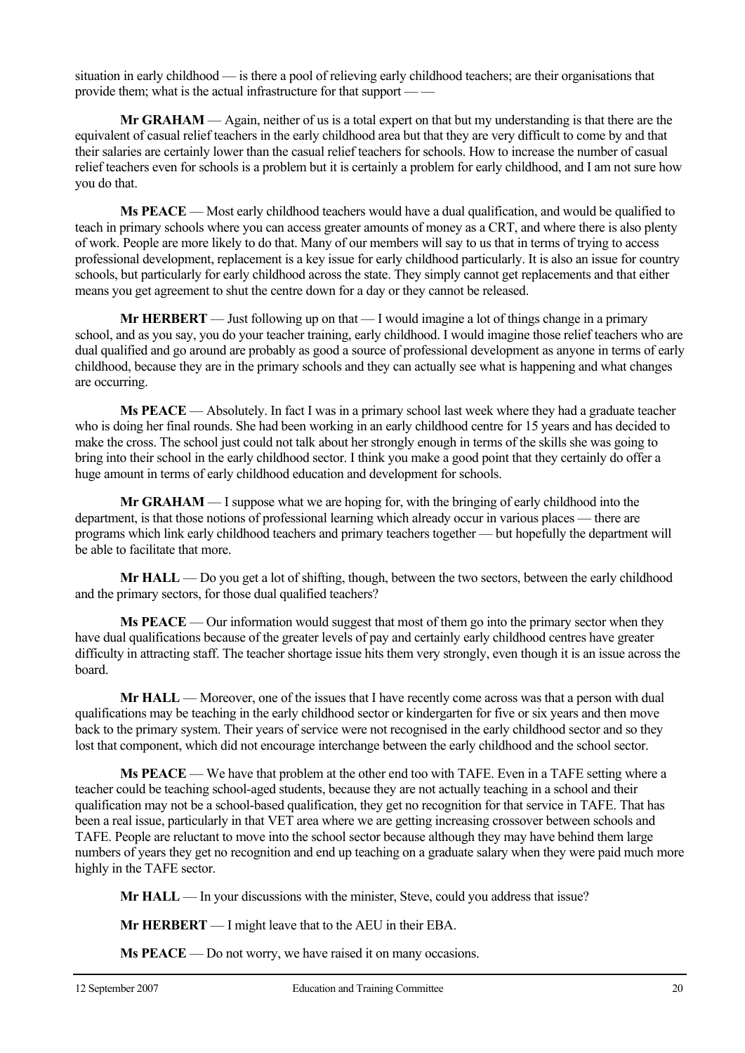situation in early childhood — is there a pool of relieving early childhood teachers; are their organisations that provide them; what is the actual infrastructure for that support — —

**Mr GRAHAM** — Again, neither of us is a total expert on that but my understanding is that there are the equivalent of casual relief teachers in the early childhood area but that they are very difficult to come by and that their salaries are certainly lower than the casual relief teachers for schools. How to increase the number of casual relief teachers even for schools is a problem but it is certainly a problem for early childhood, and I am not sure how you do that.

**Ms PEACE** — Most early childhood teachers would have a dual qualification, and would be qualified to teach in primary schools where you can access greater amounts of money as a CRT, and where there is also plenty of work. People are more likely to do that. Many of our members will say to us that in terms of trying to access professional development, replacement is a key issue for early childhood particularly. It is also an issue for country schools, but particularly for early childhood across the state. They simply cannot get replacements and that either means you get agreement to shut the centre down for a day or they cannot be released.

**Mr HERBERT** — Just following up on that — I would imagine a lot of things change in a primary school, and as you say, you do your teacher training, early childhood. I would imagine those relief teachers who are dual qualified and go around are probably as good a source of professional development as anyone in terms of early childhood, because they are in the primary schools and they can actually see what is happening and what changes are occurring.

**Ms PEACE** — Absolutely. In fact I was in a primary school last week where they had a graduate teacher who is doing her final rounds. She had been working in an early childhood centre for 15 years and has decided to make the cross. The school just could not talk about her strongly enough in terms of the skills she was going to bring into their school in the early childhood sector. I think you make a good point that they certainly do offer a huge amount in terms of early childhood education and development for schools.

**Mr GRAHAM** — I suppose what we are hoping for, with the bringing of early childhood into the department, is that those notions of professional learning which already occur in various places — there are programs which link early childhood teachers and primary teachers together — but hopefully the department will be able to facilitate that more.

**Mr HALL** — Do you get a lot of shifting, though, between the two sectors, between the early childhood and the primary sectors, for those dual qualified teachers?

**Ms PEACE** — Our information would suggest that most of them go into the primary sector when they have dual qualifications because of the greater levels of pay and certainly early childhood centres have greater difficulty in attracting staff. The teacher shortage issue hits them very strongly, even though it is an issue across the board.

**Mr HALL** — Moreover, one of the issues that I have recently come across was that a person with dual qualifications may be teaching in the early childhood sector or kindergarten for five or six years and then move back to the primary system. Their years of service were not recognised in the early childhood sector and so they lost that component, which did not encourage interchange between the early childhood and the school sector.

**Ms PEACE** — We have that problem at the other end too with TAFE. Even in a TAFE setting where a teacher could be teaching school-aged students, because they are not actually teaching in a school and their qualification may not be a school-based qualification, they get no recognition for that service in TAFE. That has been a real issue, particularly in that VET area where we are getting increasing crossover between schools and TAFE. People are reluctant to move into the school sector because although they may have behind them large numbers of years they get no recognition and end up teaching on a graduate salary when they were paid much more highly in the TAFE sector.

**Mr HALL** — In your discussions with the minister, Steve, could you address that issue?

**Mr HERBERT** — I might leave that to the AEU in their EBA.

**Ms PEACE** — Do not worry, we have raised it on many occasions.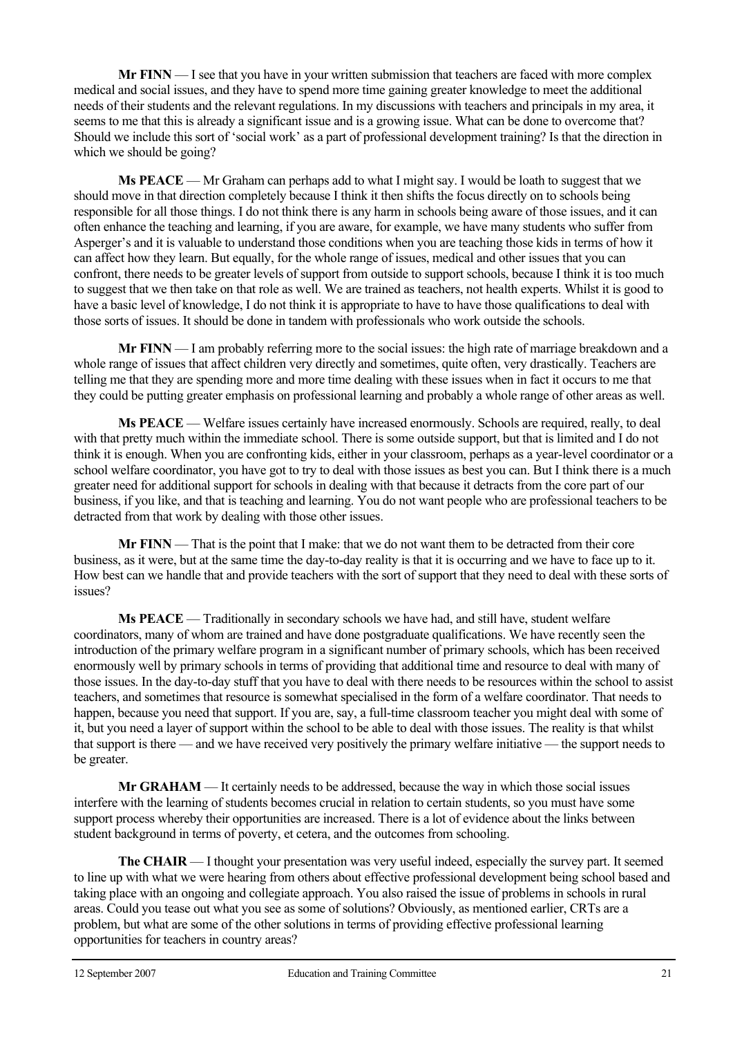**Mr FINN** — I see that you have in your written submission that teachers are faced with more complex medical and social issues, and they have to spend more time gaining greater knowledge to meet the additional needs of their students and the relevant regulations. In my discussions with teachers and principals in my area, it seems to me that this is already a significant issue and is a growing issue. What can be done to overcome that? Should we include this sort of 'social work' as a part of professional development training? Is that the direction in which we should be going?

**Ms PEACE** — Mr Graham can perhaps add to what I might say. I would be loath to suggest that we should move in that direction completely because I think it then shifts the focus directly on to schools being responsible for all those things. I do not think there is any harm in schools being aware of those issues, and it can often enhance the teaching and learning, if you are aware, for example, we have many students who suffer from Asperger's and it is valuable to understand those conditions when you are teaching those kids in terms of how it can affect how they learn. But equally, for the whole range of issues, medical and other issues that you can confront, there needs to be greater levels of support from outside to support schools, because I think it is too much to suggest that we then take on that role as well. We are trained as teachers, not health experts. Whilst it is good to have a basic level of knowledge, I do not think it is appropriate to have to have those qualifications to deal with those sorts of issues. It should be done in tandem with professionals who work outside the schools.

**Mr FINN** — I am probably referring more to the social issues: the high rate of marriage breakdown and a whole range of issues that affect children very directly and sometimes, quite often, very drastically. Teachers are telling me that they are spending more and more time dealing with these issues when in fact it occurs to me that they could be putting greater emphasis on professional learning and probably a whole range of other areas as well.

**Ms PEACE** — Welfare issues certainly have increased enormously. Schools are required, really, to deal with that pretty much within the immediate school. There is some outside support, but that is limited and I do not think it is enough. When you are confronting kids, either in your classroom, perhaps as a year-level coordinator or a school welfare coordinator, you have got to try to deal with those issues as best you can. But I think there is a much greater need for additional support for schools in dealing with that because it detracts from the core part of our business, if you like, and that is teaching and learning. You do not want people who are professional teachers to be detracted from that work by dealing with those other issues.

**Mr FINN** — That is the point that I make: that we do not want them to be detracted from their core business, as it were, but at the same time the day-to-day reality is that it is occurring and we have to face up to it. How best can we handle that and provide teachers with the sort of support that they need to deal with these sorts of issues?

**Ms PEACE** — Traditionally in secondary schools we have had, and still have, student welfare coordinators, many of whom are trained and have done postgraduate qualifications. We have recently seen the introduction of the primary welfare program in a significant number of primary schools, which has been received enormously well by primary schools in terms of providing that additional time and resource to deal with many of those issues. In the day-to-day stuff that you have to deal with there needs to be resources within the school to assist teachers, and sometimes that resource is somewhat specialised in the form of a welfare coordinator. That needs to happen, because you need that support. If you are, say, a full-time classroom teacher you might deal with some of it, but you need a layer of support within the school to be able to deal with those issues. The reality is that whilst that support is there — and we have received very positively the primary welfare initiative — the support needs to be greater.

**Mr GRAHAM** — It certainly needs to be addressed, because the way in which those social issues interfere with the learning of students becomes crucial in relation to certain students, so you must have some support process whereby their opportunities are increased. There is a lot of evidence about the links between student background in terms of poverty, et cetera, and the outcomes from schooling.

**The CHAIR** — I thought your presentation was very useful indeed, especially the survey part. It seemed to line up with what we were hearing from others about effective professional development being school based and taking place with an ongoing and collegiate approach. You also raised the issue of problems in schools in rural areas. Could you tease out what you see as some of solutions? Obviously, as mentioned earlier, CRTs are a problem, but what are some of the other solutions in terms of providing effective professional learning opportunities for teachers in country areas?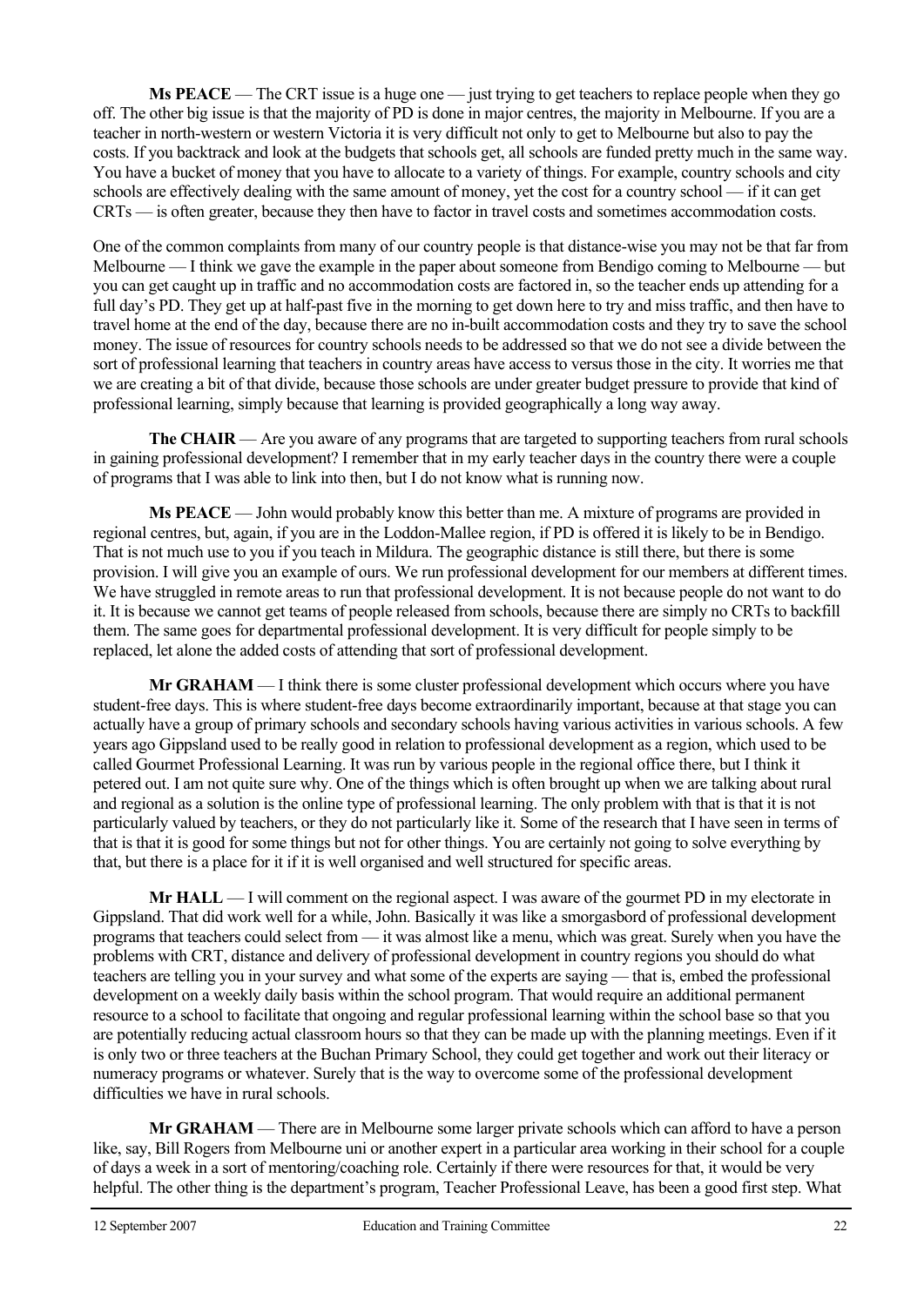**Ms PEACE** — The CRT issue is a huge one — just trying to get teachers to replace people when they go off. The other big issue is that the majority of PD is done in major centres, the majority in Melbourne. If you are a teacher in north-western or western Victoria it is very difficult not only to get to Melbourne but also to pay the costs. If you backtrack and look at the budgets that schools get, all schools are funded pretty much in the same way. You have a bucket of money that you have to allocate to a variety of things. For example, country schools and city schools are effectively dealing with the same amount of money, yet the cost for a country school — if it can get CRTs — is often greater, because they then have to factor in travel costs and sometimes accommodation costs.

One of the common complaints from many of our country people is that distance-wise you may not be that far from Melbourne — I think we gave the example in the paper about someone from Bendigo coming to Melbourne — but you can get caught up in traffic and no accommodation costs are factored in, so the teacher ends up attending for a full day's PD. They get up at half-past five in the morning to get down here to try and miss traffic, and then have to travel home at the end of the day, because there are no in-built accommodation costs and they try to save the school money. The issue of resources for country schools needs to be addressed so that we do not see a divide between the sort of professional learning that teachers in country areas have access to versus those in the city. It worries me that we are creating a bit of that divide, because those schools are under greater budget pressure to provide that kind of professional learning, simply because that learning is provided geographically a long way away.

**The CHAIR** — Are you aware of any programs that are targeted to supporting teachers from rural schools in gaining professional development? I remember that in my early teacher days in the country there were a couple of programs that I was able to link into then, but I do not know what is running now.

**Ms PEACE** — John would probably know this better than me. A mixture of programs are provided in regional centres, but, again, if you are in the Loddon-Mallee region, if PD is offered it is likely to be in Bendigo. That is not much use to you if you teach in Mildura. The geographic distance is still there, but there is some provision. I will give you an example of ours. We run professional development for our members at different times. We have struggled in remote areas to run that professional development. It is not because people do not want to do it. It is because we cannot get teams of people released from schools, because there are simply no CRTs to backfill them. The same goes for departmental professional development. It is very difficult for people simply to be replaced, let alone the added costs of attending that sort of professional development.

**Mr GRAHAM** — I think there is some cluster professional development which occurs where you have student-free days. This is where student-free days become extraordinarily important, because at that stage you can actually have a group of primary schools and secondary schools having various activities in various schools. A few years ago Gippsland used to be really good in relation to professional development as a region, which used to be called Gourmet Professional Learning. It was run by various people in the regional office there, but I think it petered out. I am not quite sure why. One of the things which is often brought up when we are talking about rural and regional as a solution is the online type of professional learning. The only problem with that is that it is not particularly valued by teachers, or they do not particularly like it. Some of the research that I have seen in terms of that is that it is good for some things but not for other things. You are certainly not going to solve everything by that, but there is a place for it if it is well organised and well structured for specific areas.

**Mr HALL** — I will comment on the regional aspect. I was aware of the gourmet PD in my electorate in Gippsland. That did work well for a while, John. Basically it was like a smorgasbord of professional development programs that teachers could select from — it was almost like a menu, which was great. Surely when you have the problems with CRT, distance and delivery of professional development in country regions you should do what teachers are telling you in your survey and what some of the experts are saying — that is, embed the professional development on a weekly daily basis within the school program. That would require an additional permanent resource to a school to facilitate that ongoing and regular professional learning within the school base so that you are potentially reducing actual classroom hours so that they can be made up with the planning meetings. Even if it is only two or three teachers at the Buchan Primary School, they could get together and work out their literacy or numeracy programs or whatever. Surely that is the way to overcome some of the professional development difficulties we have in rural schools.

**Mr GRAHAM** — There are in Melbourne some larger private schools which can afford to have a person like, say, Bill Rogers from Melbourne uni or another expert in a particular area working in their school for a couple of days a week in a sort of mentoring/coaching role. Certainly if there were resources for that, it would be very helpful. The other thing is the department's program, Teacher Professional Leave, has been a good first step. What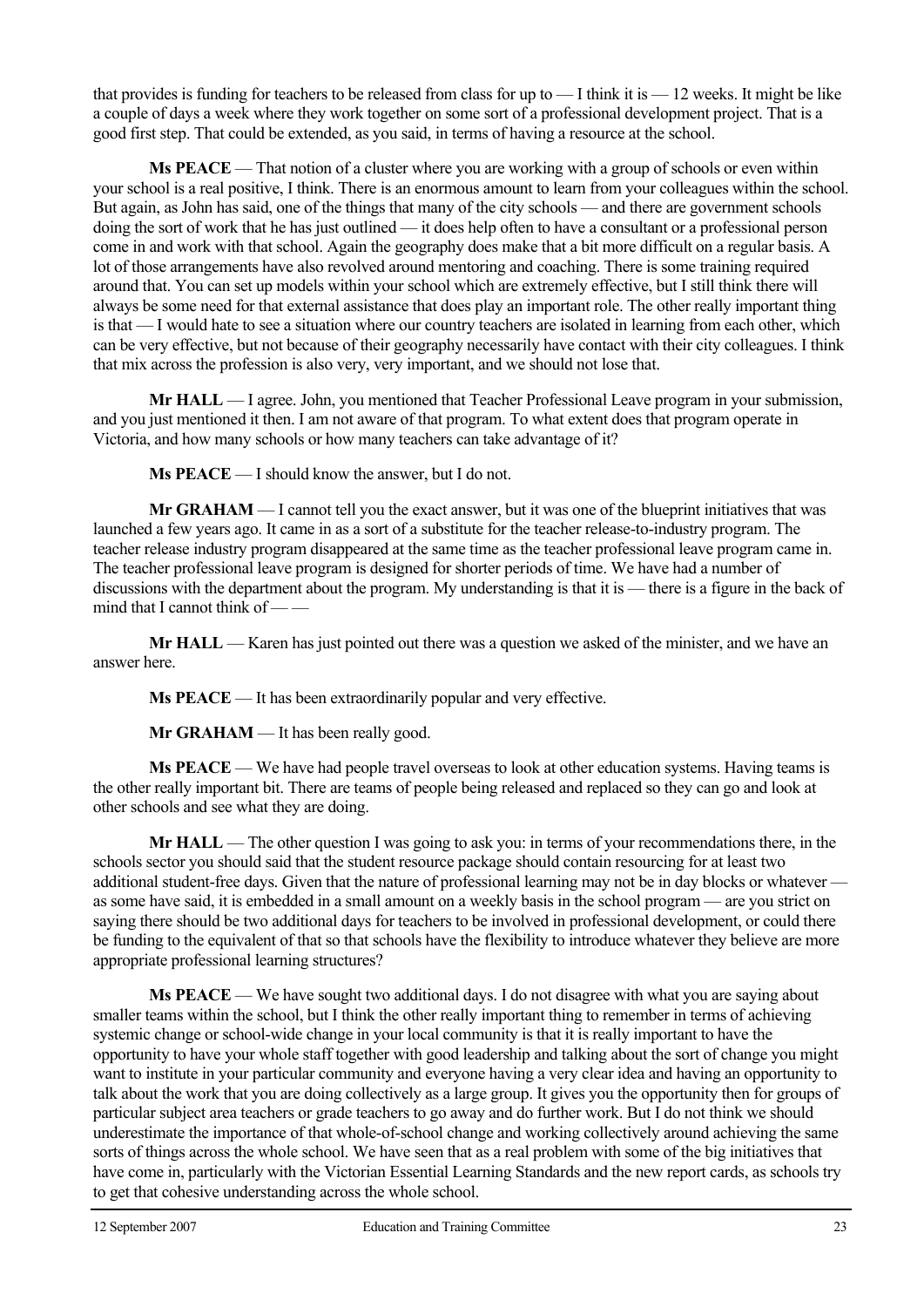that provides is funding for teachers to be released from class for up to — I think it is — 12 weeks. It might be like a couple of days a week where they work together on some sort of a professional development project. That is a good first step. That could be extended, as you said, in terms of having a resource at the school.

**Ms PEACE** — That notion of a cluster where you are working with a group of schools or even within your school is a real positive, I think. There is an enormous amount to learn from your colleagues within the school. But again, as John has said, one of the things that many of the city schools — and there are government schools doing the sort of work that he has just outlined — it does help often to have a consultant or a professional person come in and work with that school. Again the geography does make that a bit more difficult on a regular basis. A lot of those arrangements have also revolved around mentoring and coaching. There is some training required around that. You can set up models within your school which are extremely effective, but I still think there will always be some need for that external assistance that does play an important role. The other really important thing is that — I would hate to see a situation where our country teachers are isolated in learning from each other, which can be very effective, but not because of their geography necessarily have contact with their city colleagues. I think that mix across the profession is also very, very important, and we should not lose that.

**Mr HALL** — I agree. John, you mentioned that Teacher Professional Leave program in your submission, and you just mentioned it then. I am not aware of that program. To what extent does that program operate in Victoria, and how many schools or how many teachers can take advantage of it?

**Ms PEACE** — I should know the answer, but I do not.

**Mr GRAHAM** — I cannot tell you the exact answer, but it was one of the blueprint initiatives that was launched a few years ago. It came in as a sort of a substitute for the teacher release-to-industry program. The teacher release industry program disappeared at the same time as the teacher professional leave program came in. The teacher professional leave program is designed for shorter periods of time. We have had a number of discussions with the department about the program. My understanding is that it is — there is a figure in the back of mind that I cannot think of — —

**Mr HALL** — Karen has just pointed out there was a question we asked of the minister, and we have an answer here.

**Ms PEACE** — It has been extraordinarily popular and very effective.

**Mr GRAHAM** — It has been really good.

**Ms PEACE** — We have had people travel overseas to look at other education systems. Having teams is the other really important bit. There are teams of people being released and replaced so they can go and look at other schools and see what they are doing.

**Mr HALL** — The other question I was going to ask you: in terms of your recommendations there, in the schools sector you should said that the student resource package should contain resourcing for at least two additional student-free days. Given that the nature of professional learning may not be in day blocks or whatever — as some have said, it is embedded in a small amount on a weekly basis in the school program — are you strict on saying there should be two additional days for teachers to be involved in professional development, or could there be funding to the equivalent of that so that schools have the flexibility to introduce whatever they believe are more appropriate professional learning structures?

**Ms PEACE** — We have sought two additional days. I do not disagree with what you are saying about smaller teams within the school, but I think the other really important thing to remember in terms of achieving systemic change or school-wide change in your local community is that it is really important to have the opportunity to have your whole staff together with good leadership and talking about the sort of change you might want to institute in your particular community and everyone having a very clear idea and having an opportunity to talk about the work that you are doing collectively as a large group. It gives you the opportunity then for groups of particular subject area teachers or grade teachers to go away and do further work. But I do not think we should underestimate the importance of that whole-of-school change and working collectively around achieving the same sorts of things across the whole school. We have seen that as a real problem with some of the big initiatives that have come in, particularly with the Victorian Essential Learning Standards and the new report cards, as schools try to get that cohesive understanding across the whole school.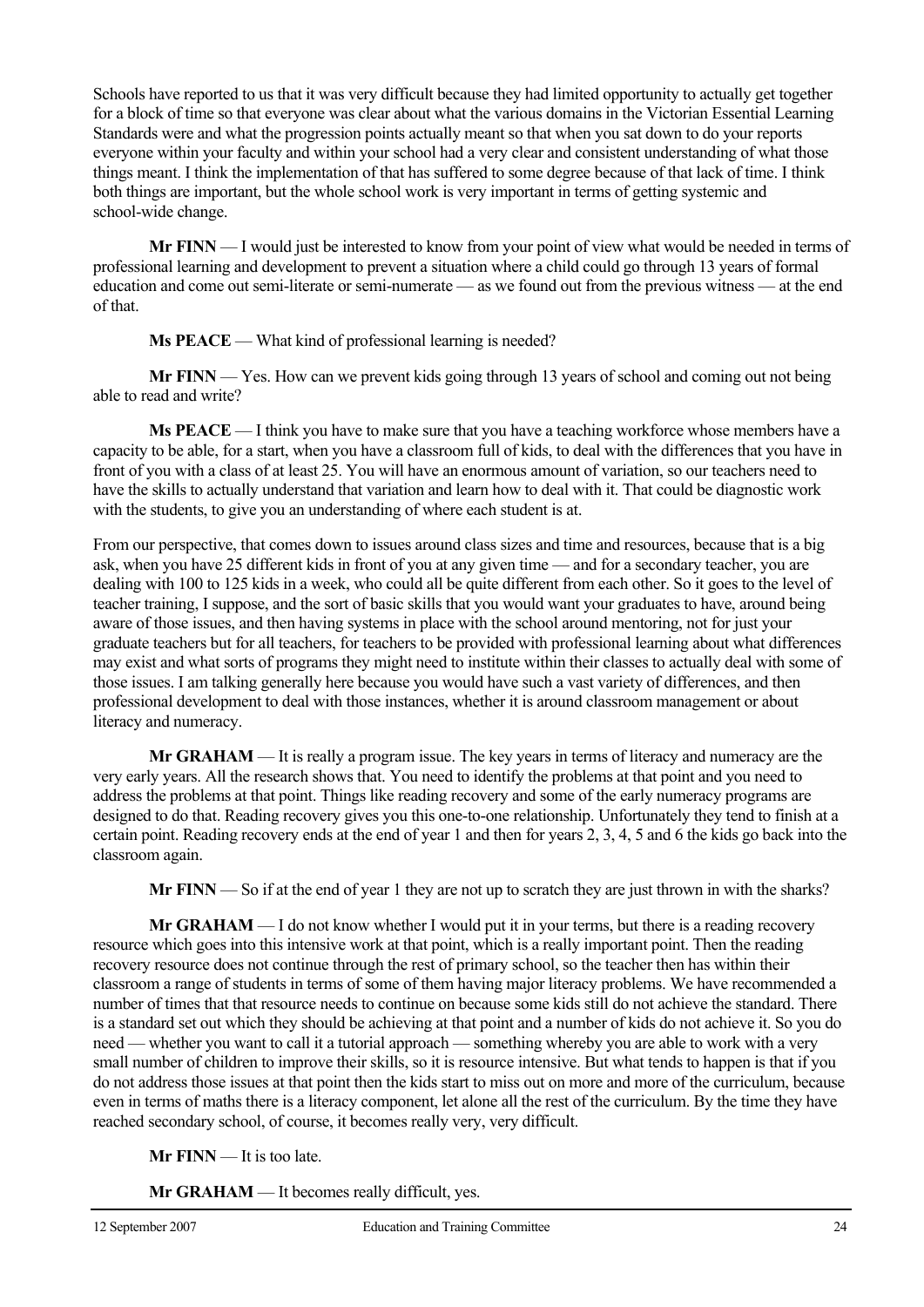Schools have reported to us that it was very difficult because they had limited opportunity to actually get together for a block of time so that everyone was clear about what the various domains in the Victorian Essential Learning Standards were and what the progression points actually meant so that when you sat down to do your reports everyone within your faculty and within your school had a very clear and consistent understanding of what those things meant. I think the implementation of that has suffered to some degree because of that lack of time. I think both things are important, but the whole school work is very important in terms of getting systemic and school-wide change.

**Mr FINN** — I would just be interested to know from your point of view what would be needed in terms of professional learning and development to prevent a situation where a child could go through 13 years of formal education and come out semi-literate or semi-numerate — as we found out from the previous witness — at the end of that.

**Ms PEACE** — What kind of professional learning is needed?

**Mr FINN** — Yes. How can we prevent kids going through 13 years of school and coming out not being able to read and write?

**Ms PEACE** — I think you have to make sure that you have a teaching workforce whose members have a capacity to be able, for a start, when you have a classroom full of kids, to deal with the differences that you have in front of you with a class of at least 25. You will have an enormous amount of variation, so our teachers need to have the skills to actually understand that variation and learn how to deal with it. That could be diagnostic work with the students, to give you an understanding of where each student is at.

From our perspective, that comes down to issues around class sizes and time and resources, because that is a big ask, when you have 25 different kids in front of you at any given time — and for a secondary teacher, you are dealing with 100 to 125 kids in a week, who could all be quite different from each other. So it goes to the level of teacher training, I suppose, and the sort of basic skills that you would want your graduates to have, around being aware of those issues, and then having systems in place with the school around mentoring, not for just your graduate teachers but for all teachers, for teachers to be provided with professional learning about what differences may exist and what sorts of programs they might need to institute within their classes to actually deal with some of those issues. I am talking generally here because you would have such a vast variety of differences, and then professional development to deal with those instances, whether it is around classroom management or about literacy and numeracy.

**Mr GRAHAM** — It is really a program issue. The key years in terms of literacy and numeracy are the very early years. All the research shows that. You need to identify the problems at that point and you need to address the problems at that point. Things like reading recovery and some of the early numeracy programs are designed to do that. Reading recovery gives you this one-to-one relationship. Unfortunately they tend to finish at a certain point. Reading recovery ends at the end of year 1 and then for years 2, 3, 4, 5 and 6 the kids go back into the classroom again.

**Mr FINN** — So if at the end of year 1 they are not up to scratch they are just thrown in with the sharks?

**Mr GRAHAM** — I do not know whether I would put it in your terms, but there is a reading recovery resource which goes into this intensive work at that point, which is a really important point. Then the reading recovery resource does not continue through the rest of primary school, so the teacher then has within their classroom a range of students in terms of some of them having major literacy problems. We have recommended a number of times that that resource needs to continue on because some kids still do not achieve the standard. There is a standard set out which they should be achieving at that point and a number of kids do not achieve it. So you do need — whether you want to call it a tutorial approach — something whereby you are able to work with a very small number of children to improve their skills, so it is resource intensive. But what tends to happen is that if you do not address those issues at that point then the kids start to miss out on more and more of the curriculum, because even in terms of maths there is a literacy component, let alone all the rest of the curriculum. By the time they have reached secondary school, of course, it becomes really very, very difficult.

**Mr FINN** — It is too late.

**Mr GRAHAM** — It becomes really difficult, yes.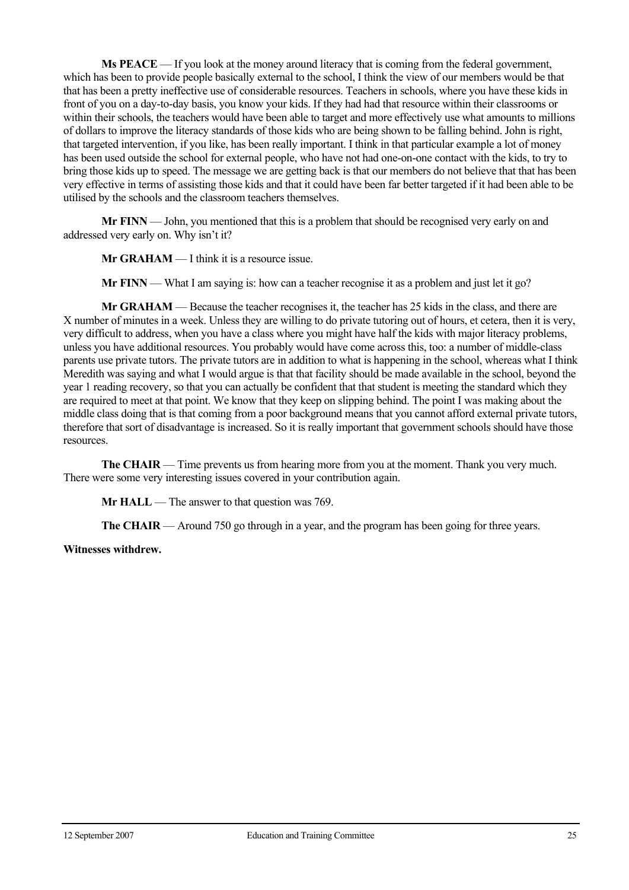**Ms PEACE** — If you look at the money around literacy that is coming from the federal government, which has been to provide people basically external to the school, I think the view of our members would be that that has been a pretty ineffective use of considerable resources. Teachers in schools, where you have these kids in front of you on a day-to-day basis, you know your kids. If they had had that resource within their classrooms or within their schools, the teachers would have been able to target and more effectively use what amounts to millions of dollars to improve the literacy standards of those kids who are being shown to be falling behind. John is right, that targeted intervention, if you like, has been really important. I think in that particular example a lot of money has been used outside the school for external people, who have not had one-on-one contact with the kids, to try to bring those kids up to speed. The message we are getting back is that our members do not believe that that has been very effective in terms of assisting those kids and that it could have been far better targeted if it had been able to be utilised by the schools and the classroom teachers themselves.

**Mr FINN** — John, you mentioned that this is a problem that should be recognised very early on and addressed very early on. Why isn't it?

**Mr GRAHAM** — I think it is a resource issue.

**Mr FINN** — What I am saying is: how can a teacher recognise it as a problem and just let it go?

**Mr GRAHAM** — Because the teacher recognises it, the teacher has 25 kids in the class, and there are X number of minutes in a week. Unless they are willing to do private tutoring out of hours, et cetera, then it is very, very difficult to address, when you have a class where you might have half the kids with major literacy problems, unless you have additional resources. You probably would have come across this, too: a number of middle-class parents use private tutors. The private tutors are in addition to what is happening in the school, whereas what I think Meredith was saying and what I would argue is that that facility should be made available in the school, beyond the year 1 reading recovery, so that you can actually be confident that that student is meeting the standard which they are required to meet at that point. We know that they keep on slipping behind. The point I was making about the middle class doing that is that coming from a poor background means that you cannot afford external private tutors, therefore that sort of disadvantage is increased. So it is really important that government schools should have those resources.

**The CHAIR** — Time prevents us from hearing more from you at the moment. Thank you very much. There were some very interesting issues covered in your contribution again.

**Mr HALL** — The answer to that question was 769.

**The CHAIR** — Around 750 go through in a year, and the program has been going for three years.

**Witnesses withdrew.**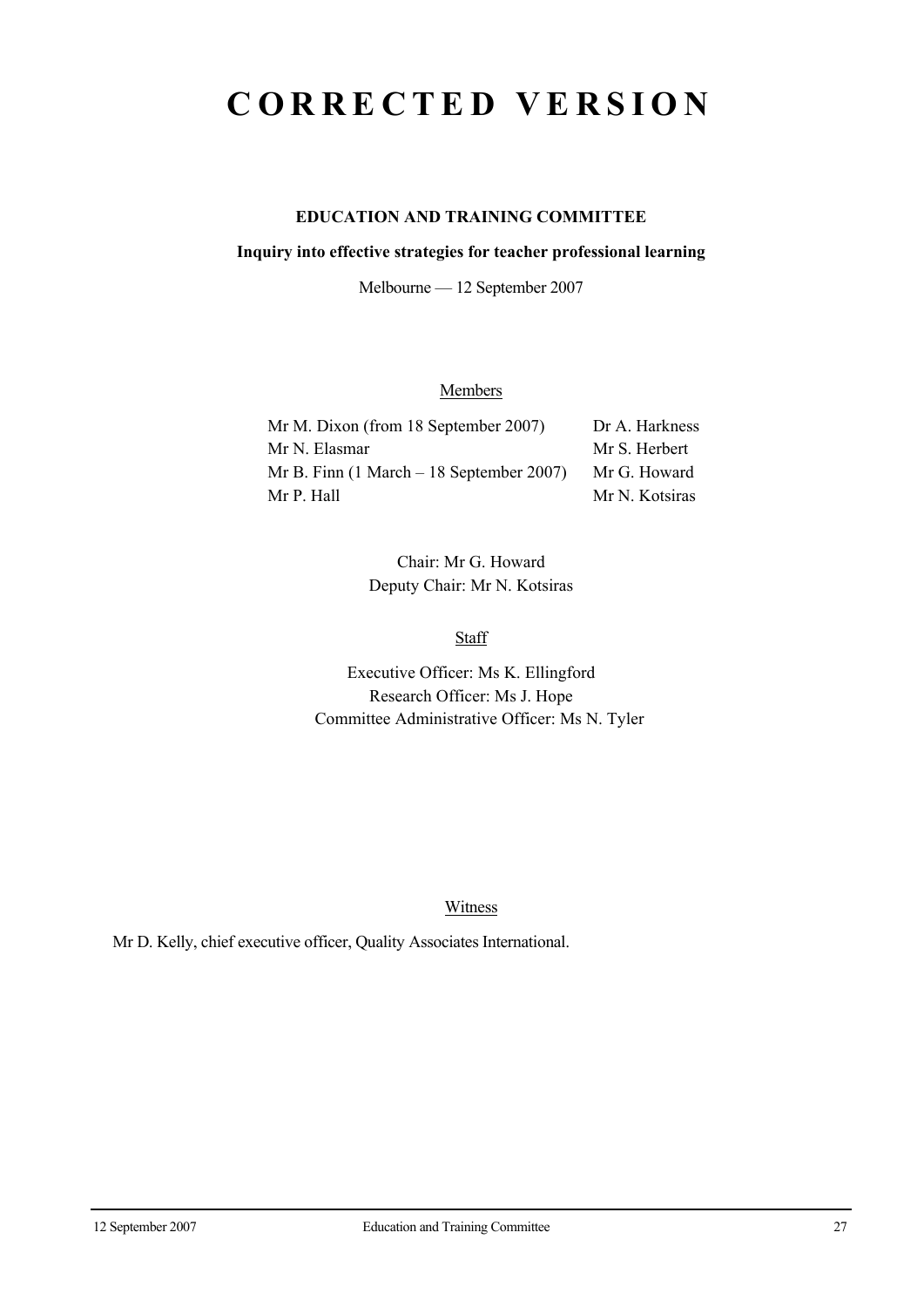# C O R R E C T E D   V E R S I O N

**EDUCATION AND TRAINING COMMITTEE**

**Inquiry into effective strategies for teacher professional learning**

Melbourne — 12 September 2007

Members

| | |
|---|---|
| Mr M. Dixon (from 18 September 2007) | Dr A. Harkness |
| Mr N. Elasmar | Mr S. Herbert |
| Mr B. Finn (1 March – 18 September 2007) | Mr G. Howard |
| Mr P. Hall | Mr N. Kotsiras |

Chair: Mr G. Howard
Deputy Chair: Mr N. Kotsiras

Staff

Executive Officer: Ms K. Ellingford
Research Officer: Ms J. Hope
Committee Administrative Officer: Ms N. Tyler

Witness

Mr D. Kelly, chief executive officer, Quality Associates International.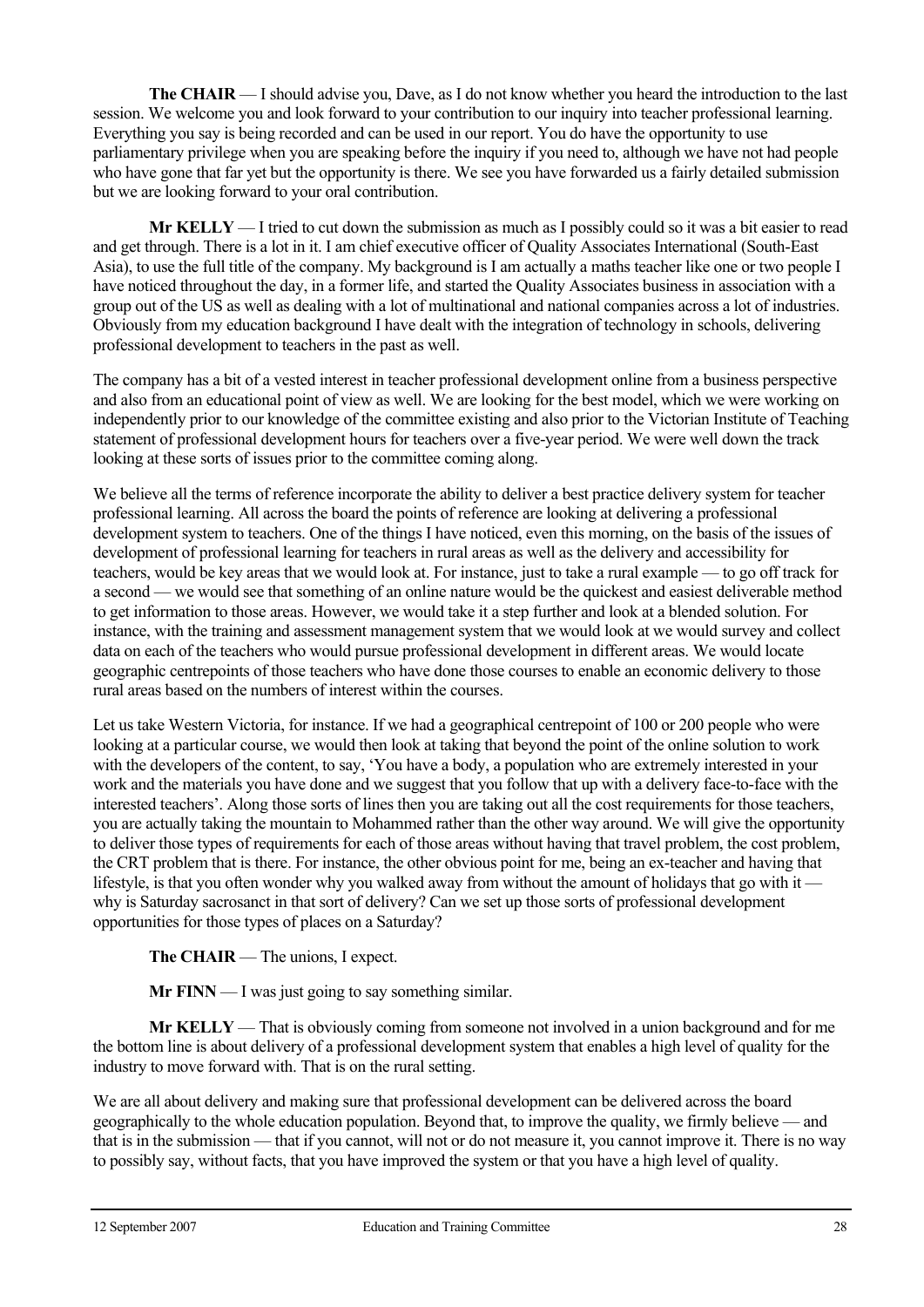**The CHAIR** — I should advise you, Dave, as I do not know whether you heard the introduction to the last session. We welcome you and look forward to your contribution to our inquiry into teacher professional learning. Everything you say is being recorded and can be used in our report. You do have the opportunity to use parliamentary privilege when you are speaking before the inquiry if you need to, although we have not had people who have gone that far yet but the opportunity is there. We see you have forwarded us a fairly detailed submission but we are looking forward to your oral contribution.

**Mr KELLY** — I tried to cut down the submission as much as I possibly could so it was a bit easier to read and get through. There is a lot in it. I am chief executive officer of Quality Associates International (South-East Asia), to use the full title of the company. My background is I am actually a maths teacher like one or two people I have noticed throughout the day, in a former life, and started the Quality Associates business in association with a group out of the US as well as dealing with a lot of multinational and national companies across a lot of industries. Obviously from my education background I have dealt with the integration of technology in schools, delivering professional development to teachers in the past as well.

The company has a bit of a vested interest in teacher professional development online from a business perspective and also from an educational point of view as well. We are looking for the best model, which we were working on independently prior to our knowledge of the committee existing and also prior to the Victorian Institute of Teaching statement of professional development hours for teachers over a five-year period. We were well down the track looking at these sorts of issues prior to the committee coming along.

We believe all the terms of reference incorporate the ability to deliver a best practice delivery system for teacher professional learning. All across the board the points of reference are looking at delivering a professional development system to teachers. One of the things I have noticed, even this morning, on the basis of the issues of development of professional learning for teachers in rural areas as well as the delivery and accessibility for teachers, would be key areas that we would look at. For instance, just to take a rural example — to go off track for a second — we would see that something of an online nature would be the quickest and easiest deliverable method to get information to those areas. However, we would take it a step further and look at a blended solution. For instance, with the training and assessment management system that we would look at we would survey and collect data on each of the teachers who would pursue professional development in different areas. We would locate geographic centrepoints of those teachers who have done those courses to enable an economic delivery to those rural areas based on the numbers of interest within the courses.

Let us take Western Victoria, for instance. If we had a geographical centrepoint of 100 or 200 people who were looking at a particular course, we would then look at taking that beyond the point of the online solution to work with the developers of the content, to say, 'You have a body, a population who are extremely interested in your work and the materials you have done and we suggest that you follow that up with a delivery face-to-face with the interested teachers'. Along those sorts of lines then you are taking out all the cost requirements for those teachers, you are actually taking the mountain to Mohammed rather than the other way around. We will give the opportunity to deliver those types of requirements for each of those areas without having that travel problem, the cost problem, the CRT problem that is there. For instance, the other obvious point for me, being an ex-teacher and having that lifestyle, is that you often wonder why you walked away from without the amount of holidays that go with it — why is Saturday sacrosanct in that sort of delivery? Can we set up those sorts of professional development opportunities for those types of places on a Saturday?

**The CHAIR** — The unions, I expect.

**Mr FINN** — I was just going to say something similar.

**Mr KELLY** — That is obviously coming from someone not involved in a union background and for me the bottom line is about delivery of a professional development system that enables a high level of quality for the industry to move forward with. That is on the rural setting.

We are all about delivery and making sure that professional development can be delivered across the board geographically to the whole education population. Beyond that, to improve the quality, we firmly believe — and that is in the submission — that if you cannot, will not or do not measure it, you cannot improve it. There is no way to possibly say, without facts, that you have improved the system or that you have a high level of quality.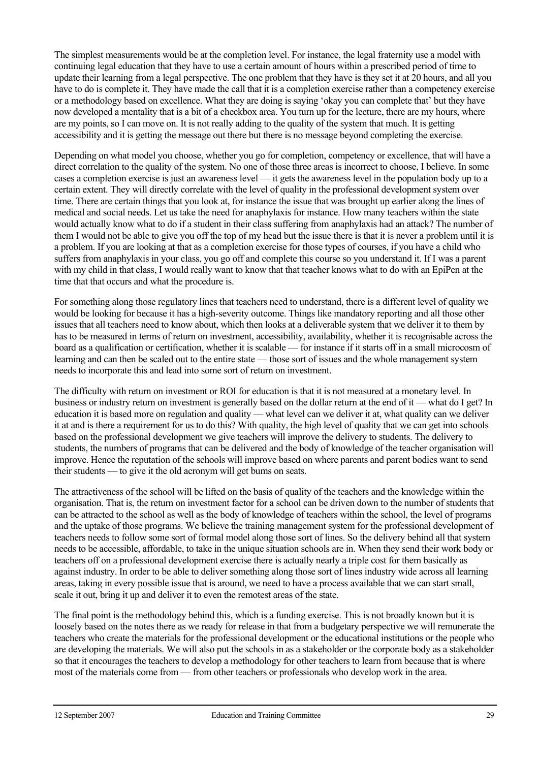The simplest measurements would be at the completion level. For instance, the legal fraternity use a model with continuing legal education that they have to use a certain amount of hours within a prescribed period of time to update their learning from a legal perspective. The one problem that they have is they set it at 20 hours, and all you have to do is complete it. They have made the call that it is a completion exercise rather than a competency exercise or a methodology based on excellence. What they are doing is saying 'okay you can complete that' but they have now developed a mentality that is a bit of a checkbox area. You turn up for the lecture, there are my hours, where are my points, so I can move on. It is not really adding to the quality of the system that much. It is getting accessibility and it is getting the message out there but there is no message beyond completing the exercise.

Depending on what model you choose, whether you go for completion, competency or excellence, that will have a direct correlation to the quality of the system. No one of those three areas is incorrect to choose, I believe. In some cases a completion exercise is just an awareness level — it gets the awareness level in the population body up to a certain extent. They will directly correlate with the level of quality in the professional development system over time. There are certain things that you look at, for instance the issue that was brought up earlier along the lines of medical and social needs. Let us take the need for anaphylaxis for instance. How many teachers within the state would actually know what to do if a student in their class suffering from anaphylaxis had an attack? The number of them I would not be able to give you off the top of my head but the issue there is that it is never a problem until it is a problem. If you are looking at that as a completion exercise for those types of courses, if you have a child who suffers from anaphylaxis in your class, you go off and complete this course so you understand it. If I was a parent with my child in that class, I would really want to know that that teacher knows what to do with an EpiPen at the time that that occurs and what the procedure is.

For something along those regulatory lines that teachers need to understand, there is a different level of quality we would be looking for because it has a high-severity outcome. Things like mandatory reporting and all those other issues that all teachers need to know about, which then looks at a deliverable system that we deliver it to them by has to be measured in terms of return on investment, accessibility, availability, whether it is recognisable across the board as a qualification or certification, whether it is scalable — for instance if it starts off in a small microcosm of learning and can then be scaled out to the entire state — those sort of issues and the whole management system needs to incorporate this and lead into some sort of return on investment.

The difficulty with return on investment or ROI for education is that it is not measured at a monetary level. In business or industry return on investment is generally based on the dollar return at the end of it — what do I get? In education it is based more on regulation and quality — what level can we deliver it at, what quality can we deliver it at and is there a requirement for us to do this? With quality, the high level of quality that we can get into schools based on the professional development we give teachers will improve the delivery to students. The delivery to students, the numbers of programs that can be delivered and the body of knowledge of the teacher organisation will improve. Hence the reputation of the schools will improve based on where parents and parent bodies want to send their students — to give it the old acronym will get bums on seats.

The attractiveness of the school will be lifted on the basis of quality of the teachers and the knowledge within the organisation. That is, the return on investment factor for a school can be driven down to the number of students that can be attracted to the school as well as the body of knowledge of teachers within the school, the level of programs and the uptake of those programs. We believe the training management system for the professional development of teachers needs to follow some sort of formal model along those sort of lines. So the delivery behind all that system needs to be accessible, affordable, to take in the unique situation schools are in. When they send their work body or teachers off on a professional development exercise there is actually nearly a triple cost for them basically as against industry. In order to be able to deliver something along those sort of lines industry wide across all learning areas, taking in every possible issue that is around, we need to have a process available that we can start small, scale it out, bring it up and deliver it to even the remotest areas of the state.

The final point is the methodology behind this, which is a funding exercise. This is not broadly known but it is loosely based on the notes there as we ready for release in that from a budgetary perspective we will remunerate the teachers who create the materials for the professional development or the educational institutions or the people who are developing the materials. We will also put the schools in as a stakeholder or the corporate body as a stakeholder so that it encourages the teachers to develop a methodology for other teachers to learn from because that is where most of the materials come from — from other teachers or professionals who develop work in the area.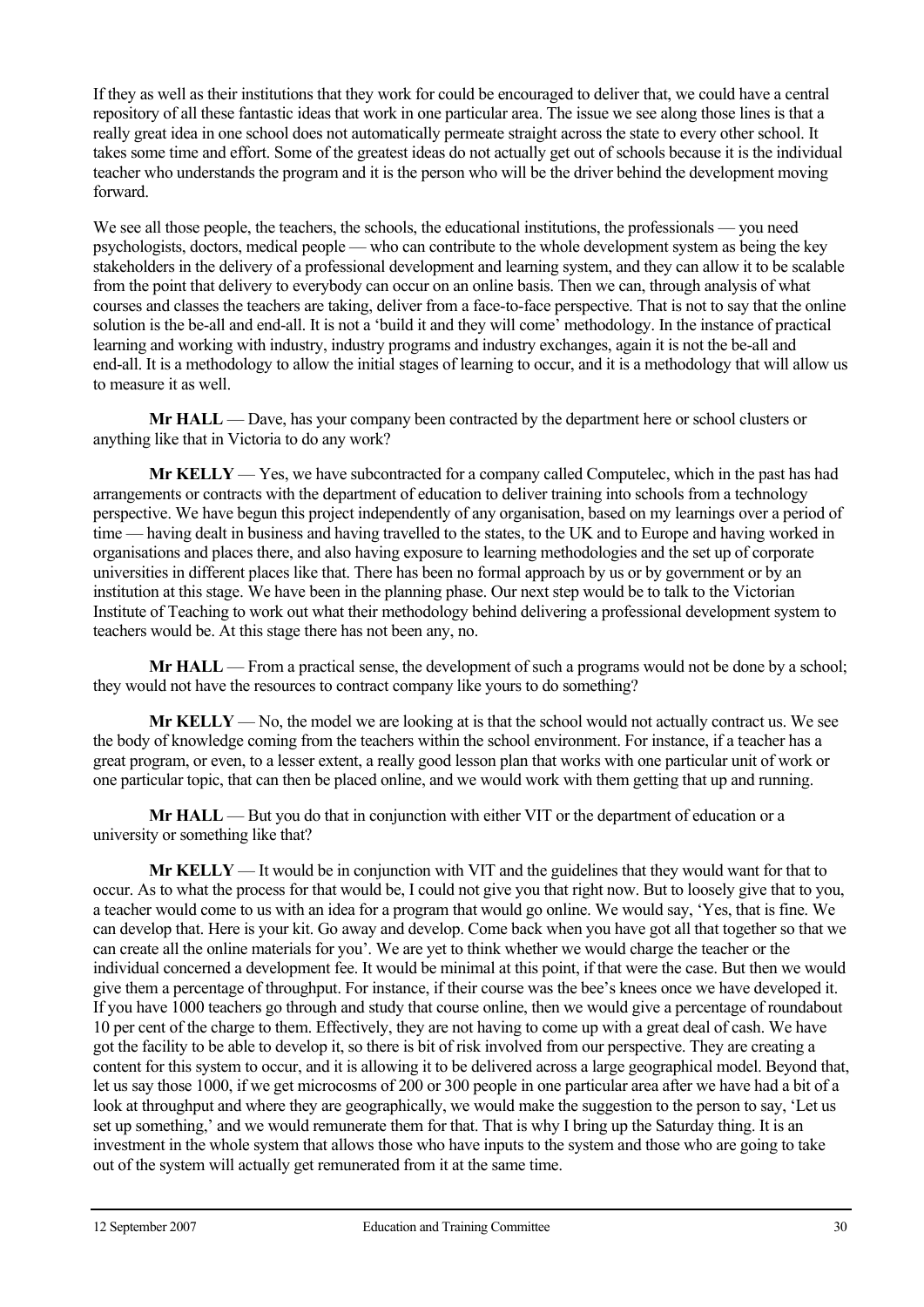If they as well as their institutions that they work for could be encouraged to deliver that, we could have a central repository of all these fantastic ideas that work in one particular area. The issue we see along those lines is that a really great idea in one school does not automatically permeate straight across the state to every other school. It takes some time and effort. Some of the greatest ideas do not actually get out of schools because it is the individual teacher who understands the program and it is the person who will be the driver behind the development moving forward.

We see all those people, the teachers, the schools, the educational institutions, the professionals — you need psychologists, doctors, medical people — who can contribute to the whole development system as being the key stakeholders in the delivery of a professional development and learning system, and they can allow it to be scalable from the point that delivery to everybody can occur on an online basis. Then we can, through analysis of what courses and classes the teachers are taking, deliver from a face-to-face perspective. That is not to say that the online solution is the be-all and end-all. It is not a 'build it and they will come' methodology. In the instance of practical learning and working with industry, industry programs and industry exchanges, again it is not the be-all and end-all. It is a methodology to allow the initial stages of learning to occur, and it is a methodology that will allow us to measure it as well.

**Mr HALL** — Dave, has your company been contracted by the department here or school clusters or anything like that in Victoria to do any work?

**Mr KELLY** — Yes, we have subcontracted for a company called Computelec, which in the past has had arrangements or contracts with the department of education to deliver training into schools from a technology perspective. We have begun this project independently of any organisation, based on my learnings over a period of time — having dealt in business and having travelled to the states, to the UK and to Europe and having worked in organisations and places there, and also having exposure to learning methodologies and the set up of corporate universities in different places like that. There has been no formal approach by us or by government or by an institution at this stage. We have been in the planning phase. Our next step would be to talk to the Victorian Institute of Teaching to work out what their methodology behind delivering a professional development system to teachers would be. At this stage there has not been any, no.

**Mr HALL** — From a practical sense, the development of such a programs would not be done by a school; they would not have the resources to contract company like yours to do something?

**Mr KELLY** — No, the model we are looking at is that the school would not actually contract us. We see the body of knowledge coming from the teachers within the school environment. For instance, if a teacher has a great program, or even, to a lesser extent, a really good lesson plan that works with one particular unit of work or one particular topic, that can then be placed online, and we would work with them getting that up and running.

**Mr HALL** — But you do that in conjunction with either VIT or the department of education or a university or something like that?

**Mr KELLY** — It would be in conjunction with VIT and the guidelines that they would want for that to occur. As to what the process for that would be, I could not give you that right now. But to loosely give that to you, a teacher would come to us with an idea for a program that would go online. We would say, 'Yes, that is fine. We can develop that. Here is your kit. Go away and develop. Come back when you have got all that together so that we can create all the online materials for you'. We are yet to think whether we would charge the teacher or the individual concerned a development fee. It would be minimal at this point, if that were the case. But then we would give them a percentage of throughput. For instance, if their course was the bee's knees once we have developed it. If you have 1000 teachers go through and study that course online, then we would give a percentage of roundabout 10 per cent of the charge to them. Effectively, they are not having to come up with a great deal of cash. We have got the facility to be able to develop it, so there is bit of risk involved from our perspective. They are creating a content for this system to occur, and it is allowing it to be delivered across a large geographical model. Beyond that, let us say those 1000, if we get microcosms of 200 or 300 people in one particular area after we have had a bit of a look at throughput and where they are geographically, we would make the suggestion to the person to say, 'Let us set up something,' and we would remunerate them for that. That is why I bring up the Saturday thing. It is an investment in the whole system that allows those who have inputs to the system and those who are going to take out of the system will actually get remunerated from it at the same time.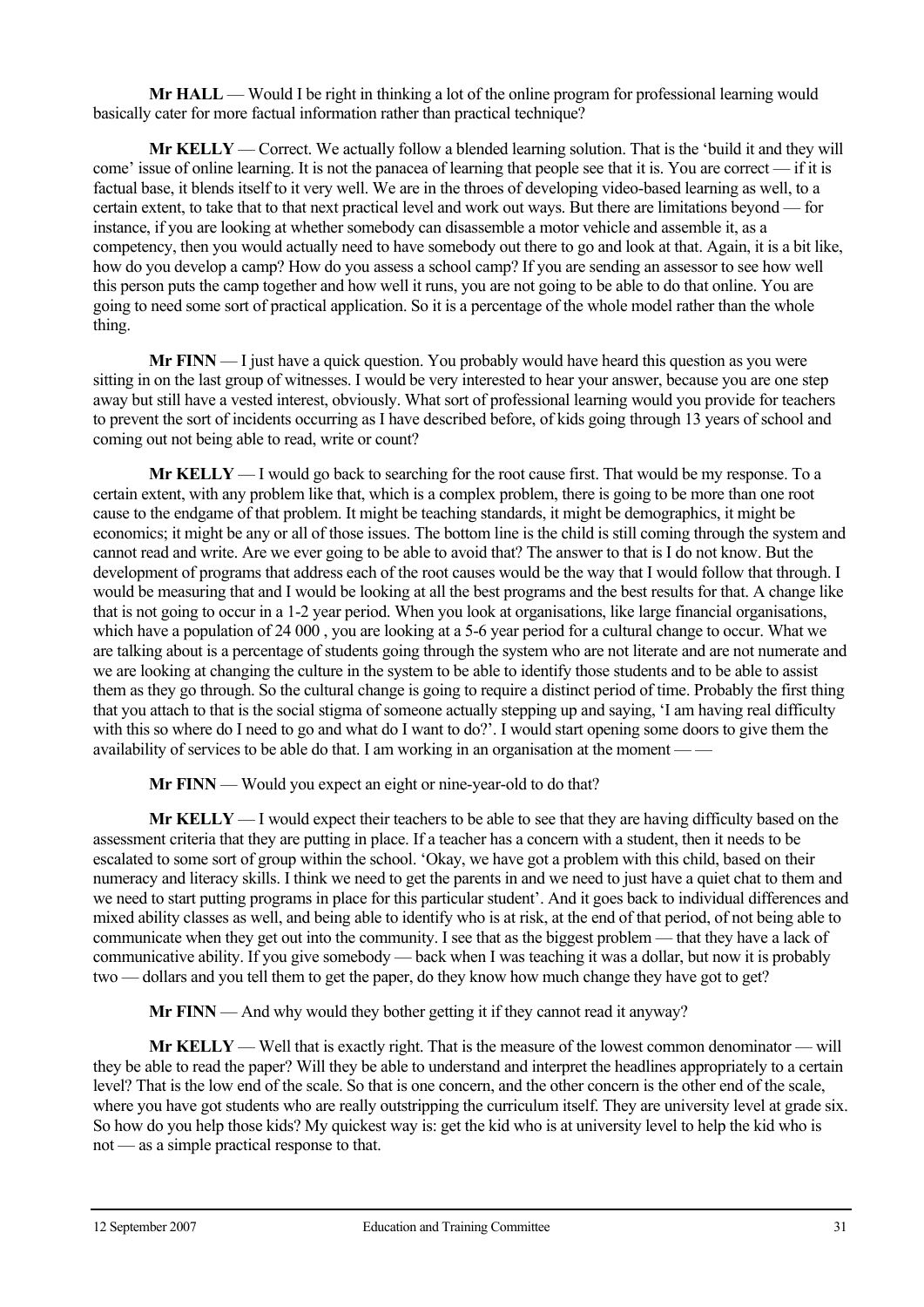**Mr HALL** — Would I be right in thinking a lot of the online program for professional learning would basically cater for more factual information rather than practical technique?

**Mr KELLY** — Correct. We actually follow a blended learning solution. That is the 'build it and they will come' issue of online learning. It is not the panacea of learning that people see that it is. You are correct — if it is factual base, it blends itself to it very well. We are in the throes of developing video-based learning as well, to a certain extent, to take that to that next practical level and work out ways. But there are limitations beyond — for instance, if you are looking at whether somebody can disassemble a motor vehicle and assemble it, as a competency, then you would actually need to have somebody out there to go and look at that. Again, it is a bit like, how do you develop a camp? How do you assess a school camp? If you are sending an assessor to see how well this person puts the camp together and how well it runs, you are not going to be able to do that online. You are going to need some sort of practical application. So it is a percentage of the whole model rather than the whole thing.

**Mr FINN** — I just have a quick question. You probably would have heard this question as you were sitting in on the last group of witnesses. I would be very interested to hear your answer, because you are one step away but still have a vested interest, obviously. What sort of professional learning would you provide for teachers to prevent the sort of incidents occurring as I have described before, of kids going through 13 years of school and coming out not being able to read, write or count?

**Mr KELLY** — I would go back to searching for the root cause first. That would be my response. To a certain extent, with any problem like that, which is a complex problem, there is going to be more than one root cause to the endgame of that problem. It might be teaching standards, it might be demographics, it might be economics; it might be any or all of those issues. The bottom line is the child is still coming through the system and cannot read and write. Are we ever going to be able to avoid that? The answer to that is I do not know. But the development of programs that address each of the root causes would be the way that I would follow that through. I would be measuring that and I would be looking at all the best programs and the best results for that. A change like that is not going to occur in a 1-2 year period. When you look at organisations, like large financial organisations, which have a population of 24 000 , you are looking at a 5-6 year period for a cultural change to occur. What we are talking about is a percentage of students going through the system who are not literate and are not numerate and we are looking at changing the culture in the system to be able to identify those students and to be able to assist them as they go through. So the cultural change is going to require a distinct period of time. Probably the first thing that you attach to that is the social stigma of someone actually stepping up and saying, 'I am having real difficulty with this so where do I need to go and what do I want to do?'. I would start opening some doors to give them the availability of services to be able do that. I am working in an organisation at the moment — —

**Mr FINN** — Would you expect an eight or nine-year-old to do that?

**Mr KELLY** — I would expect their teachers to be able to see that they are having difficulty based on the assessment criteria that they are putting in place. If a teacher has a concern with a student, then it needs to be escalated to some sort of group within the school. 'Okay, we have got a problem with this child, based on their numeracy and literacy skills. I think we need to get the parents in and we need to just have a quiet chat to them and we need to start putting programs in place for this particular student'. And it goes back to individual differences and mixed ability classes as well, and being able to identify who is at risk, at the end of that period, of not being able to communicate when they get out into the community. I see that as the biggest problem — that they have a lack of communicative ability. If you give somebody — back when I was teaching it was a dollar, but now it is probably two — dollars and you tell them to get the paper, do they know how much change they have got to get?

**Mr FINN** — And why would they bother getting it if they cannot read it anyway?

**Mr KELLY** — Well that is exactly right. That is the measure of the lowest common denominator — will they be able to read the paper? Will they be able to understand and interpret the headlines appropriately to a certain level? That is the low end of the scale. So that is one concern, and the other concern is the other end of the scale, where you have got students who are really outstripping the curriculum itself. They are university level at grade six. So how do you help those kids? My quickest way is: get the kid who is at university level to help the kid who is not — as a simple practical response to that.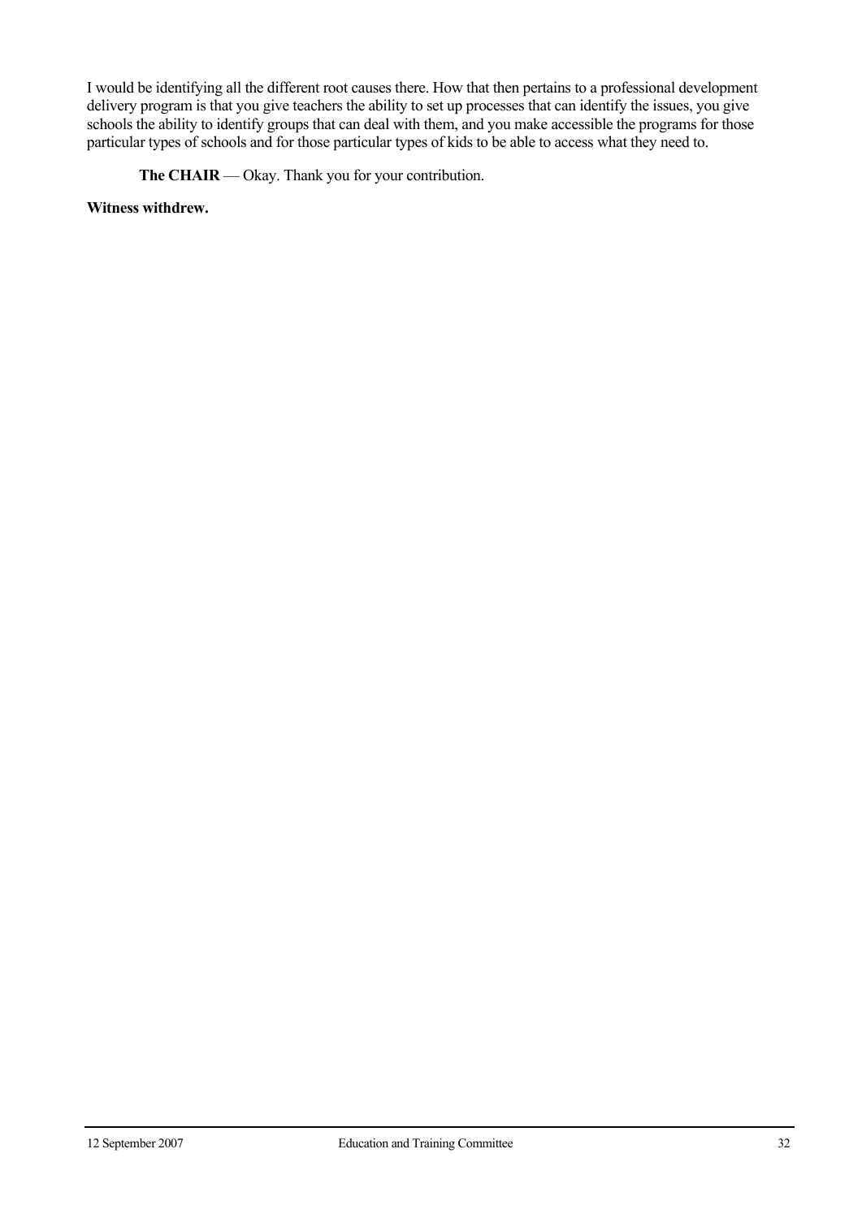I would be identifying all the different root causes there. How that then pertains to a professional development delivery program is that you give teachers the ability to set up processes that can identify the issues, you give schools the ability to identify groups that can deal with them, and you make accessible the programs for those particular types of schools and for those particular types of kids to be able to access what they need to.

**The CHAIR** — Okay. Thank you for your contribution.

**Witness withdrew.**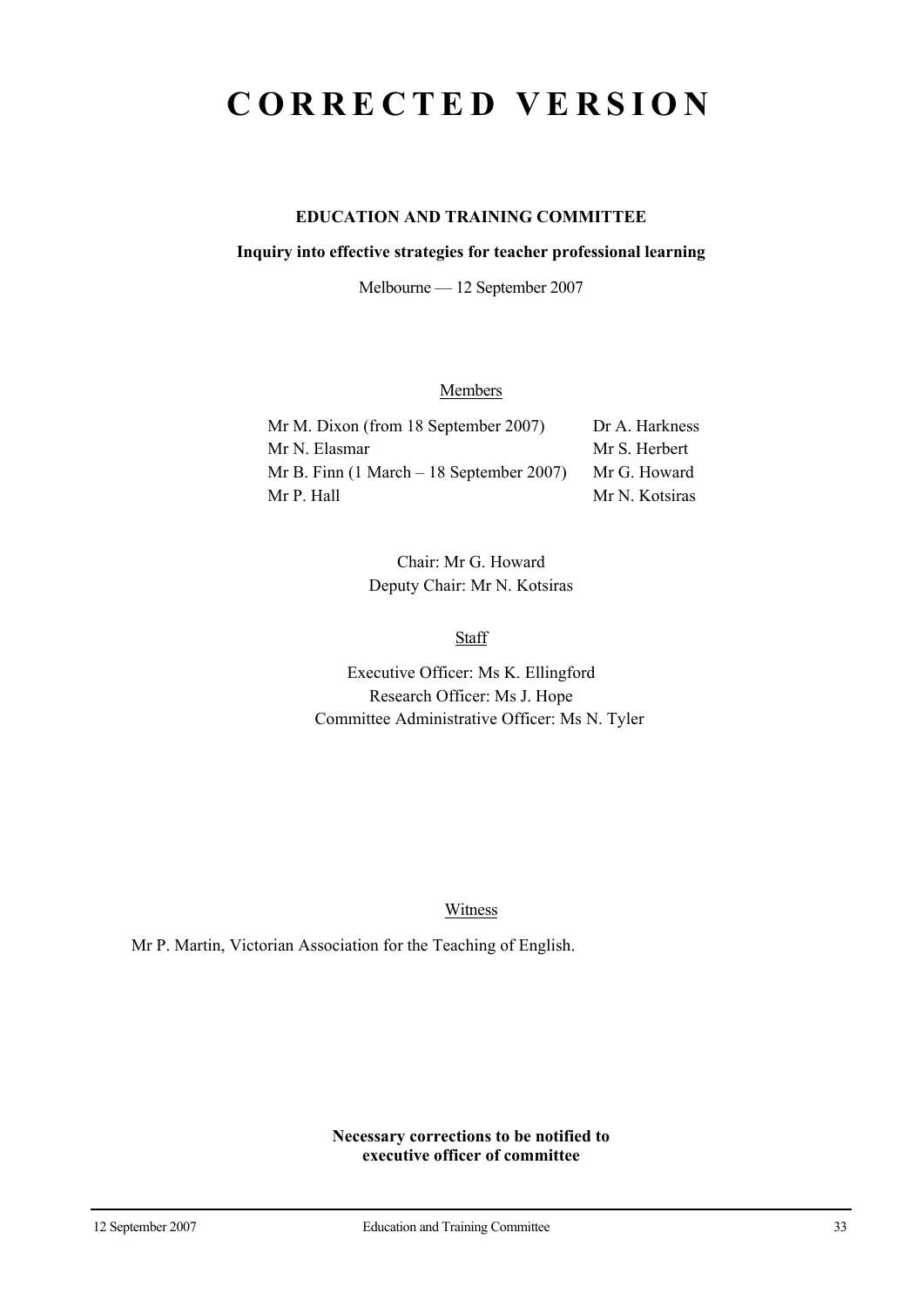# CORRECTED VERSION

**EDUCATION AND TRAINING COMMITTEE**

**Inquiry into effective strategies for teacher professional learning**

Melbourne — 12 September 2007

Members

| | |
|---|---|
| Mr M. Dixon (from 18 September 2007) | Dr A. Harkness |
| Mr N. Elasmar | Mr S. Herbert |
| Mr B. Finn (1 March – 18 September 2007) | Mr G. Howard |
| Mr P. Hall | Mr N. Kotsiras |

Chair: Mr G. Howard
Deputy Chair: Mr N. Kotsiras

Staff

Executive Officer: Ms K. Ellingford
Research Officer: Ms J. Hope
Committee Administrative Officer: Ms N. Tyler

Witness

Mr P. Martin, Victorian Association for the Teaching of English.

**Necessary corrections to be notified to executive officer of committee**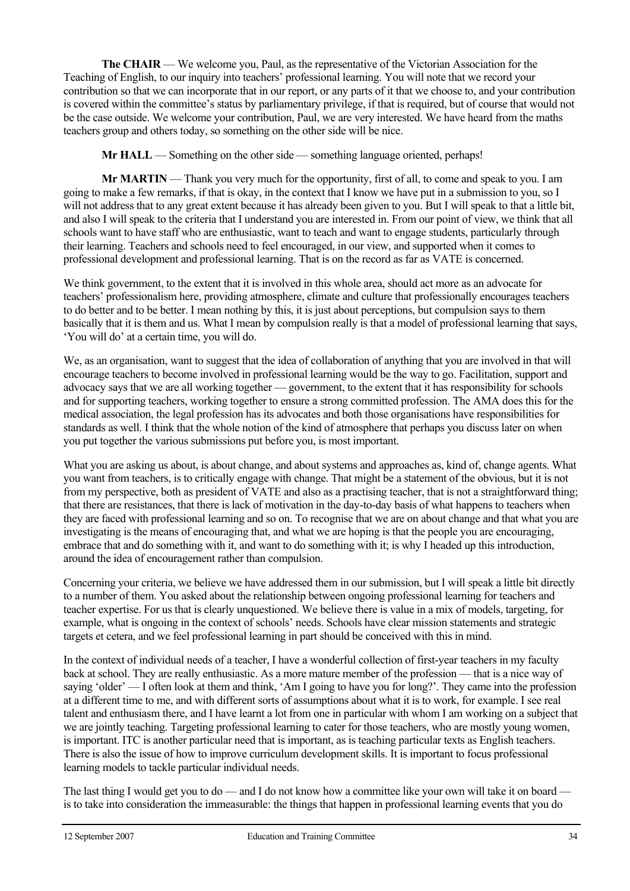**The CHAIR** — We welcome you, Paul, as the representative of the Victorian Association for the Teaching of English, to our inquiry into teachers' professional learning. You will note that we record your contribution so that we can incorporate that in our report, or any parts of it that we choose to, and your contribution is covered within the committee's status by parliamentary privilege, if that is required, but of course that would not be the case outside. We welcome your contribution, Paul, we are very interested. We have heard from the maths teachers group and others today, so something on the other side will be nice.

**Mr HALL** — Something on the other side — something language oriented, perhaps!

**Mr MARTIN** — Thank you very much for the opportunity, first of all, to come and speak to you. I am going to make a few remarks, if that is okay, in the context that I know we have put in a submission to you, so I will not address that to any great extent because it has already been given to you. But I will speak to that a little bit, and also I will speak to the criteria that I understand you are interested in. From our point of view, we think that all schools want to have staff who are enthusiastic, want to teach and want to engage students, particularly through their learning. Teachers and schools need to feel encouraged, in our view, and supported when it comes to professional development and professional learning. That is on the record as far as VATE is concerned.

We think government, to the extent that it is involved in this whole area, should act more as an advocate for teachers' professionalism here, providing atmosphere, climate and culture that professionally encourages teachers to do better and to be better. I mean nothing by this, it is just about perceptions, but compulsion says to them basically that it is them and us. What I mean by compulsion really is that a model of professional learning that says, 'You will do' at a certain time, you will do.

We, as an organisation, want to suggest that the idea of collaboration of anything that you are involved in that will encourage teachers to become involved in professional learning would be the way to go. Facilitation, support and advocacy says that we are all working together — government, to the extent that it has responsibility for schools and for supporting teachers, working together to ensure a strong committed profession. The AMA does this for the medical association, the legal profession has its advocates and both those organisations have responsibilities for standards as well. I think that the whole notion of the kind of atmosphere that perhaps you discuss later on when you put together the various submissions put before you, is most important.

What you are asking us about, is about change, and about systems and approaches as, kind of, change agents. What you want from teachers, is to critically engage with change. That might be a statement of the obvious, but it is not from my perspective, both as president of VATE and also as a practising teacher, that is not a straightforward thing; that there are resistances, that there is lack of motivation in the day-to-day basis of what happens to teachers when they are faced with professional learning and so on. To recognise that we are on about change and that what you are investigating is the means of encouraging that, and what we are hoping is that the people you are encouraging, embrace that and do something with it, and want to do something with it; is why I headed up this introduction, around the idea of encouragement rather than compulsion.

Concerning your criteria, we believe we have addressed them in our submission, but I will speak a little bit directly to a number of them. You asked about the relationship between ongoing professional learning for teachers and teacher expertise. For us that is clearly unquestioned. We believe there is value in a mix of models, targeting, for example, what is ongoing in the context of schools' needs. Schools have clear mission statements and strategic targets et cetera, and we feel professional learning in part should be conceived with this in mind.

In the context of individual needs of a teacher, I have a wonderful collection of first-year teachers in my faculty back at school. They are really enthusiastic. As a more mature member of the profession — that is a nice way of saying 'older' — I often look at them and think, 'Am I going to have you for long?'. They came into the profession at a different time to me, and with different sorts of assumptions about what it is to work, for example. I see real talent and enthusiasm there, and I have learnt a lot from one in particular with whom I am working on a subject that we are jointly teaching. Targeting professional learning to cater for those teachers, who are mostly young women, is important. ITC is another particular need that is important, as is teaching particular texts as English teachers. There is also the issue of how to improve curriculum development skills. It is important to focus professional learning models to tackle particular individual needs.

The last thing I would get you to do — and I do not know how a committee like your own will take it on board — is to take into consideration the immeasurable: the things that happen in professional learning events that you do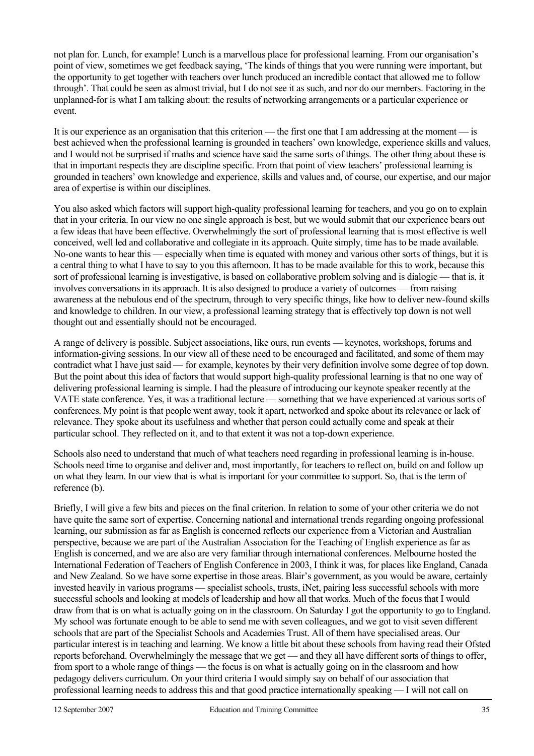not plan for. Lunch, for example! Lunch is a marvellous place for professional learning. From our organisation's point of view, sometimes we get feedback saying, 'The kinds of things that you were running were important, but the opportunity to get together with teachers over lunch produced an incredible contact that allowed me to follow through'. That could be seen as almost trivial, but I do not see it as such, and nor do our members. Factoring in the unplanned-for is what I am talking about: the results of networking arrangements or a particular experience or event.

It is our experience as an organisation that this criterion — the first one that I am addressing at the moment — is best achieved when the professional learning is grounded in teachers' own knowledge, experience skills and values, and I would not be surprised if maths and science have said the same sorts of things. The other thing about these is that in important respects they are discipline specific. From that point of view teachers' professional learning is grounded in teachers' own knowledge and experience, skills and values and, of course, our expertise, and our major area of expertise is within our disciplines.

You also asked which factors will support high-quality professional learning for teachers, and you go on to explain that in your criteria. In our view no one single approach is best, but we would submit that our experience bears out a few ideas that have been effective. Overwhelmingly the sort of professional learning that is most effective is well conceived, well led and collaborative and collegiate in its approach. Quite simply, time has to be made available. No-one wants to hear this — especially when time is equated with money and various other sorts of things, but it is a central thing to what I have to say to you this afternoon. It has to be made available for this to work, because this sort of professional learning is investigative, is based on collaborative problem solving and is dialogic — that is, it involves conversations in its approach. It is also designed to produce a variety of outcomes — from raising awareness at the nebulous end of the spectrum, through to very specific things, like how to deliver new-found skills and knowledge to children. In our view, a professional learning strategy that is effectively top down is not well thought out and essentially should not be encouraged.

A range of delivery is possible. Subject associations, like ours, run events — keynotes, workshops, forums and information-giving sessions. In our view all of these need to be encouraged and facilitated, and some of them may contradict what I have just said — for example, keynotes by their very definition involve some degree of top down. But the point about this idea of factors that would support high-quality professional learning is that no one way of delivering professional learning is simple. I had the pleasure of introducing our keynote speaker recently at the VATE state conference. Yes, it was a traditional lecture — something that we have experienced at various sorts of conferences. My point is that people went away, took it apart, networked and spoke about its relevance or lack of relevance. They spoke about its usefulness and whether that person could actually come and speak at their particular school. They reflected on it, and to that extent it was not a top-down experience.

Schools also need to understand that much of what teachers need regarding in professional learning is in-house. Schools need time to organise and deliver and, most importantly, for teachers to reflect on, build on and follow up on what they learn. In our view that is what is important for your committee to support. So, that is the term of reference (b).

Briefly, I will give a few bits and pieces on the final criterion. In relation to some of your other criteria we do not have quite the same sort of expertise. Concerning national and international trends regarding ongoing professional learning, our submission as far as English is concerned reflects our experience from a Victorian and Australian perspective, because we are part of the Australian Association for the Teaching of English experience as far as English is concerned, and we are also are very familiar through international conferences. Melbourne hosted the International Federation of Teachers of English Conference in 2003, I think it was, for places like England, Canada and New Zealand. So we have some expertise in those areas. Blair's government, as you would be aware, certainly invested heavily in various programs — specialist schools, trusts, iNet, pairing less successful schools with more successful schools and looking at models of leadership and how all that works. Much of the focus that I would draw from that is on what is actually going on in the classroom. On Saturday I got the opportunity to go to England. My school was fortunate enough to be able to send me with seven colleagues, and we got to visit seven different schools that are part of the Specialist Schools and Academies Trust. All of them have specialised areas. Our particular interest is in teaching and learning. We know a little bit about these schools from having read their Ofsted reports beforehand. Overwhelmingly the message that we get — and they all have different sorts of things to offer, from sport to a whole range of things — the focus is on what is actually going on in the classroom and how pedagogy delivers curriculum. On your third criteria I would simply say on behalf of our association that professional learning needs to address this and that good practice internationally speaking — I will not call on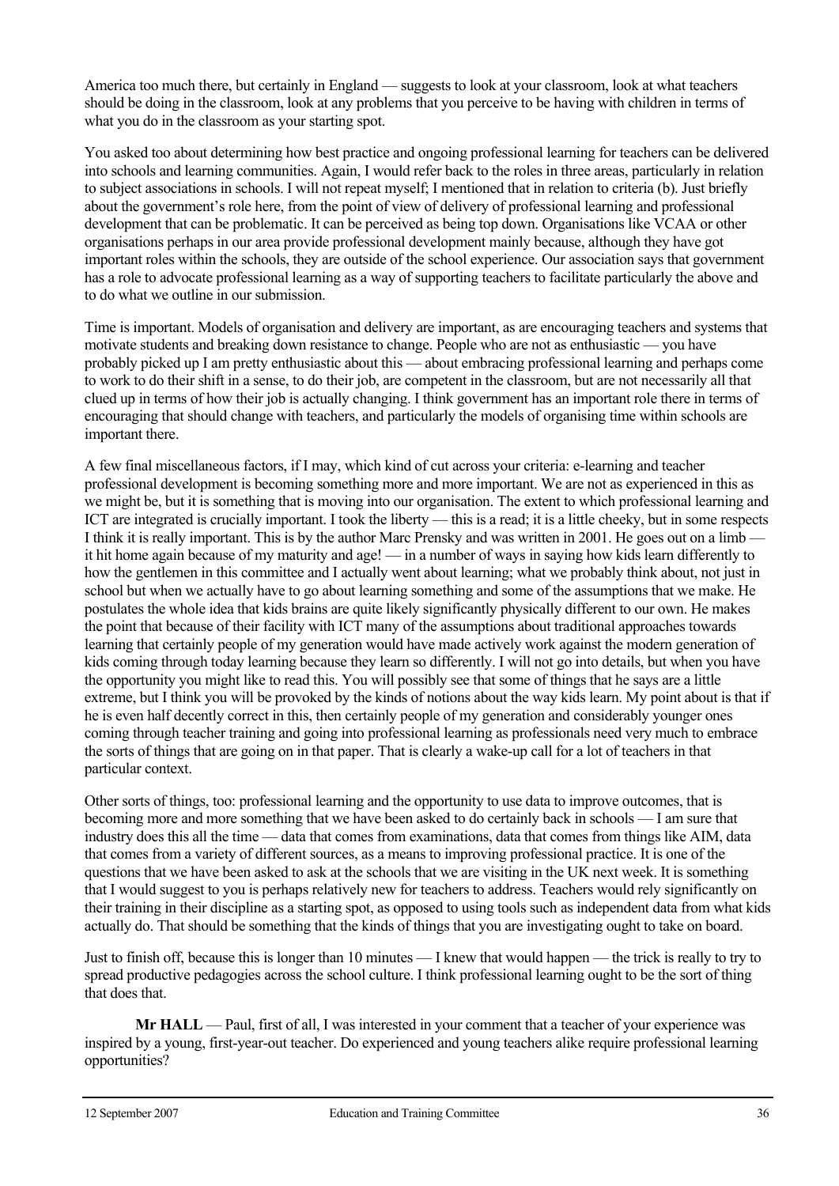America too much there, but certainly in England — suggests to look at your classroom, look at what teachers should be doing in the classroom, look at any problems that you perceive to be having with children in terms of what you do in the classroom as your starting spot.

You asked too about determining how best practice and ongoing professional learning for teachers can be delivered into schools and learning communities. Again, I would refer back to the roles in three areas, particularly in relation to subject associations in schools. I will not repeat myself; I mentioned that in relation to criteria (b). Just briefly about the government's role here, from the point of view of delivery of professional learning and professional development that can be problematic. It can be perceived as being top down. Organisations like VCAA or other organisations perhaps in our area provide professional development mainly because, although they have got important roles within the schools, they are outside of the school experience. Our association says that government has a role to advocate professional learning as a way of supporting teachers to facilitate particularly the above and to do what we outline in our submission.

Time is important. Models of organisation and delivery are important, as are encouraging teachers and systems that motivate students and breaking down resistance to change. People who are not as enthusiastic — you have probably picked up I am pretty enthusiastic about this — about embracing professional learning and perhaps come to work to do their shift in a sense, to do their job, are competent in the classroom, but are not necessarily all that clued up in terms of how their job is actually changing. I think government has an important role there in terms of encouraging that should change with teachers, and particularly the models of organising time within schools are important there.

A few final miscellaneous factors, if I may, which kind of cut across your criteria: e-learning and teacher professional development is becoming something more and more important. We are not as experienced in this as we might be, but it is something that is moving into our organisation. The extent to which professional learning and ICT are integrated is crucially important. I took the liberty — this is a read; it is a little cheeky, but in some respects I think it is really important. This is by the author Marc Prensky and was written in 2001. He goes out on a limb — it hit home again because of my maturity and age! — in a number of ways in saying how kids learn differently to how the gentlemen in this committee and I actually went about learning; what we probably think about, not just in school but when we actually have to go about learning something and some of the assumptions that we make. He postulates the whole idea that kids brains are quite likely significantly physically different to our own. He makes the point that because of their facility with ICT many of the assumptions about traditional approaches towards learning that certainly people of my generation would have made actively work against the modern generation of kids coming through today learning because they learn so differently. I will not go into details, but when you have the opportunity you might like to read this. You will possibly see that some of things that he says are a little extreme, but I think you will be provoked by the kinds of notions about the way kids learn. My point about is that if he is even half decently correct in this, then certainly people of my generation and considerably younger ones coming through teacher training and going into professional learning as professionals need very much to embrace the sorts of things that are going on in that paper. That is clearly a wake-up call for a lot of teachers in that particular context.

Other sorts of things, too: professional learning and the opportunity to use data to improve outcomes, that is becoming more and more something that we have been asked to do certainly back in schools — I am sure that industry does this all the time — data that comes from examinations, data that comes from things like AIM, data that comes from a variety of different sources, as a means to improving professional practice. It is one of the questions that we have been asked to ask at the schools that we are visiting in the UK next week. It is something that I would suggest to you is perhaps relatively new for teachers to address. Teachers would rely significantly on their training in their discipline as a starting spot, as opposed to using tools such as independent data from what kids actually do. That should be something that the kinds of things that you are investigating ought to take on board.

Just to finish off, because this is longer than 10 minutes — I knew that would happen — the trick is really to try to spread productive pedagogies across the school culture. I think professional learning ought to be the sort of thing that does that.

**Mr HALL** — Paul, first of all, I was interested in your comment that a teacher of your experience was inspired by a young, first-year-out teacher. Do experienced and young teachers alike require professional learning opportunities?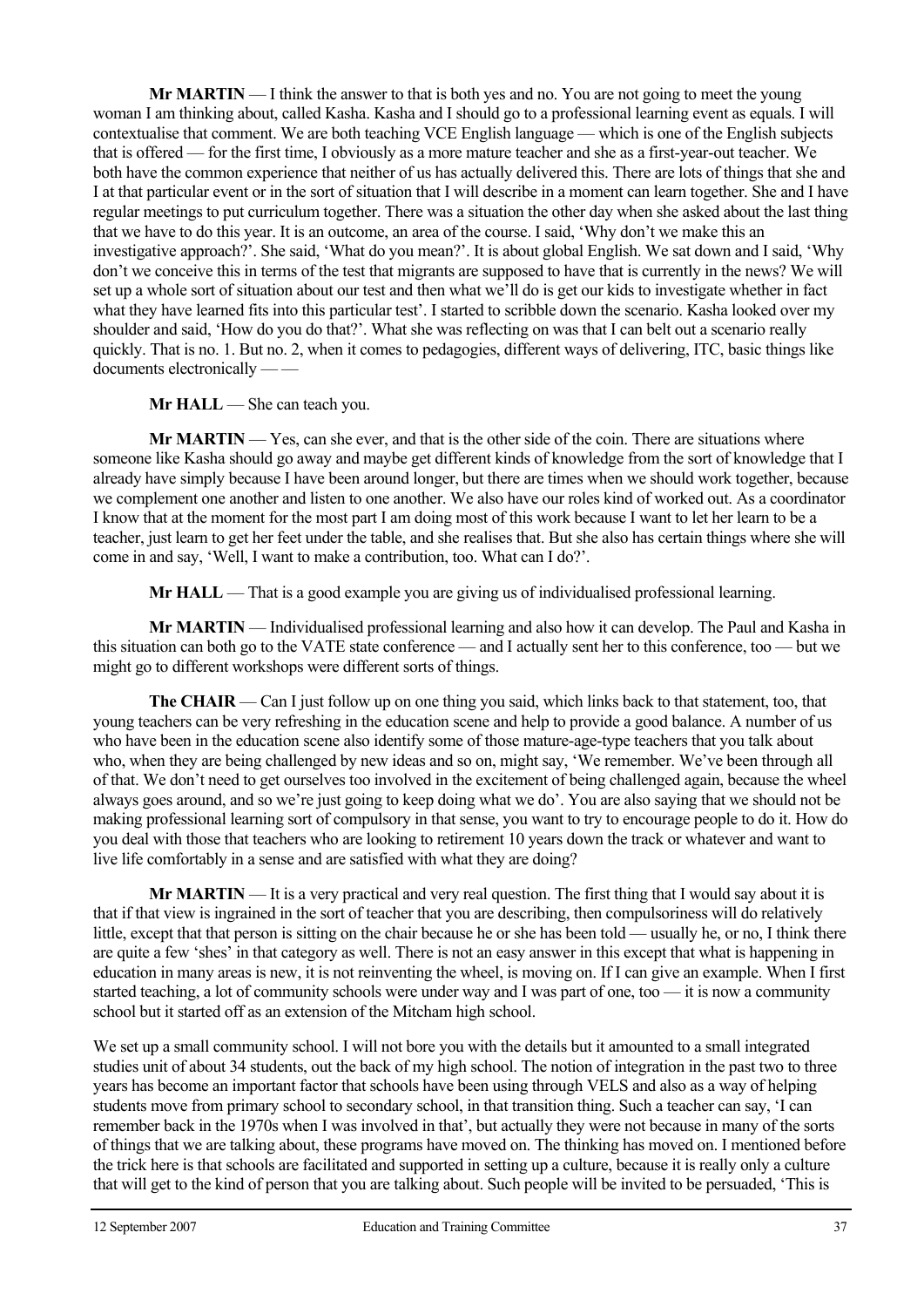**Mr MARTIN** — I think the answer to that is both yes and no. You are not going to meet the young woman I am thinking about, called Kasha. Kasha and I should go to a professional learning event as equals. I will contextualise that comment. We are both teaching VCE English language — which is one of the English subjects that is offered — for the first time, I obviously as a more mature teacher and she as a first-year-out teacher. We both have the common experience that neither of us has actually delivered this. There are lots of things that she and I at that particular event or in the sort of situation that I will describe in a moment can learn together. She and I have regular meetings to put curriculum together. There was a situation the other day when she asked about the last thing that we have to do this year. It is an outcome, an area of the course. I said, 'Why don't we make this an investigative approach?'. She said, 'What do you mean?'. It is about global English. We sat down and I said, 'Why don't we conceive this in terms of the test that migrants are supposed to have that is currently in the news? We will set up a whole sort of situation about our test and then what we'll do is get our kids to investigate whether in fact what they have learned fits into this particular test'. I started to scribble down the scenario. Kasha looked over my shoulder and said, 'How do you do that?'. What she was reflecting on was that I can belt out a scenario really quickly. That is no. 1. But no. 2, when it comes to pedagogies, different ways of delivering, ITC, basic things like documents electronically — —

**Mr HALL** — She can teach you.

**Mr MARTIN** — Yes, can she ever, and that is the other side of the coin. There are situations where someone like Kasha should go away and maybe get different kinds of knowledge from the sort of knowledge that I already have simply because I have been around longer, but there are times when we should work together, because we complement one another and listen to one another. We also have our roles kind of worked out. As a coordinator I know that at the moment for the most part I am doing most of this work because I want to let her learn to be a teacher, just learn to get her feet under the table, and she realises that. But she also has certain things where she will come in and say, 'Well, I want to make a contribution, too. What can I do?'.

**Mr HALL** — That is a good example you are giving us of individualised professional learning.

**Mr MARTIN** — Individualised professional learning and also how it can develop. The Paul and Kasha in this situation can both go to the VATE state conference — and I actually sent her to this conference, too — but we might go to different workshops were different sorts of things.

**The CHAIR** — Can I just follow up on one thing you said, which links back to that statement, too, that young teachers can be very refreshing in the education scene and help to provide a good balance. A number of us who have been in the education scene also identify some of those mature-age-type teachers that you talk about who, when they are being challenged by new ideas and so on, might say, 'We remember. We've been through all of that. We don't need to get ourselves too involved in the excitement of being challenged again, because the wheel always goes around, and so we're just going to keep doing what we do'. You are also saying that we should not be making professional learning sort of compulsory in that sense, you want to try to encourage people to do it. How do you deal with those that teachers who are looking to retirement 10 years down the track or whatever and want to live life comfortably in a sense and are satisfied with what they are doing?

**Mr MARTIN** — It is a very practical and very real question. The first thing that I would say about it is that if that view is ingrained in the sort of teacher that you are describing, then compulsoriness will do relatively little, except that that person is sitting on the chair because he or she has been told — usually he, or no, I think there are quite a few 'shes' in that category as well. There is not an easy answer in this except that what is happening in education in many areas is new, it is not reinventing the wheel, is moving on. If I can give an example. When I first started teaching, a lot of community schools were under way and I was part of one, too — it is now a community school but it started off as an extension of the Mitcham high school.

We set up a small community school. I will not bore you with the details but it amounted to a small integrated studies unit of about 34 students, out the back of my high school. The notion of integration in the past two to three years has become an important factor that schools have been using through VELS and also as a way of helping students move from primary school to secondary school, in that transition thing. Such a teacher can say, 'I can remember back in the 1970s when I was involved in that', but actually they were not because in many of the sorts of things that we are talking about, these programs have moved on. The thinking has moved on. I mentioned before the trick here is that schools are facilitated and supported in setting up a culture, because it is really only a culture that will get to the kind of person that you are talking about. Such people will be invited to be persuaded, 'This is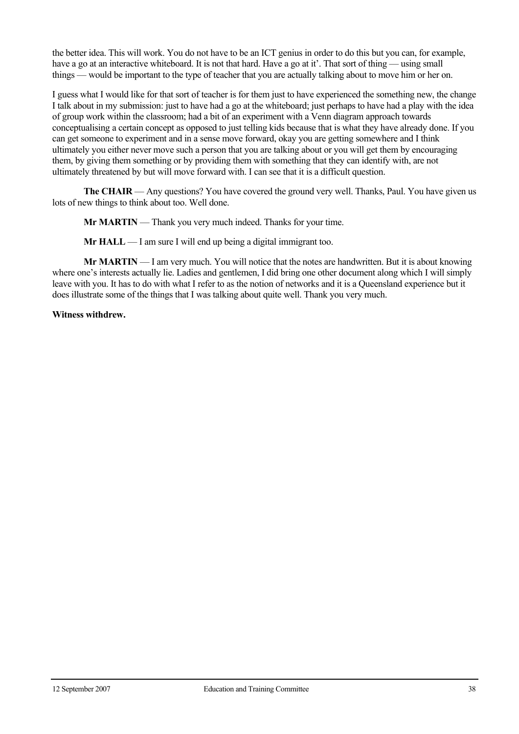the better idea. This will work. You do not have to be an ICT genius in order to do this but you can, for example, have a go at an interactive whiteboard. It is not that hard. Have a go at it'. That sort of thing — using small things — would be important to the type of teacher that you are actually talking about to move him or her on.

I guess what I would like for that sort of teacher is for them just to have experienced the something new, the change I talk about in my submission: just to have had a go at the whiteboard; just perhaps to have had a play with the idea of group work within the classroom; had a bit of an experiment with a Venn diagram approach towards conceptualising a certain concept as opposed to just telling kids because that is what they have already done. If you can get someone to experiment and in a sense move forward, okay you are getting somewhere and I think ultimately you either never move such a person that you are talking about or you will get them by encouraging them, by giving them something or by providing them with something that they can identify with, are not ultimately threatened by but will move forward with. I can see that it is a difficult question.

**The CHAIR** — Any questions? You have covered the ground very well. Thanks, Paul. You have given us lots of new things to think about too. Well done.

**Mr MARTIN** — Thank you very much indeed. Thanks for your time.

**Mr HALL** — I am sure I will end up being a digital immigrant too.

**Mr MARTIN** — I am very much. You will notice that the notes are handwritten. But it is about knowing where one's interests actually lie. Ladies and gentlemen, I did bring one other document along which I will simply leave with you. It has to do with what I refer to as the notion of networks and it is a Queensland experience but it does illustrate some of the things that I was talking about quite well. Thank you very much.

**Witness withdrew.**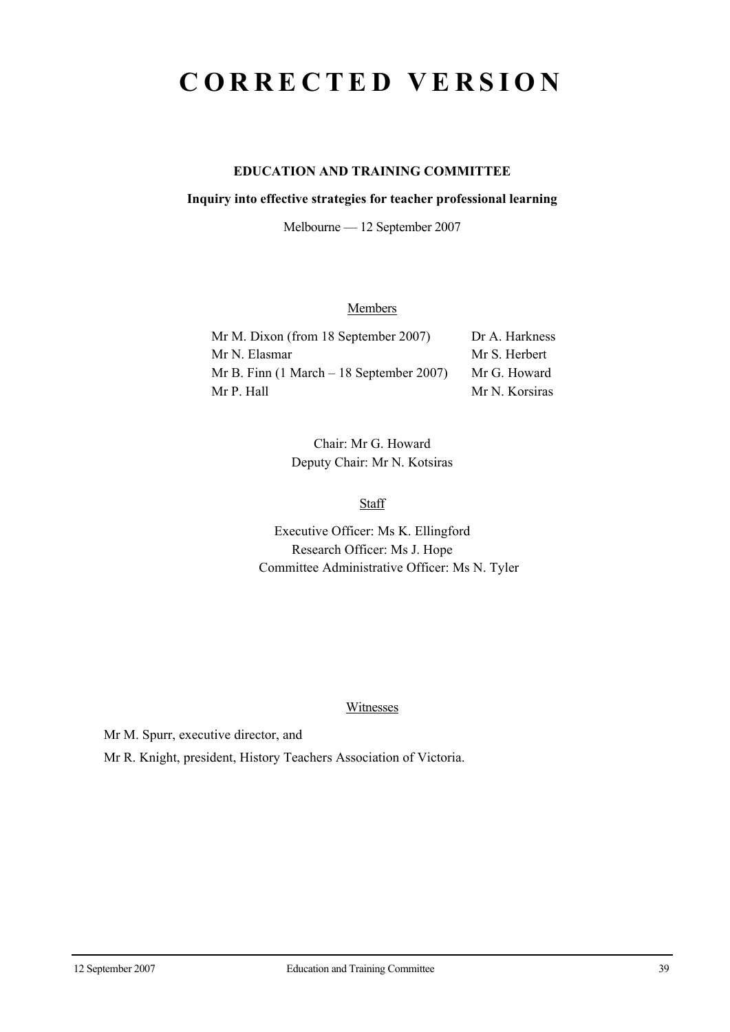# CORRECTED VERSION

**EDUCATION AND TRAINING COMMITTEE**

**Inquiry into effective strategies for teacher professional learning**

Melbourne — 12 September 2007

Members

| | |
|---|---|
| Mr M. Dixon (from 18 September 2007) | Dr A. Harkness |
| Mr N. Elasmar | Mr S. Herbert |
| Mr B. Finn (1 March – 18 September 2007) | Mr G. Howard |
| Mr P. Hall | Mr N. Korsiras |

Chair: Mr G. Howard
Deputy Chair: Mr N. Kotsiras

Staff

Executive Officer: Ms K. Ellingford
Research Officer: Ms J. Hope
Committee Administrative Officer: Ms N. Tyler

Witnesses

Mr M. Spurr, executive director, and

Mr R. Knight, president, History Teachers Association of Victoria.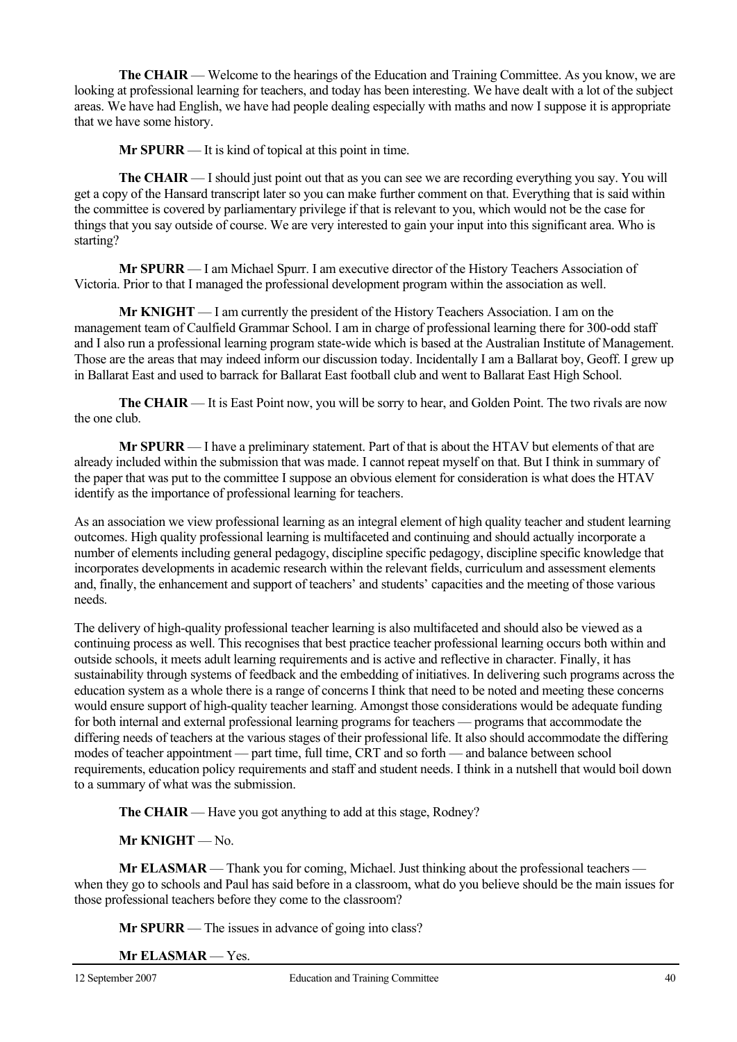**The CHAIR** — Welcome to the hearings of the Education and Training Committee. As you know, we are looking at professional learning for teachers, and today has been interesting. We have dealt with a lot of the subject areas. We have had English, we have had people dealing especially with maths and now I suppose it is appropriate that we have some history.

**Mr SPURR** — It is kind of topical at this point in time.

**The CHAIR** — I should just point out that as you can see we are recording everything you say. You will get a copy of the Hansard transcript later so you can make further comment on that. Everything that is said within the committee is covered by parliamentary privilege if that is relevant to you, which would not be the case for things that you say outside of course. We are very interested to gain your input into this significant area. Who is starting?

**Mr SPURR** — I am Michael Spurr. I am executive director of the History Teachers Association of Victoria. Prior to that I managed the professional development program within the association as well.

**Mr KNIGHT** — I am currently the president of the History Teachers Association. I am on the management team of Caulfield Grammar School. I am in charge of professional learning there for 300-odd staff and I also run a professional learning program state-wide which is based at the Australian Institute of Management. Those are the areas that may indeed inform our discussion today. Incidentally I am a Ballarat boy, Geoff. I grew up in Ballarat East and used to barrack for Ballarat East football club and went to Ballarat East High School.

**The CHAIR** — It is East Point now, you will be sorry to hear, and Golden Point. The two rivals are now the one club.

**Mr SPURR** — I have a preliminary statement. Part of that is about the HTAV but elements of that are already included within the submission that was made. I cannot repeat myself on that. But I think in summary of the paper that was put to the committee I suppose an obvious element for consideration is what does the HTAV identify as the importance of professional learning for teachers.

As an association we view professional learning as an integral element of high quality teacher and student learning outcomes. High quality professional learning is multifaceted and continuing and should actually incorporate a number of elements including general pedagogy, discipline specific pedagogy, discipline specific knowledge that incorporates developments in academic research within the relevant fields, curriculum and assessment elements and, finally, the enhancement and support of teachers' and students' capacities and the meeting of those various needs.

The delivery of high-quality professional teacher learning is also multifaceted and should also be viewed as a continuing process as well. This recognises that best practice teacher professional learning occurs both within and outside schools, it meets adult learning requirements and is active and reflective in character. Finally, it has sustainability through systems of feedback and the embedding of initiatives. In delivering such programs across the education system as a whole there is a range of concerns I think that need to be noted and meeting these concerns would ensure support of high-quality teacher learning. Amongst those considerations would be adequate funding for both internal and external professional learning programs for teachers — programs that accommodate the differing needs of teachers at the various stages of their professional life. It also should accommodate the differing modes of teacher appointment — part time, full time, CRT and so forth — and balance between school requirements, education policy requirements and staff and student needs. I think in a nutshell that would boil down to a summary of what was the submission.

**The CHAIR** — Have you got anything to add at this stage, Rodney?

**Mr KNIGHT** — No.

**Mr ELASMAR** — Thank you for coming, Michael. Just thinking about the professional teachers — when they go to schools and Paul has said before in a classroom, what do you believe should be the main issues for those professional teachers before they come to the classroom?

**Mr SPURR** — The issues in advance of going into class?

**Mr ELASMAR** — Yes.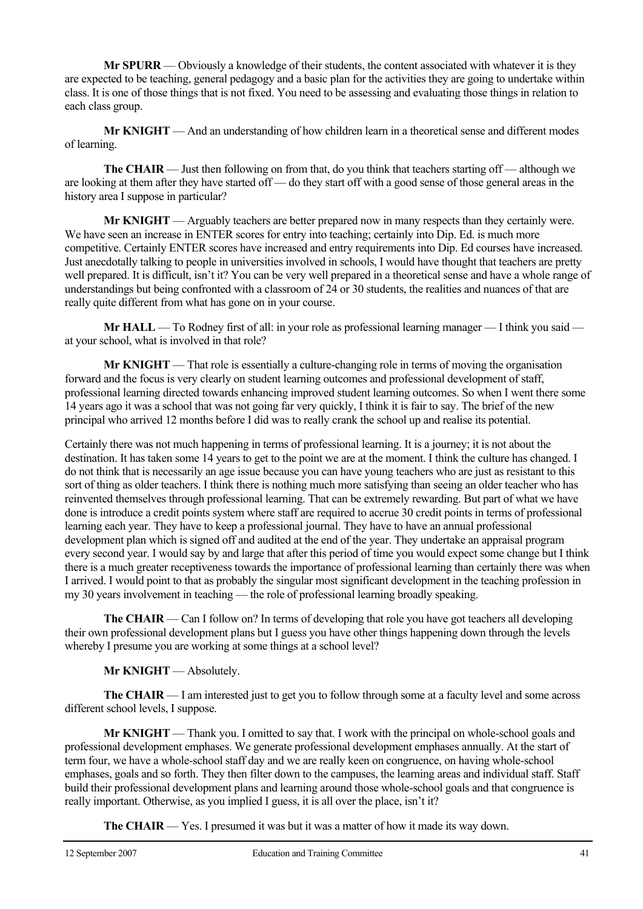**Mr SPURR** — Obviously a knowledge of their students, the content associated with whatever it is they are expected to be teaching, general pedagogy and a basic plan for the activities they are going to undertake within class. It is one of those things that is not fixed. You need to be assessing and evaluating those things in relation to each class group.

**Mr KNIGHT** — And an understanding of how children learn in a theoretical sense and different modes of learning.

**The CHAIR** — Just then following on from that, do you think that teachers starting off — although we are looking at them after they have started off — do they start off with a good sense of those general areas in the history area I suppose in particular?

**Mr KNIGHT** — Arguably teachers are better prepared now in many respects than they certainly were. We have seen an increase in ENTER scores for entry into teaching; certainly into Dip. Ed. is much more competitive. Certainly ENTER scores have increased and entry requirements into Dip. Ed courses have increased. Just anecdotally talking to people in universities involved in schools, I would have thought that teachers are pretty well prepared. It is difficult, isn't it? You can be very well prepared in a theoretical sense and have a whole range of understandings but being confronted with a classroom of 24 or 30 students, the realities and nuances of that are really quite different from what has gone on in your course.

**Mr HALL** — To Rodney first of all: in your role as professional learning manager — I think you said — at your school, what is involved in that role?

**Mr KNIGHT** — That role is essentially a culture-changing role in terms of moving the organisation forward and the focus is very clearly on student learning outcomes and professional development of staff, professional learning directed towards enhancing improved student learning outcomes. So when I went there some 14 years ago it was a school that was not going far very quickly, I think it is fair to say. The brief of the new principal who arrived 12 months before I did was to really crank the school up and realise its potential.

Certainly there was not much happening in terms of professional learning. It is a journey; it is not about the destination. It has taken some 14 years to get to the point we are at the moment. I think the culture has changed. I do not think that is necessarily an age issue because you can have young teachers who are just as resistant to this sort of thing as older teachers. I think there is nothing much more satisfying than seeing an older teacher who has reinvented themselves through professional learning. That can be extremely rewarding. But part of what we have done is introduce a credit points system where staff are required to accrue 30 credit points in terms of professional learning each year. They have to keep a professional journal. They have to have an annual professional development plan which is signed off and audited at the end of the year. They undertake an appraisal program every second year. I would say by and large that after this period of time you would expect some change but I think there is a much greater receptiveness towards the importance of professional learning than certainly there was when I arrived. I would point to that as probably the singular most significant development in the teaching profession in my 30 years involvement in teaching — the role of professional learning broadly speaking.

**The CHAIR** — Can I follow on? In terms of developing that role you have got teachers all developing their own professional development plans but I guess you have other things happening down through the levels whereby I presume you are working at some things at a school level?

**Mr KNIGHT** — Absolutely.

**The CHAIR** — I am interested just to get you to follow through some at a faculty level and some across different school levels, I suppose.

**Mr KNIGHT** — Thank you. I omitted to say that. I work with the principal on whole-school goals and professional development emphases. We generate professional development emphases annually. At the start of term four, we have a whole-school staff day and we are really keen on congruence, on having whole-school emphases, goals and so forth. They then filter down to the campuses, the learning areas and individual staff. Staff build their professional development plans and learning around those whole-school goals and that congruence is really important. Otherwise, as you implied I guess, it is all over the place, isn't it?

**The CHAIR** — Yes. I presumed it was but it was a matter of how it made its way down.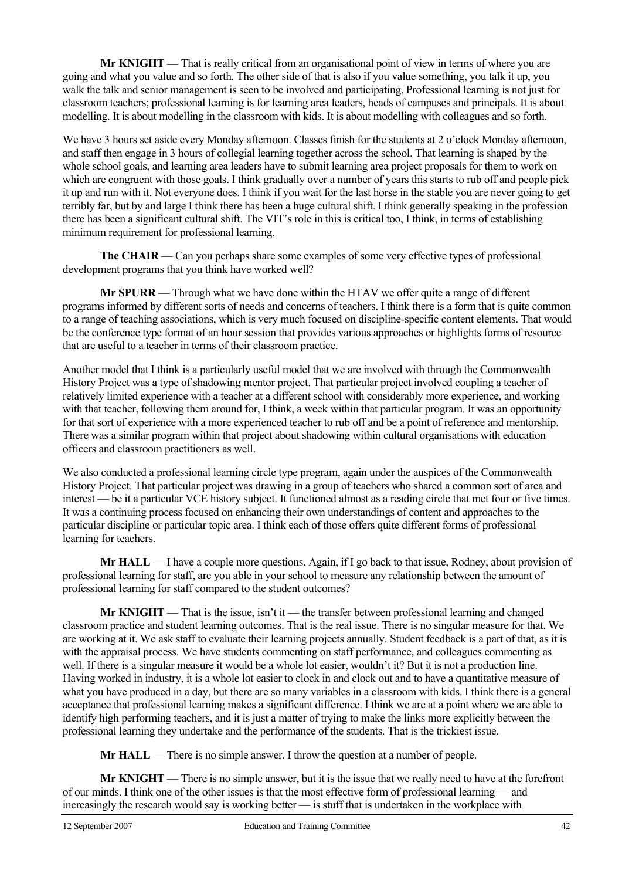**Mr KNIGHT** — That is really critical from an organisational point of view in terms of where you are going and what you value and so forth. The other side of that is also if you value something, you talk it up, you walk the talk and senior management is seen to be involved and participating. Professional learning is not just for classroom teachers; professional learning is for learning area leaders, heads of campuses and principals. It is about modelling. It is about modelling in the classroom with kids. It is about modelling with colleagues and so forth.

We have 3 hours set aside every Monday afternoon. Classes finish for the students at 2 o'clock Monday afternoon, and staff then engage in 3 hours of collegial learning together across the school. That learning is shaped by the whole school goals, and learning area leaders have to submit learning area project proposals for them to work on which are congruent with those goals. I think gradually over a number of years this starts to rub off and people pick it up and run with it. Not everyone does. I think if you wait for the last horse in the stable you are never going to get terribly far, but by and large I think there has been a huge cultural shift. I think generally speaking in the profession there has been a significant cultural shift. The VIT's role in this is critical too, I think, in terms of establishing minimum requirement for professional learning.

**The CHAIR** — Can you perhaps share some examples of some very effective types of professional development programs that you think have worked well?

**Mr SPURR** — Through what we have done within the HTAV we offer quite a range of different programs informed by different sorts of needs and concerns of teachers. I think there is a form that is quite common to a range of teaching associations, which is very much focused on discipline-specific content elements. That would be the conference type format of an hour session that provides various approaches or highlights forms of resource that are useful to a teacher in terms of their classroom practice.

Another model that I think is a particularly useful model that we are involved with through the Commonwealth History Project was a type of shadowing mentor project. That particular project involved coupling a teacher of relatively limited experience with a teacher at a different school with considerably more experience, and working with that teacher, following them around for, I think, a week within that particular program. It was an opportunity for that sort of experience with a more experienced teacher to rub off and be a point of reference and mentorship. There was a similar program within that project about shadowing within cultural organisations with education officers and classroom practitioners as well.

We also conducted a professional learning circle type program, again under the auspices of the Commonwealth History Project. That particular project was drawing in a group of teachers who shared a common sort of area and interest — be it a particular VCE history subject. It functioned almost as a reading circle that met four or five times. It was a continuing process focused on enhancing their own understandings of content and approaches to the particular discipline or particular topic area. I think each of those offers quite different forms of professional learning for teachers.

**Mr HALL** — I have a couple more questions. Again, if I go back to that issue, Rodney, about provision of professional learning for staff, are you able in your school to measure any relationship between the amount of professional learning for staff compared to the student outcomes?

**Mr KNIGHT** — That is the issue, isn't it — the transfer between professional learning and changed classroom practice and student learning outcomes. That is the real issue. There is no singular measure for that. We are working at it. We ask staff to evaluate their learning projects annually. Student feedback is a part of that, as it is with the appraisal process. We have students commenting on staff performance, and colleagues commenting as well. If there is a singular measure it would be a whole lot easier, wouldn't it? But it is not a production line. Having worked in industry, it is a whole lot easier to clock in and clock out and to have a quantitative measure of what you have produced in a day, but there are so many variables in a classroom with kids. I think there is a general acceptance that professional learning makes a significant difference. I think we are at a point where we are able to identify high performing teachers, and it is just a matter of trying to make the links more explicitly between the professional learning they undertake and the performance of the students. That is the trickiest issue.

**Mr HALL** — There is no simple answer. I throw the question at a number of people.

**Mr KNIGHT** — There is no simple answer, but it is the issue that we really need to have at the forefront of our minds. I think one of the other issues is that the most effective form of professional learning — and increasingly the research would say is working better — is stuff that is undertaken in the workplace with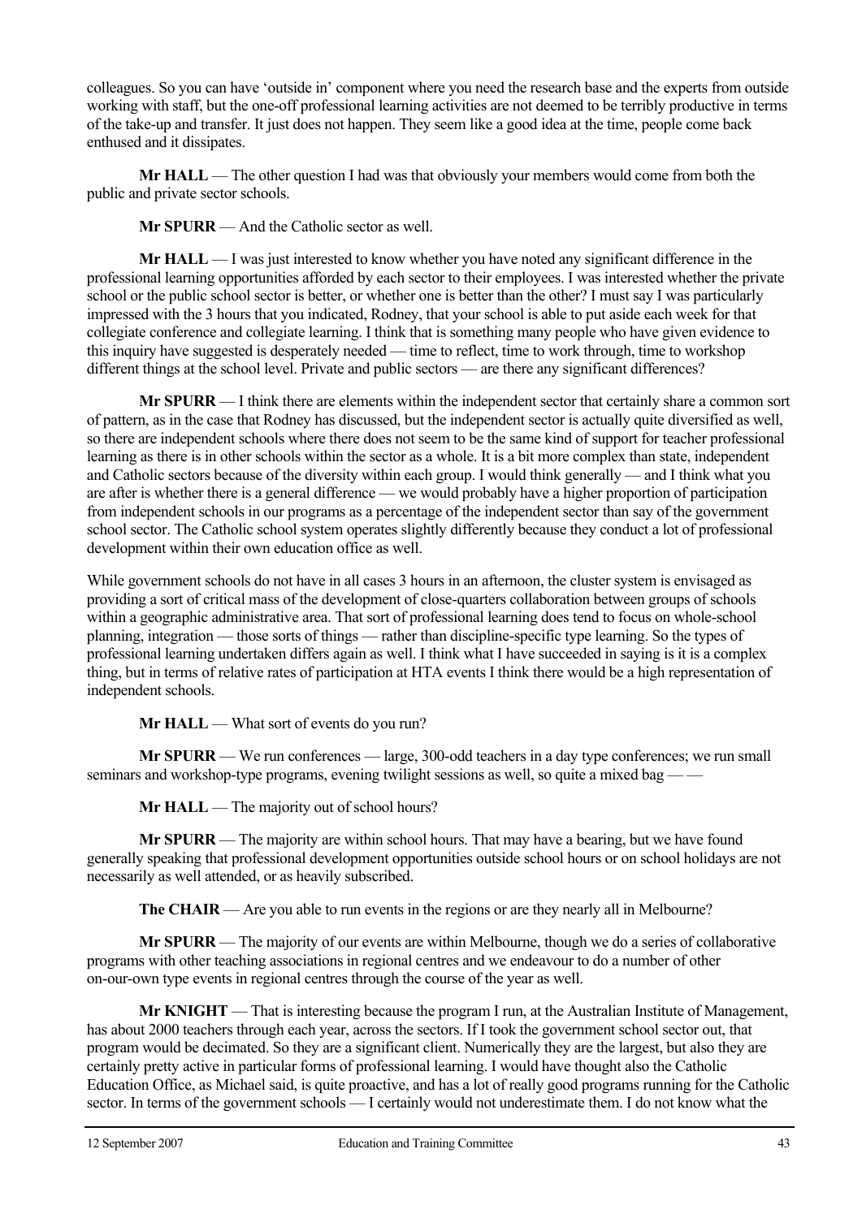colleagues. So you can have 'outside in' component where you need the research base and the experts from outside working with staff, but the one-off professional learning activities are not deemed to be terribly productive in terms of the take-up and transfer. It just does not happen. They seem like a good idea at the time, people come back enthused and it dissipates.

**Mr HALL** — The other question I had was that obviously your members would come from both the public and private sector schools.

**Mr SPURR** — And the Catholic sector as well.

**Mr HALL** — I was just interested to know whether you have noted any significant difference in the professional learning opportunities afforded by each sector to their employees. I was interested whether the private school or the public school sector is better, or whether one is better than the other? I must say I was particularly impressed with the 3 hours that you indicated, Rodney, that your school is able to put aside each week for that collegiate conference and collegiate learning. I think that is something many people who have given evidence to this inquiry have suggested is desperately needed — time to reflect, time to work through, time to workshop different things at the school level. Private and public sectors — are there any significant differences?

**Mr SPURR** — I think there are elements within the independent sector that certainly share a common sort of pattern, as in the case that Rodney has discussed, but the independent sector is actually quite diversified as well, so there are independent schools where there does not seem to be the same kind of support for teacher professional learning as there is in other schools within the sector as a whole. It is a bit more complex than state, independent and Catholic sectors because of the diversity within each group. I would think generally — and I think what you are after is whether there is a general difference — we would probably have a higher proportion of participation from independent schools in our programs as a percentage of the independent sector than say of the government school sector. The Catholic school system operates slightly differently because they conduct a lot of professional development within their own education office as well.

While government schools do not have in all cases 3 hours in an afternoon, the cluster system is envisaged as providing a sort of critical mass of the development of close-quarters collaboration between groups of schools within a geographic administrative area. That sort of professional learning does tend to focus on whole-school planning, integration — those sorts of things — rather than discipline-specific type learning. So the types of professional learning undertaken differs again as well. I think what I have succeeded in saying is it is a complex thing, but in terms of relative rates of participation at HTA events I think there would be a high representation of independent schools.

**Mr HALL** — What sort of events do you run?

**Mr SPURR** — We run conferences — large, 300-odd teachers in a day type conferences; we run small seminars and workshop-type programs, evening twilight sessions as well, so quite a mixed bag — —

**Mr HALL** — The majority out of school hours?

**Mr SPURR** — The majority are within school hours. That may have a bearing, but we have found generally speaking that professional development opportunities outside school hours or on school holidays are not necessarily as well attended, or as heavily subscribed.

**The CHAIR** — Are you able to run events in the regions or are they nearly all in Melbourne?

**Mr SPURR** — The majority of our events are within Melbourne, though we do a series of collaborative programs with other teaching associations in regional centres and we endeavour to do a number of other on-our-own type events in regional centres through the course of the year as well.

**Mr KNIGHT** — That is interesting because the program I run, at the Australian Institute of Management, has about 2000 teachers through each year, across the sectors. If I took the government school sector out, that program would be decimated. So they are a significant client. Numerically they are the largest, but also they are certainly pretty active in particular forms of professional learning. I would have thought also the Catholic Education Office, as Michael said, is quite proactive, and has a lot of really good programs running for the Catholic sector. In terms of the government schools — I certainly would not underestimate them. I do not know what the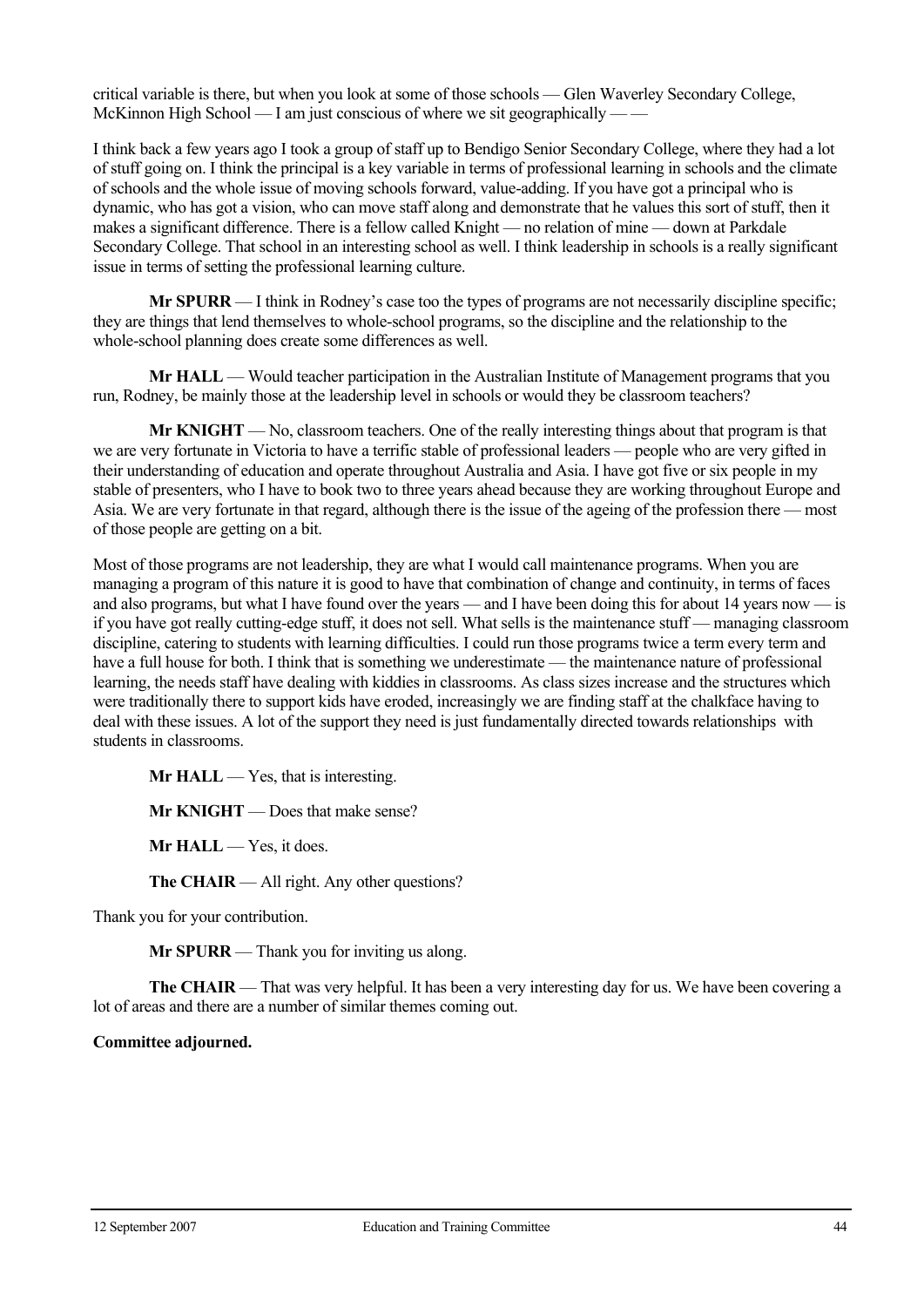critical variable is there, but when you look at some of those schools — Glen Waverley Secondary College, McKinnon High School — I am just conscious of where we sit geographically — —

I think back a few years ago I took a group of staff up to Bendigo Senior Secondary College, where they had a lot of stuff going on. I think the principal is a key variable in terms of professional learning in schools and the climate of schools and the whole issue of moving schools forward, value-adding. If you have got a principal who is dynamic, who has got a vision, who can move staff along and demonstrate that he values this sort of stuff, then it makes a significant difference. There is a fellow called Knight — no relation of mine — down at Parkdale Secondary College. That school in an interesting school as well. I think leadership in schools is a really significant issue in terms of setting the professional learning culture.

**Mr SPURR** — I think in Rodney's case too the types of programs are not necessarily discipline specific; they are things that lend themselves to whole-school programs, so the discipline and the relationship to the whole-school planning does create some differences as well.

**Mr HALL** — Would teacher participation in the Australian Institute of Management programs that you run, Rodney, be mainly those at the leadership level in schools or would they be classroom teachers?

**Mr KNIGHT** — No, classroom teachers. One of the really interesting things about that program is that we are very fortunate in Victoria to have a terrific stable of professional leaders — people who are very gifted in their understanding of education and operate throughout Australia and Asia. I have got five or six people in my stable of presenters, who I have to book two to three years ahead because they are working throughout Europe and Asia. We are very fortunate in that regard, although there is the issue of the ageing of the profession there — most of those people are getting on a bit.

Most of those programs are not leadership, they are what I would call maintenance programs. When you are managing a program of this nature it is good to have that combination of change and continuity, in terms of faces and also programs, but what I have found over the years — and I have been doing this for about 14 years now — is if you have got really cutting-edge stuff, it does not sell. What sells is the maintenance stuff — managing classroom discipline, catering to students with learning difficulties. I could run those programs twice a term every term and have a full house for both. I think that is something we underestimate — the maintenance nature of professional learning, the needs staff have dealing with kiddies in classrooms. As class sizes increase and the structures which were traditionally there to support kids have eroded, increasingly we are finding staff at the chalkface having to deal with these issues. A lot of the support they need is just fundamentally directed towards relationships with students in classrooms.

**Mr HALL** — Yes, that is interesting.

**Mr KNIGHT** — Does that make sense?

**Mr HALL** — Yes, it does.

**The CHAIR** — All right. Any other questions?

Thank you for your contribution.

**Mr SPURR** — Thank you for inviting us along.

**The CHAIR** — That was very helpful. It has been a very interesting day for us. We have been covering a lot of areas and there are a number of similar themes coming out.

**Committee adjourned.**